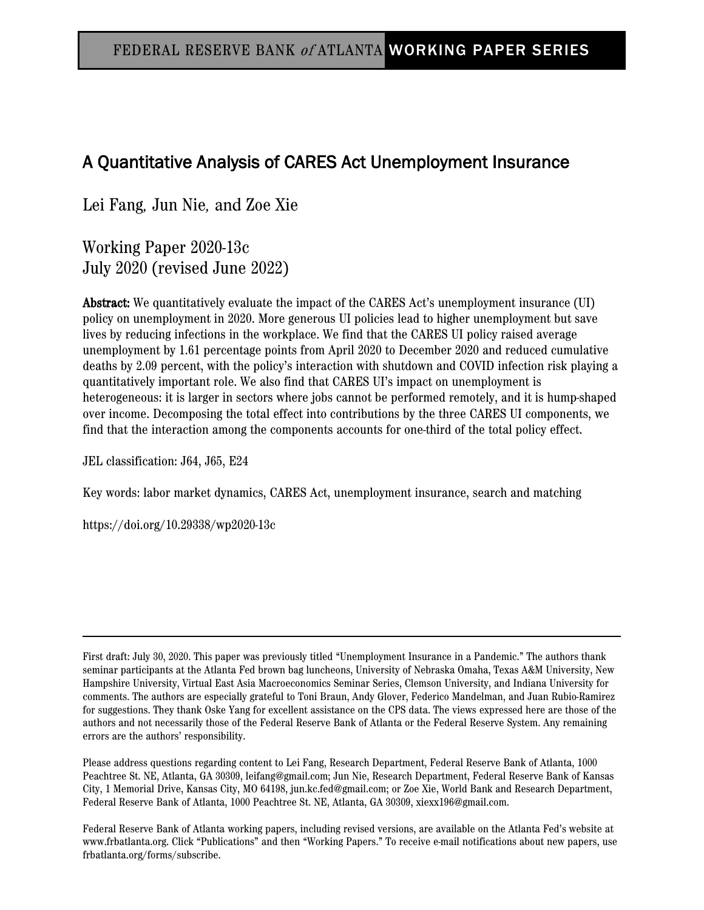FEDERAL RESERVE BANK *of* ATLANTA WORKING PAPER SERIES

# A Quantitative Analysis of CARES Act Unemployment Insurance

Lei Fang, Jun Nie, and Zoe Xie

Working Paper 2020-13c
July 2020 (revised June 2022)

**Abstract:** We quantitatively evaluate the impact of the CARES Act's unemployment insurance (UI) policy on unemployment in 2020. More generous UI policies lead to higher unemployment but save lives by reducing infections in the workplace. We find that the CARES UI policy raised average unemployment by 1.61 percentage points from April 2020 to December 2020 and reduced cumulative deaths by 2.09 percent, with the policy's interaction with shutdown and COVID infection risk playing a quantitatively important role. We also find that CARES UI's impact on unemployment is heterogeneous: it is larger in sectors where jobs cannot be performed remotely, and it is hump-shaped over income. Decomposing the total effect into contributions by the three CARES UI components, we find that the interaction among the components accounts for one-third of the total policy effect.

JEL classification: J64, J65, E24

Key words: labor market dynamics, CARES Act, unemployment insurance, search and matching

https://doi.org/10.29338/wp2020-13c

---

First draft: July 30, 2020. This paper was previously titled "Unemployment Insurance in a Pandemic." The authors thank seminar participants at the Atlanta Fed brown bag luncheons, University of Nebraska Omaha, Texas A&M University, New Hampshire University, Virtual East Asia Macroeconomics Seminar Series, Clemson University, and Indiana University for comments. The authors are especially grateful to Toni Braun, Andy Glover, Federico Mandelman, and Juan Rubio-Ramirez for suggestions. They thank Oske Yang for excellent assistance on the CPS data. The views expressed here are those of the authors and not necessarily those of the Federal Reserve Bank of Atlanta or the Federal Reserve System. Any remaining errors are the authors' responsibility.

Please address questions regarding content to Lei Fang, Research Department, Federal Reserve Bank of Atlanta, 1000 Peachtree St. NE, Atlanta, GA 30309, leifang@gmail.com; Jun Nie, Research Department, Federal Reserve Bank of Kansas City, 1 Memorial Drive, Kansas City, MO 64198, jun.kc.fed@gmail.com; or Zoe Xie, World Bank and Research Department, Federal Reserve Bank of Atlanta, 1000 Peachtree St. NE, Atlanta, GA 30309, xiexx196@gmail.com.

Federal Reserve Bank of Atlanta working papers, including revised versions, are available on the Atlanta Fed's website at www.frbatlanta.org. Click "Publications" and then "Working Papers." To receive e-mail notifications about new papers, use frbatlanta.org/forms/subscribe.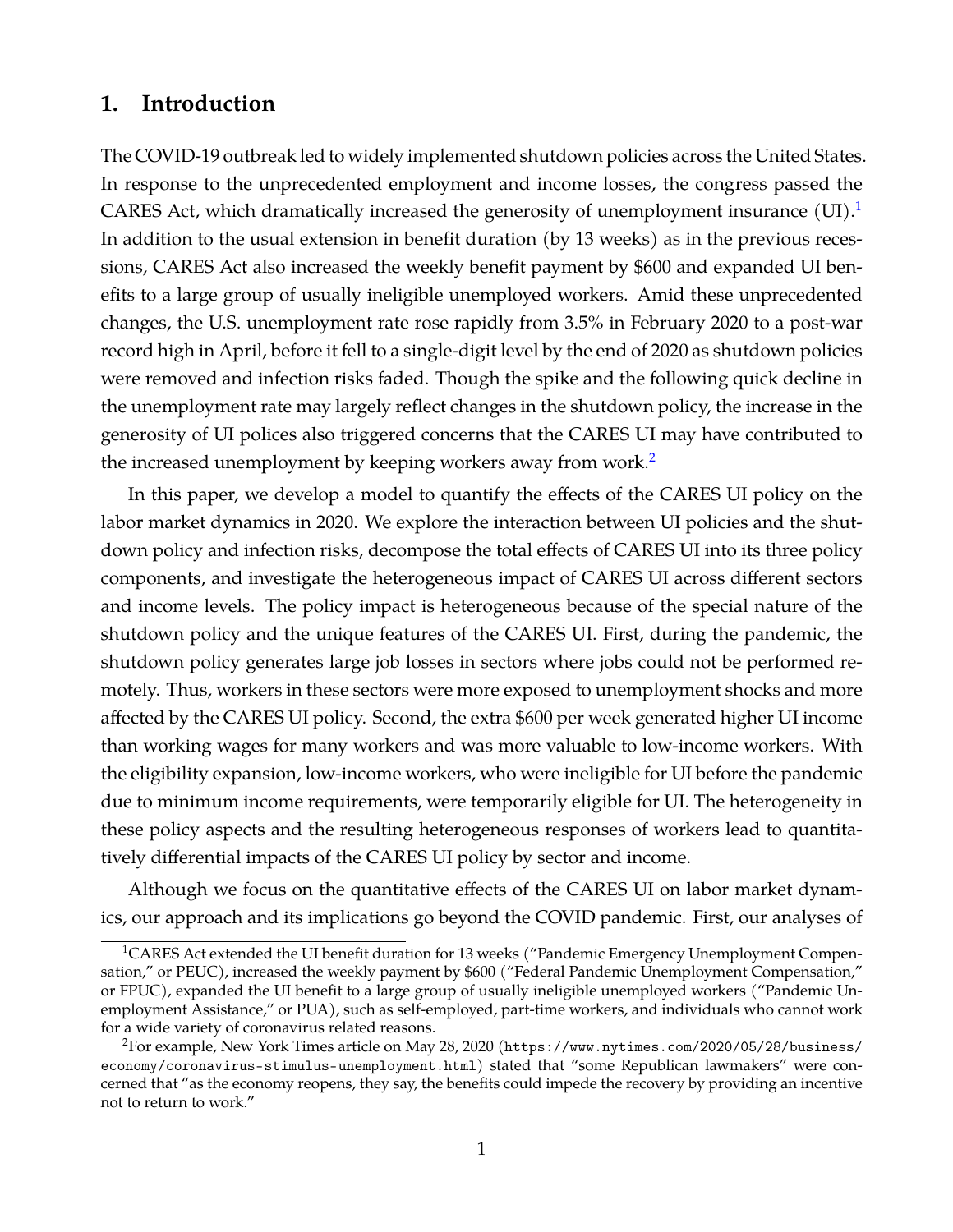# 1. Introduction

The COVID-19 outbreak led to widely implemented shutdown policies across the United States. In response to the unprecedented employment and income losses, the congress passed the CARES Act, which dramatically increased the generosity of unemployment insurance (UI).[1] In addition to the usual extension in benefit duration (by 13 weeks) as in the previous recessions, CARES Act also increased the weekly benefit payment by $600 and expanded UI benefits to a large group of usually ineligible unemployed workers. Amid these unprecedented changes, the U.S. unemployment rate rose rapidly from 3.5% in February 2020 to a post-war record high in April, before it fell to a single-digit level by the end of 2020 as shutdown policies were removed and infection risks faded. Though the spike and the following quick decline in the unemployment rate may largely reflect changes in the shutdown policy, the increase in the generosity of UI polices also triggered concerns that the CARES UI may have contributed to the increased unemployment by keeping workers away from work.[2]

In this paper, we develop a model to quantify the effects of the CARES UI policy on the labor market dynamics in 2020. We explore the interaction between UI policies and the shutdown policy and infection risks, decompose the total effects of CARES UI into its three policy components, and investigate the heterogeneous impact of CARES UI across different sectors and income levels. The policy impact is heterogeneous because of the special nature of the shutdown policy and the unique features of the CARES UI. First, during the pandemic, the shutdown policy generates large job losses in sectors where jobs could not be performed remotely. Thus, workers in these sectors were more exposed to unemployment shocks and more affected by the CARES UI policy. Second, the extra $600 per week generated higher UI income than working wages for many workers and was more valuable to low-income workers. With the eligibility expansion, low-income workers, who were ineligible for UI before the pandemic due to minimum income requirements, were temporarily eligible for UI. The heterogeneity in these policy aspects and the resulting heterogeneous responses of workers lead to quantitatively differential impacts of the CARES UI policy by sector and income.

Although we focus on the quantitative effects of the CARES UI on labor market dynamics, our approach and its implications go beyond the COVID pandemic. First, our analyses of

---

[1] CARES Act extended the UI benefit duration for 13 weeks ("Pandemic Emergency Unemployment Compensation," or PEUC), increased the weekly payment by $600 ("Federal Pandemic Unemployment Compensation," or FPUC), expanded the UI benefit to a large group of usually ineligible unemployed workers ("Pandemic Unemployment Assistance," or PUA), such as self-employed, part-time workers, and individuals who cannot work for a wide variety of coronavirus related reasons.

[2] For example, New York Times article on May 28, 2020 (`https://www.nytimes.com/2020/05/28/business/economy/coronavirus-stimulus-unemployment.html`) stated that "some Republican lawmakers" were concerned that "as the economy reopens, they say, the benefits could impede the recovery by providing an incentive not to return to work."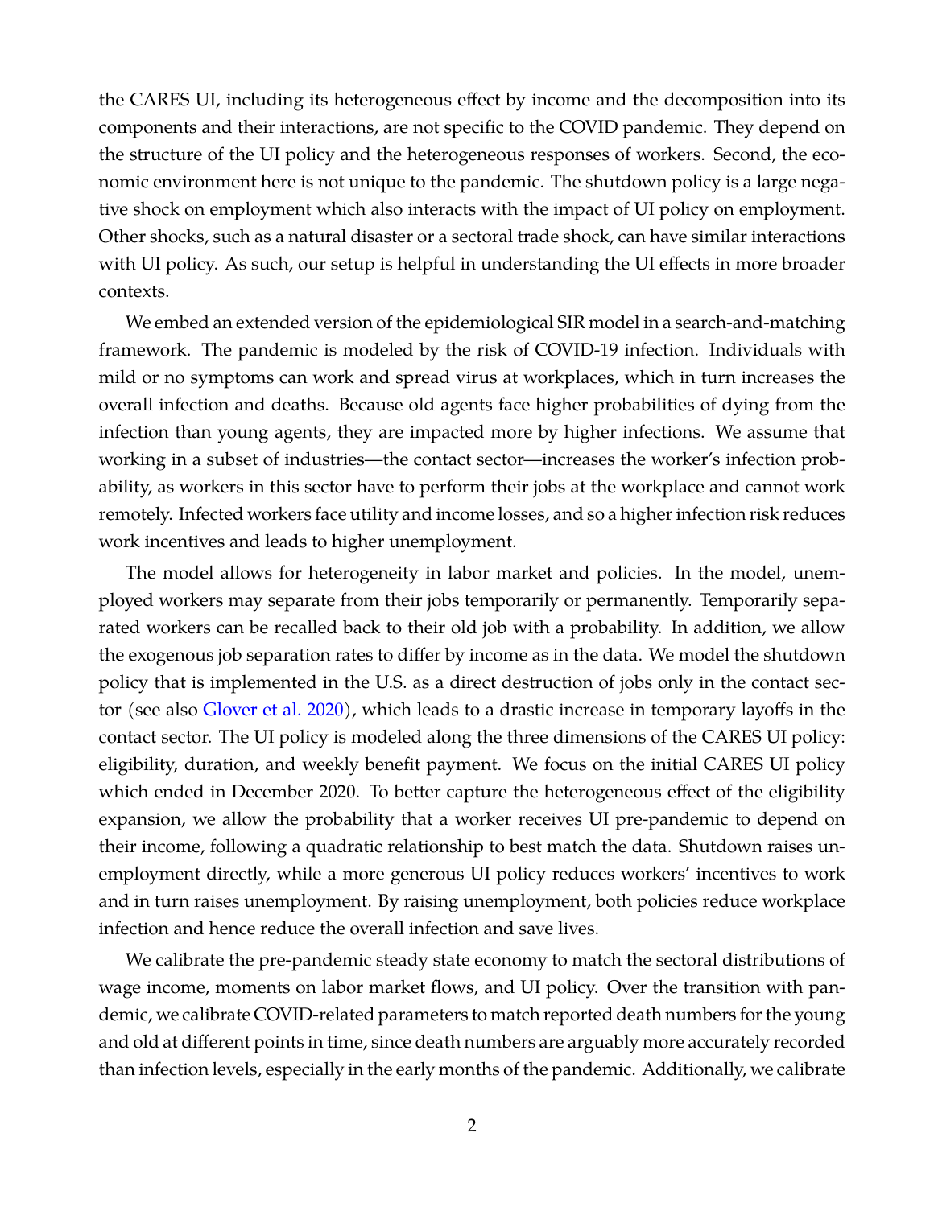the CARES UI, including its heterogeneous effect by income and the decomposition into its components and their interactions, are not specific to the COVID pandemic. They depend on the structure of the UI policy and the heterogeneous responses of workers. Second, the economic environment here is not unique to the pandemic. The shutdown policy is a large negative shock on employment which also interacts with the impact of UI policy on employment. Other shocks, such as a natural disaster or a sectoral trade shock, can have similar interactions with UI policy. As such, our setup is helpful in understanding the UI effects in more broader contexts.

We embed an extended version of the epidemiological SIR model in a search-and-matching framework. The pandemic is modeled by the risk of COVID-19 infection. Individuals with mild or no symptoms can work and spread virus at workplaces, which in turn increases the overall infection and deaths. Because old agents face higher probabilities of dying from the infection than young agents, they are impacted more by higher infections. We assume that working in a subset of industries—the contact sector—increases the worker's infection probability, as workers in this sector have to perform their jobs at the workplace and cannot work remotely. Infected workers face utility and income losses, and so a higher infection risk reduces work incentives and leads to higher unemployment.

The model allows for heterogeneity in labor market and policies. In the model, unemployed workers may separate from their jobs temporarily or permanently. Temporarily separated workers can be recalled back to their old job with a probability. In addition, we allow the exogenous job separation rates to differ by income as in the data. We model the shutdown policy that is implemented in the U.S. as a direct destruction of jobs only in the contact sector (see also Glover et al. 2020), which leads to a drastic increase in temporary layoffs in the contact sector. The UI policy is modeled along the three dimensions of the CARES UI policy: eligibility, duration, and weekly benefit payment. We focus on the initial CARES UI policy which ended in December 2020. To better capture the heterogeneous effect of the eligibility expansion, we allow the probability that a worker receives UI pre-pandemic to depend on their income, following a quadratic relationship to best match the data. Shutdown raises unemployment directly, while a more generous UI policy reduces workers' incentives to work and in turn raises unemployment. By raising unemployment, both policies reduce workplace infection and hence reduce the overall infection and save lives.

We calibrate the pre-pandemic steady state economy to match the sectoral distributions of wage income, moments on labor market flows, and UI policy. Over the transition with pandemic, we calibrate COVID-related parameters to match reported death numbers for the young and old at different points in time, since death numbers are arguably more accurately recorded than infection levels, especially in the early months of the pandemic. Additionally, we calibrate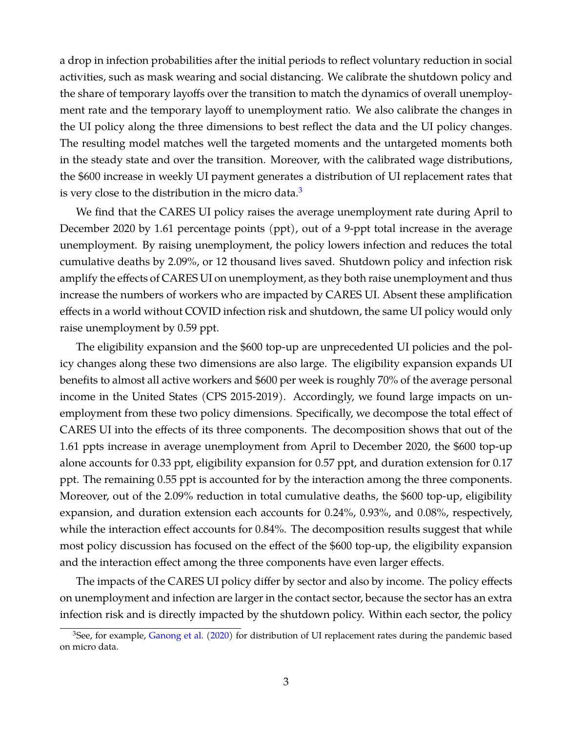a drop in infection probabilities after the initial periods to reflect voluntary reduction in social activities, such as mask wearing and social distancing. We calibrate the shutdown policy and the share of temporary layoffs over the transition to match the dynamics of overall unemployment rate and the temporary layoff to unemployment ratio. We also calibrate the changes in the UI policy along the three dimensions to best reflect the data and the UI policy changes. The resulting model matches well the targeted moments and the untargeted moments both in the steady state and over the transition. Moreover, with the calibrated wage distributions, the \$600 increase in weekly UI payment generates a distribution of UI replacement rates that is very close to the distribution in the micro data.[3]

We find that the CARES UI policy raises the average unemployment rate during April to December 2020 by 1.61 percentage points (ppt), out of a 9-ppt total increase in the average unemployment. By raising unemployment, the policy lowers infection and reduces the total cumulative deaths by 2.09%, or 12 thousand lives saved. Shutdown policy and infection risk amplify the effects of CARES UI on unemployment, as they both raise unemployment and thus increase the numbers of workers who are impacted by CARES UI. Absent these amplification effects in a world without COVID infection risk and shutdown, the same UI policy would only raise unemployment by 0.59 ppt.

The eligibility expansion and the \$600 top-up are unprecedented UI policies and the policy changes along these two dimensions are also large. The eligibility expansion expands UI benefits to almost all active workers and \$600 per week is roughly 70% of the average personal income in the United States (CPS 2015-2019). Accordingly, we found large impacts on unemployment from these two policy dimensions. Specifically, we decompose the total effect of CARES UI into the effects of its three components. The decomposition shows that out of the 1.61 ppts increase in average unemployment from April to December 2020, the \$600 top-up alone accounts for 0.33 ppt, eligibility expansion for 0.57 ppt, and duration extension for 0.17 ppt. The remaining 0.55 ppt is accounted for by the interaction among the three components. Moreover, out of the 2.09% reduction in total cumulative deaths, the \$600 top-up, eligibility expansion, and duration extension each accounts for 0.24%, 0.93%, and 0.08%, respectively, while the interaction effect accounts for 0.84%. The decomposition results suggest that while most policy discussion has focused on the effect of the \$600 top-up, the eligibility expansion and the interaction effect among the three components have even larger effects.

The impacts of the CARES UI policy differ by sector and also by income. The policy effects on unemployment and infection are larger in the contact sector, because the sector has an extra infection risk and is directly impacted by the shutdown policy. Within each sector, the policy

[3] See, for example, Ganong et al. (2020) for distribution of UI replacement rates during the pandemic based on micro data.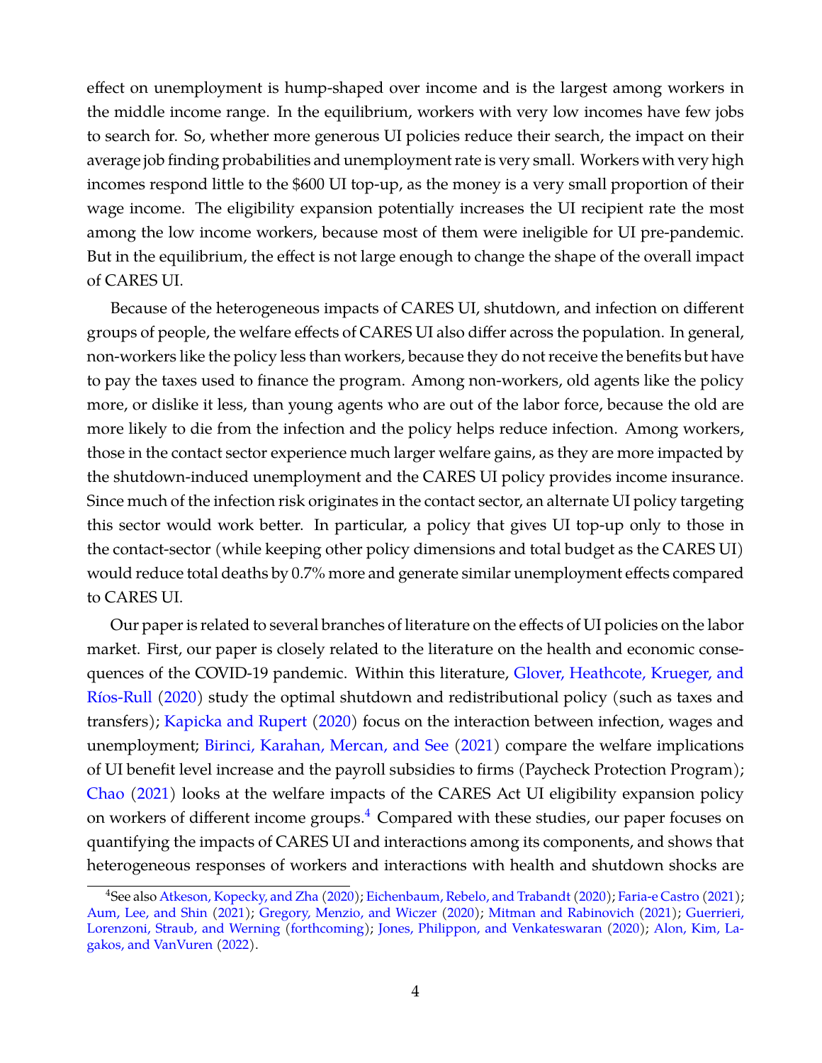effect on unemployment is hump-shaped over income and is the largest among workers in the middle income range. In the equilibrium, workers with very low incomes have few jobs to search for. So, whether more generous UI policies reduce their search, the impact on their average job finding probabilities and unemployment rate is very small. Workers with very high incomes respond little to the $600 UI top-up, as the money is a very small proportion of their wage income. The eligibility expansion potentially increases the UI recipient rate the most among the low income workers, because most of them were ineligible for UI pre-pandemic. But in the equilibrium, the effect is not large enough to change the shape of the overall impact of CARES UI.

Because of the heterogeneous impacts of CARES UI, shutdown, and infection on different groups of people, the welfare effects of CARES UI also differ across the population. In general, non-workers like the policy less than workers, because they do not receive the benefits but have to pay the taxes used to finance the program. Among non-workers, old agents like the policy more, or dislike it less, than young agents who are out of the labor force, because the old are more likely to die from the infection and the policy helps reduce infection. Among workers, those in the contact sector experience much larger welfare gains, as they are more impacted by the shutdown-induced unemployment and the CARES UI policy provides income insurance. Since much of the infection risk originates in the contact sector, an alternate UI policy targeting this sector would work better. In particular, a policy that gives UI top-up only to those in the contact-sector (while keeping other policy dimensions and total budget as the CARES UI) would reduce total deaths by 0.7% more and generate similar unemployment effects compared to CARES UI.

Our paper is related to several branches of literature on the effects of UI policies on the labor market. First, our paper is closely related to the literature on the health and economic consequences of the COVID-19 pandemic. Within this literature, Glover, Heathcote, Krueger, and Ríos-Rull (2020) study the optimal shutdown and redistributional policy (such as taxes and transfers); Kapicka and Rupert (2020) focus on the interaction between infection, wages and unemployment; Birinci, Karahan, Mercan, and See (2021) compare the welfare implications of UI benefit level increase and the payroll subsidies to firms (Paycheck Protection Program); Chao (2021) looks at the welfare impacts of the CARES Act UI eligibility expansion policy on workers of different income groups.[4] Compared with these studies, our paper focuses on quantifying the impacts of CARES UI and interactions among its components, and shows that heterogeneous responses of workers and interactions with health and shutdown shocks are

[4] See also Atkeson, Kopecky, and Zha (2020); Eichenbaum, Rebelo, and Trabandt (2020); Faria-e Castro (2021); Aum, Lee, and Shin (2021); Gregory, Menzio, and Wiczer (2020); Mitman and Rabinovich (2021); Guerrieri, Lorenzoni, Straub, and Werning (forthcoming); Jones, Philippon, and Venkateswaran (2020); Alon, Kim, Lagakos, and VanVuren (2022).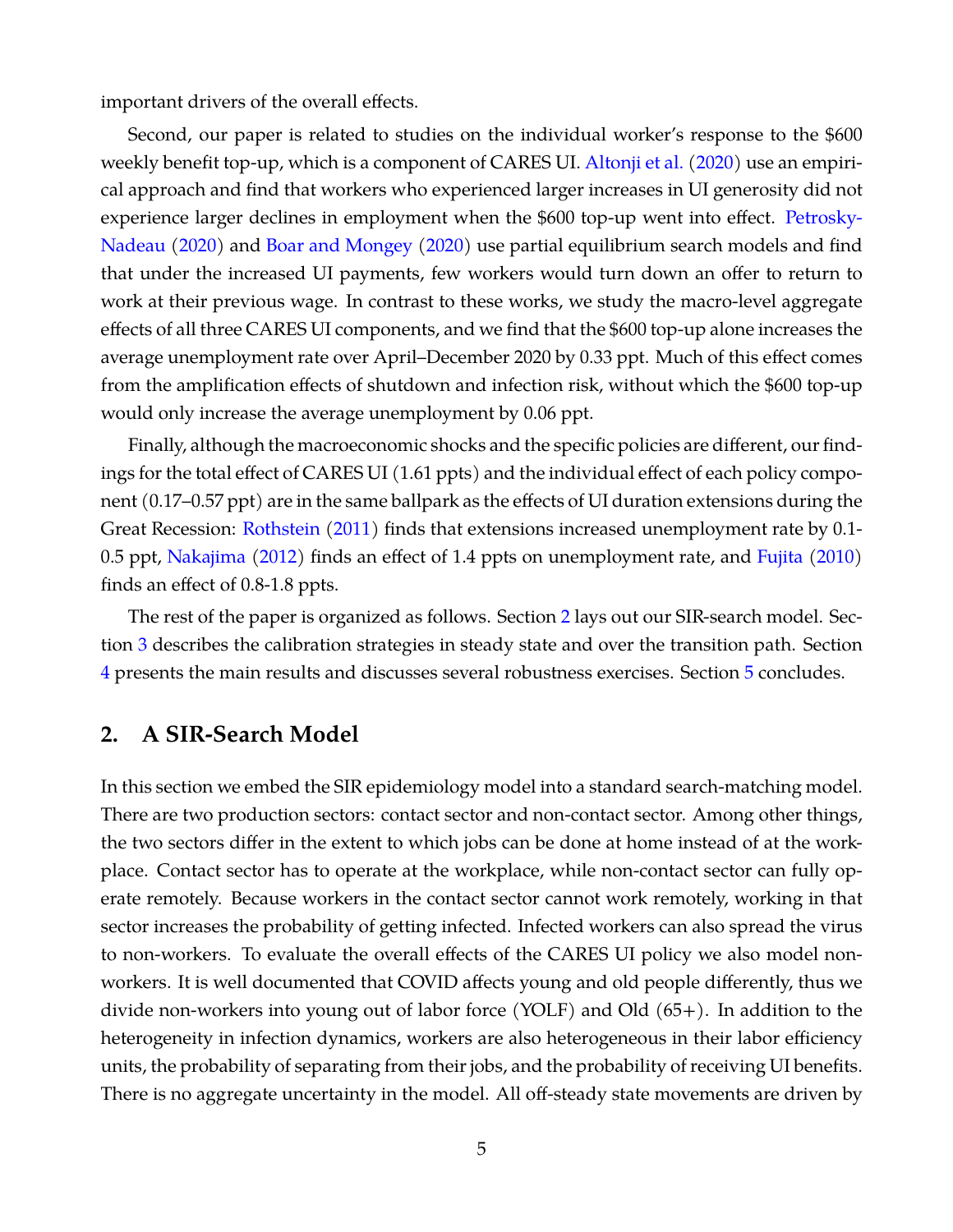important drivers of the overall effects.

Second, our paper is related to studies on the individual worker's response to the $600 weekly benefit top-up, which is a component of CARES UI. Altonji et al. (2020) use an empirical approach and find that workers who experienced larger increases in UI generosity did not experience larger declines in employment when the $600 top-up went into effect. Petrosky-Nadeau (2020) and Boar and Mongey (2020) use partial equilibrium search models and find that under the increased UI payments, few workers would turn down an offer to return to work at their previous wage. In contrast to these works, we study the macro-level aggregate effects of all three CARES UI components, and we find that the $600 top-up alone increases the average unemployment rate over April–December 2020 by 0.33 ppt. Much of this effect comes from the amplification effects of shutdown and infection risk, without which the $600 top-up would only increase the average unemployment by 0.06 ppt.

Finally, although the macroeconomic shocks and the specific policies are different, our findings for the total effect of CARES UI (1.61 ppts) and the individual effect of each policy component (0.17–0.57 ppt) are in the same ballpark as the effects of UI duration extensions during the Great Recession: Rothstein (2011) finds that extensions increased unemployment rate by 0.1-0.5 ppt, Nakajima (2012) finds an effect of 1.4 ppts on unemployment rate, and Fujita (2010) finds an effect of 0.8-1.8 ppts.

The rest of the paper is organized as follows. Section 2 lays out our SIR-search model. Section 3 describes the calibration strategies in steady state and over the transition path. Section 4 presents the main results and discusses several robustness exercises. Section 5 concludes.

## 2. A SIR-Search Model

In this section we embed the SIR epidemiology model into a standard search-matching model. There are two production sectors: contact sector and non-contact sector. Among other things, the two sectors differ in the extent to which jobs can be done at home instead of at the workplace. Contact sector has to operate at the workplace, while non-contact sector can fully operate remotely. Because workers in the contact sector cannot work remotely, working in that sector increases the probability of getting infected. Infected workers can also spread the virus to non-workers. To evaluate the overall effects of the CARES UI policy we also model non-workers. It is well documented that COVID affects young and old people differently, thus we divide non-workers into young out of labor force (YOLF) and Old (65+). In addition to the heterogeneity in infection dynamics, workers are also heterogeneous in their labor efficiency units, the probability of separating from their jobs, and the probability of receiving UI benefits. There is no aggregate uncertainty in the model. All off-steady state movements are driven by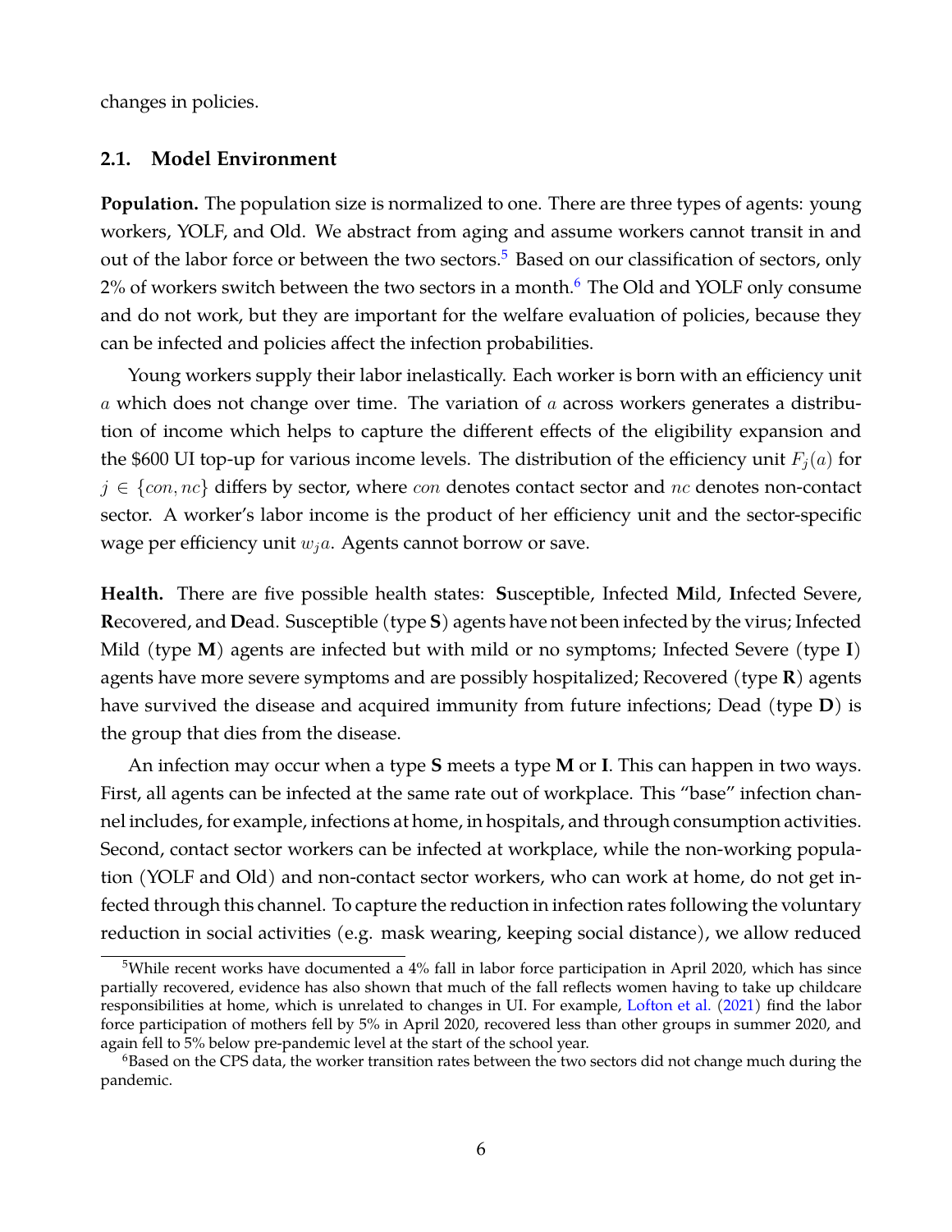changes in policies.

## 2.1. Model Environment

**Population.** The population size is normalized to one. There are three types of agents: young workers, YOLF, and Old. We abstract from aging and assume workers cannot transit in and out of the labor force or between the two sectors.[5] Based on our classification of sectors, only 2% of workers switch between the two sectors in a month.[6] The Old and YOLF only consume and do not work, but they are important for the welfare evaluation of policies, because they can be infected and policies affect the infection probabilities.

Young workers supply their labor inelastically. Each worker is born with an efficiency unit $a$ which does not change over time. The variation of $a$ across workers generates a distribution of income which helps to capture the different effects of the eligibility expansion and the $600 UI top-up for various income levels. The distribution of the efficiency unit $F_j(a)$ for $j \in \{con, nc\}$ differs by sector, where $con$ denotes contact sector and $nc$ denotes non-contact sector. A worker's labor income is the product of her efficiency unit and the sector-specific wage per efficiency unit $w_j a$. Agents cannot borrow or save.

**Health.** There are five possible health states: **S**usceptible, Infected **M**ild, **I**nfected Severe, **R**ecovered, and **D**ead. Susceptible (type **S**) agents have not been infected by the virus; Infected Mild (type **M**) agents are infected but with mild or no symptoms; Infected Severe (type **I**) agents have more severe symptoms and are possibly hospitalized; Recovered (type **R**) agents have survived the disease and acquired immunity from future infections; Dead (type **D**) is the group that dies from the disease.

An infection may occur when a type **S** meets a type **M** or **I**. This can happen in two ways. First, all agents can be infected at the same rate out of workplace. This "base" infection channel includes, for example, infections at home, in hospitals, and through consumption activities. Second, contact sector workers can be infected at workplace, while the non-working population (YOLF and Old) and non-contact sector workers, who can work at home, do not get infected through this channel. To capture the reduction in infection rates following the voluntary reduction in social activities (e.g. mask wearing, keeping social distance), we allow reduced

[5] While recent works have documented a 4% fall in labor force participation in April 2020, which has since partially recovered, evidence has also shown that much of the fall reflects women having to take up childcare responsibilities at home, which is unrelated to changes in UI. For example, Lofton et al. (2021) find the labor force participation of mothers fell by 5% in April 2020, recovered less than other groups in summer 2020, and again fell to 5% below pre-pandemic level at the start of the school year.

[6] Based on the CPS data, the worker transition rates between the two sectors did not change much during the pandemic.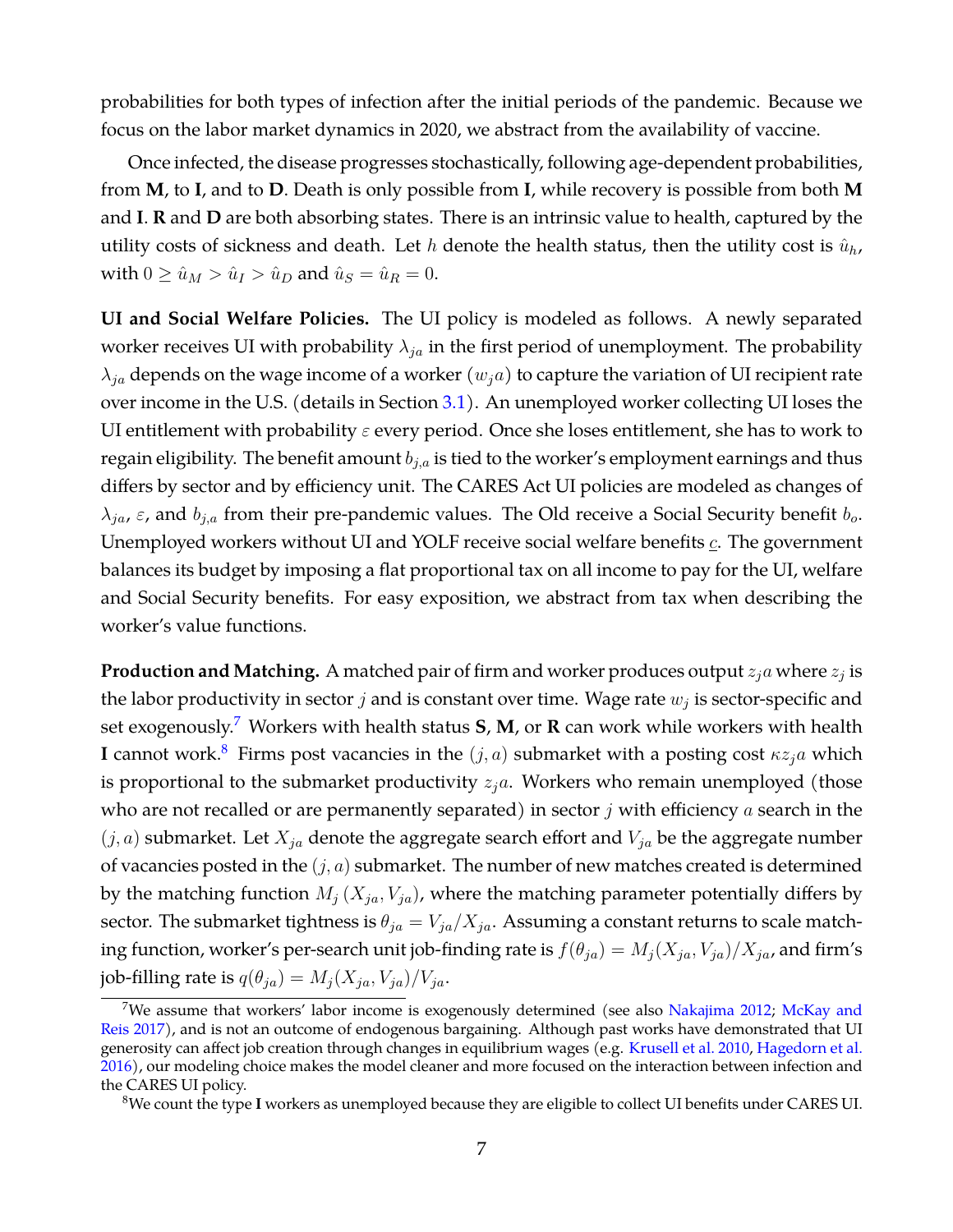probabilities for both types of infection after the initial periods of the pandemic. Because we focus on the labor market dynamics in 2020, we abstract from the availability of vaccine.

Once infected, the disease progresses stochastically, following age-dependent probabilities, from **M**, to **I**, and to **D**. Death is only possible from **I**, while recovery is possible from both **M** and **I**. **R** and **D** are both absorbing states. There is an intrinsic value to health, captured by the utility costs of sickness and death. Let $h$ denote the health status, then the utility cost is $\hat{u}_h$, with $0 \geq \hat{u}_M > \hat{u}_I > \hat{u}_D$ and $\hat{u}_S = \hat{u}_R = 0$.

**UI and Social Welfare Policies.** The UI policy is modeled as follows. A newly separated worker receives UI with probability $\lambda_{ja}$ in the first period of unemployment. The probability $\lambda_{ja}$ depends on the wage income of a worker $(w_j a)$ to capture the variation of UI recipient rate over income in the U.S. (details in Section 3.1). An unemployed worker collecting UI loses the UI entitlement with probability $\varepsilon$ every period. Once she loses entitlement, she has to work to regain eligibility. The benefit amount $b_{j,a}$ is tied to the worker's employment earnings and thus differs by sector and by efficiency unit. The CARES Act UI policies are modeled as changes of $\lambda_{ja}$, $\varepsilon$, and $b_{j,a}$ from their pre-pandemic values. The Old receive a Social Security benefit $b_o$. Unemployed workers without UI and YOLF receive social welfare benefits $\underline{c}$. The government balances its budget by imposing a flat proportional tax on all income to pay for the UI, welfare and Social Security benefits. For easy exposition, we abstract from tax when describing the worker's value functions.

**Production and Matching.** A matched pair of firm and worker produces output $z_j a$ where $z_j$ is the labor productivity in sector $j$ and is constant over time. Wage rate $w_j$ is sector-specific and set exogenously.[7] Workers with health status **S**, **M**, or **R** can work while workers with health **I** cannot work.[8] Firms post vacancies in the $(j, a)$ submarket with a posting cost $\kappa z_j a$ which is proportional to the submarket productivity $z_j a$. Workers who remain unemployed (those who are not recalled or are permanently separated) in sector $j$ with efficiency $a$ search in the $(j, a)$ submarket. Let $X_{ja}$ denote the aggregate search effort and $V_{ja}$ be the aggregate number of vacancies posted in the $(j, a)$ submarket. The number of new matches created is determined by the matching function $M_j(X_{ja}, V_{ja})$, where the matching parameter potentially differs by sector. The submarket tightness is $\theta_{ja} = V_{ja}/X_{ja}$. Assuming a constant returns to scale matching function, worker's per-search unit job-finding rate is $f(\theta_{ja}) = M_j(X_{ja}, V_{ja})/X_{ja}$, and firm's job-filling rate is $q(\theta_{ja}) = M_j(X_{ja}, V_{ja})/V_{ja}$.

[7] We assume that workers' labor income is exogenously determined (see also Nakajima 2012; McKay and Reis 2017), and is not an outcome of endogenous bargaining. Although past works have demonstrated that UI generosity can affect job creation through changes in equilibrium wages (e.g. Krusell et al. 2010, Hagedorn et al. 2016), our modeling choice makes the model cleaner and more focused on the interaction between infection and the CARES UI policy.

[8] We count the type **I** workers as unemployed because they are eligible to collect UI benefits under CARES UI.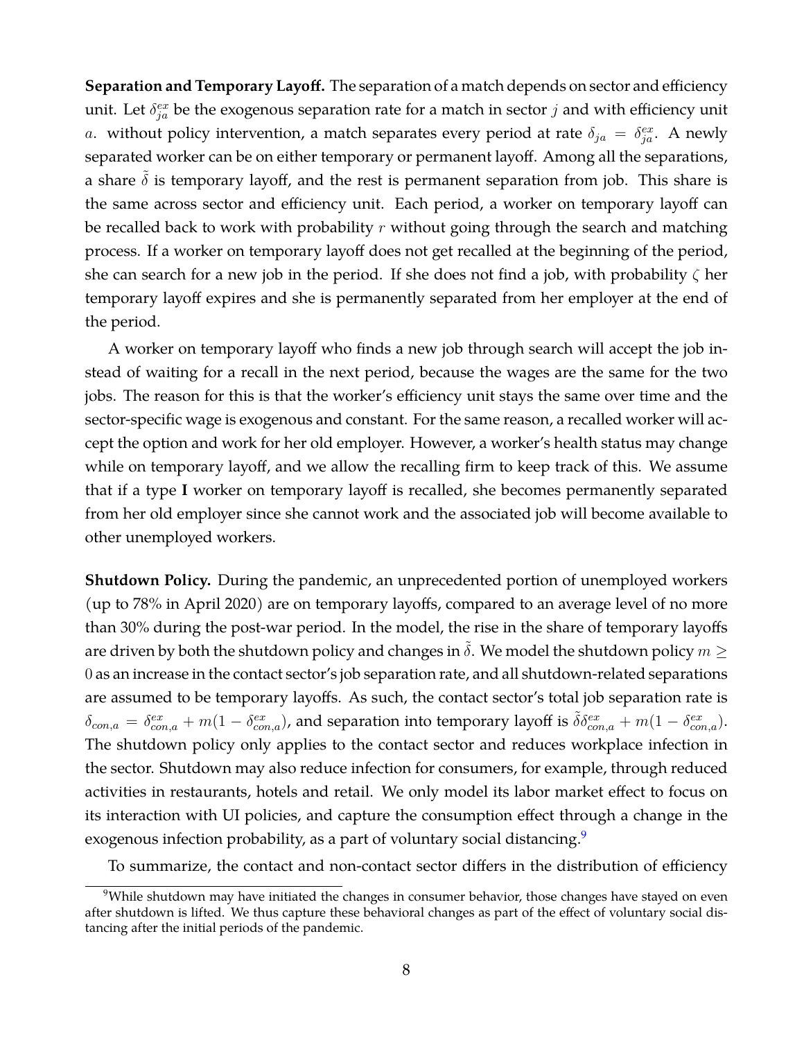**Separation and Temporary Layoff.** The separation of a match depends on sector and efficiency unit. Let $\delta^{ex}_{ja}$ be the exogenous separation rate for a match in sector $j$ and with efficiency unit $a$. without policy intervention, a match separates every period at rate $\delta_{ja} = \delta^{ex}_{ja}$. A newly separated worker can be on either temporary or permanent layoff. Among all the separations, a share $\tilde{\delta}$ is temporary layoff, and the rest is permanent separation from job. This share is the same across sector and efficiency unit. Each period, a worker on temporary layoff can be recalled back to work with probability $r$ without going through the search and matching process. If a worker on temporary layoff does not get recalled at the beginning of the period, she can search for a new job in the period. If she does not find a job, with probability $\zeta$ her temporary layoff expires and she is permanently separated from her employer at the end of the period.

A worker on temporary layoff who finds a new job through search will accept the job instead of waiting for a recall in the next period, because the wages are the same for the two jobs. The reason for this is that the worker's efficiency unit stays the same over time and the sector-specific wage is exogenous and constant. For the same reason, a recalled worker will accept the option and work for her old employer. However, a worker's health status may change while on temporary layoff, and we allow the recalling firm to keep track of this. We assume that if a type **I** worker on temporary layoff is recalled, she becomes permanently separated from her old employer since she cannot work and the associated job will become available to other unemployed workers.

**Shutdown Policy.** During the pandemic, an unprecedented portion of unemployed workers (up to 78% in April 2020) are on temporary layoffs, compared to an average level of no more than 30% during the post-war period. In the model, the rise in the share of temporary layoffs are driven by both the shutdown policy and changes in $\tilde{\delta}$. We model the shutdown policy $m \geq 0$ as an increase in the contact sector's job separation rate, and all shutdown-related separations are assumed to be temporary layoffs. As such, the contact sector's total job separation rate is $\delta_{con,a} = \delta^{ex}_{con,a} + m(1 - \delta^{ex}_{con,a})$, and separation into temporary layoff is $\tilde{\delta}\delta^{ex}_{con,a} + m(1 - \delta^{ex}_{con,a})$. The shutdown policy only applies to the contact sector and reduces workplace infection in the sector. Shutdown may also reduce infection for consumers, for example, through reduced activities in restaurants, hotels and retail. We only model its labor market effect to focus on its interaction with UI policies, and capture the consumption effect through a change in the exogenous infection probability, as a part of voluntary social distancing.[9]

To summarize, the contact and non-contact sector differs in the distribution of efficiency

[9]While shutdown may have initiated the changes in consumer behavior, those changes have stayed on even after shutdown is lifted. We thus capture these behavioral changes as part of the effect of voluntary social distancing after the initial periods of the pandemic.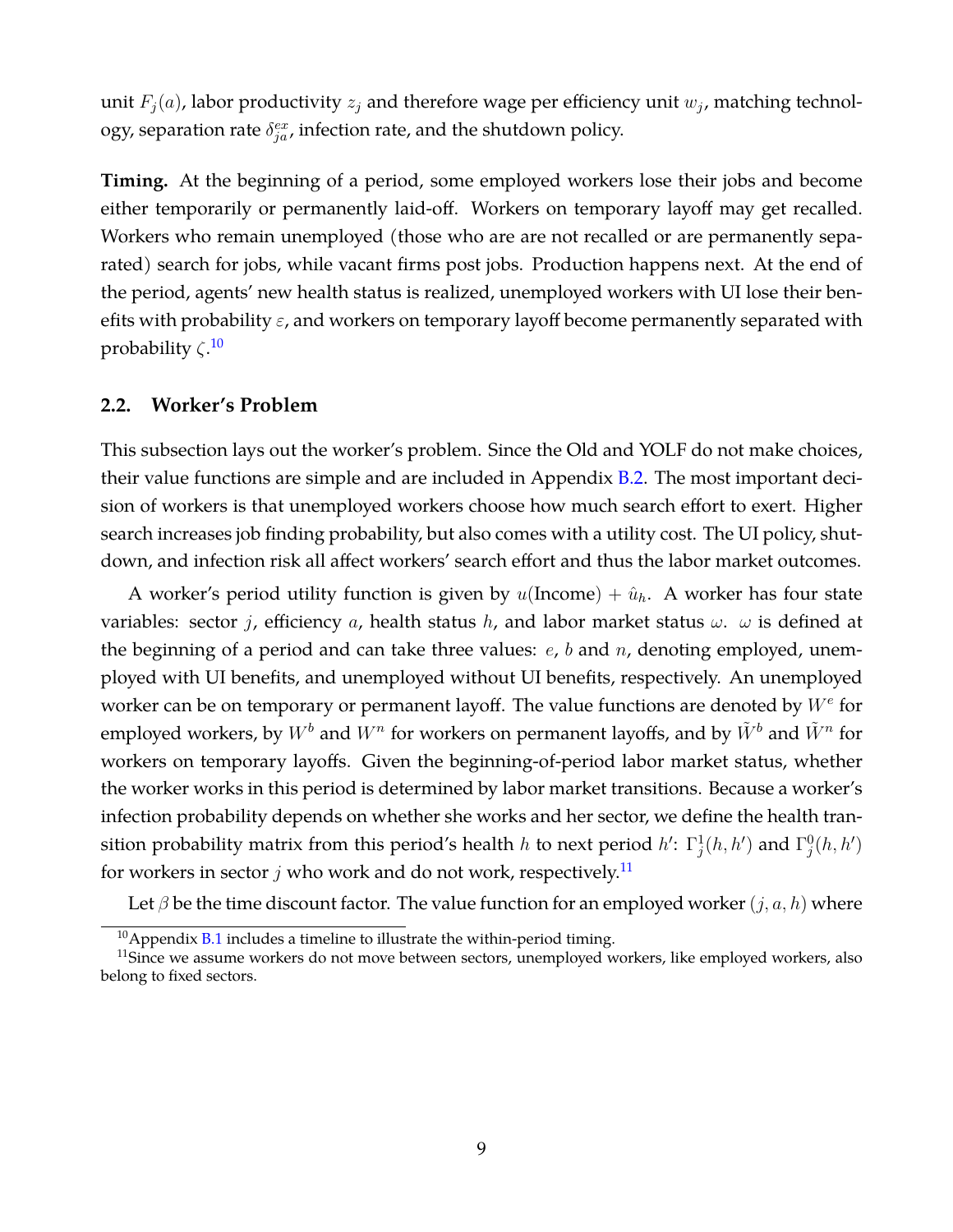unit $F_j(a)$, labor productivity $z_j$ and therefore wage per efficiency unit $w_j$, matching technology, separation rate $\delta^{ex}_{ja}$, infection rate, and the shutdown policy.

**Timing.** At the beginning of a period, some employed workers lose their jobs and become either temporarily or permanently laid-off. Workers on temporary layoff may get recalled. Workers who remain unemployed (those who are are not recalled or are permanently separated) search for jobs, while vacant firms post jobs. Production happens next. At the end of the period, agents' new health status is realized, unemployed workers with UI lose their benefits with probability $\varepsilon$, and workers on temporary layoff become permanently separated with probability $\zeta$.[10]

## 2.2. Worker's Problem

This subsection lays out the worker's problem. Since the Old and YOLF do not make choices, their value functions are simple and are included in Appendix B.2. The most important decision of workers is that unemployed workers choose how much search effort to exert. Higher search increases job finding probability, but also comes with a utility cost. The UI policy, shutdown, and infection risk all affect workers' search effort and thus the labor market outcomes.

A worker's period utility function is given by $u(\text{Income}) + \hat{u}_h$. A worker has four state variables: sector $j$, efficiency $a$, health status $h$, and labor market status $\omega$. $\omega$ is defined at the beginning of a period and can take three values: $e$, $b$ and $n$, denoting employed, unemployed with UI benefits, and unemployed without UI benefits, respectively. An unemployed worker can be on temporary or permanent layoff. The value functions are denoted by $W^e$ for employed workers, by $W^b$ and $W^n$ for workers on permanent layoffs, and by $\tilde{W}^b$ and $\tilde{W}^n$ for workers on temporary layoffs. Given the beginning-of-period labor market status, whether the worker works in this period is determined by labor market transitions. Because a worker's infection probability depends on whether she works and her sector, we define the health transition probability matrix from this period's health $h$ to next period $h'$: $\Gamma^1_j(h,h')$ and $\Gamma^0_j(h,h')$ for workers in sector $j$ who work and do not work, respectively.[11]

Let $\beta$ be the time discount factor. The value function for an employed worker $(j, a, h)$ where

[10] Appendix B.1 includes a timeline to illustrate the within-period timing.

[11] Since we assume workers do not move between sectors, unemployed workers, like employed workers, also belong to fixed sectors.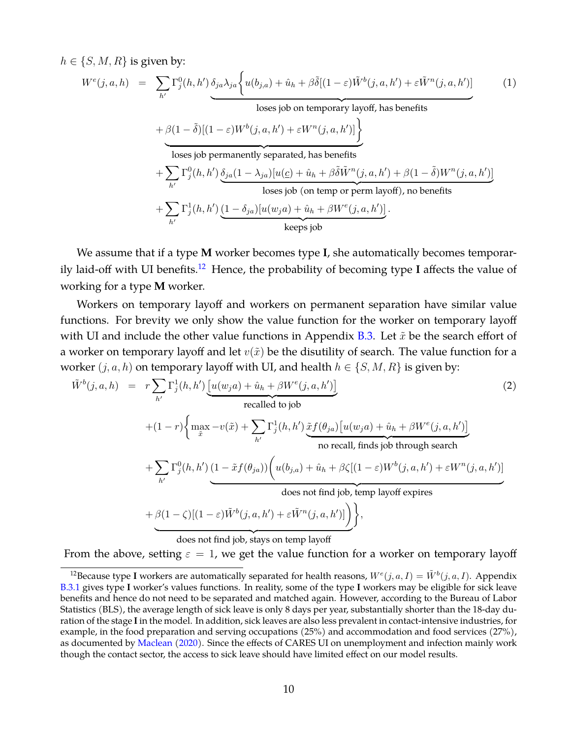$h \in \{S, M, R\}$ is given by:

$$
\begin{aligned}
W^e(j,a,h) \;=\;& \sum_{h'} \Gamma_j^0(h,h') \underbrace{\delta_{ja}\lambda_{ja}\Big\{u(b_{j,a}) + \hat{u}_h + \beta\tilde{\delta}[(1-\varepsilon)\tilde{W}^b(j,a,h') + \varepsilon \tilde{W}^n(j,a,h')]}_{\text{loses job on temporary layoff, has benefits}} \qquad (1)\\
& + \underbrace{\beta(1-\tilde{\delta})[(1-\varepsilon)W^b(j,a,h') + \varepsilon W^n(j,a,h')]\Big\}}_{\text{loses job permanently separated, has benefits}}\\
& + \sum_{h'} \Gamma_j^0(h,h') \underbrace{\delta_{ja}(1-\lambda_{ja})[u(\underline{c}) + \hat{u}_h + \beta\tilde{\delta}\tilde{W}^n(j,a,h') + \beta(1-\tilde{\delta})W^n(j,a,h')]}_{\text{loses job (on temp or perm layoff), no benefits}}\\
& + \sum_{h'} \Gamma_j^1(h,h') \underbrace{(1-\delta_{ja})[u(w_j a) + \hat{u}_h + \beta W^e(j,a,h')]}_{\text{keeps job}}.
\end{aligned}
$$

We assume that if a type **M** worker becomes type **I**, she automatically becomes temporarily laid-off with UI benefits.[12] Hence, the probability of becoming type **I** affects the value of working for a type **M** worker.

Workers on temporary layoff and workers on permanent separation have similar value functions. For brevity we only show the value function for the worker on temporary layoff with UI and include the other value functions in Appendix B.3. Let $\tilde{x}$ be the search effort of a worker on temporary layoff and let $v(\tilde{x})$ be the disutility of search. The value function for a worker $(j, a, h)$ on temporary layoff with UI, and health $h \in \{S, M, R\}$ is given by:

$$
\begin{aligned}
\tilde{W}^b(j,a,h) \;=\;& r\sum_{h'} \Gamma_j^1(h,h') \underbrace{[u(w_j a) + \hat{u}_h + \beta W^e(j,a,h')]}_{\text{recalled to job}} \qquad (2)\\
& + (1-r)\Big\{\max_{\tilde{x}} -v(\tilde{x}) + \sum_{h'} \Gamma_j^1(h,h') \underbrace{\tilde{x} f(\theta_{ja})[u(w_j a) + \hat{u}_h + \beta W^e(j,a,h')]}_{\text{no recall, finds job through search}}\\
& + \sum_{h'} \Gamma_j^0(h,h') \underbrace{(1-\tilde{x} f(\theta_{ja}))\Big(u(b_{j,a}) + \hat{u}_h + \beta\zeta[(1-\varepsilon)W^b(j,a,h') + \varepsilon W^n(j,a,h')]}_{\text{does not find job, temp layoff expires}}\\
& + \underbrace{\beta(1-\zeta)[(1-\varepsilon)\tilde{W}^b(j,a,h') + \varepsilon \tilde{W}^n(j,a,h')]\Big)}_{\text{does not find job, stays on temp layoff}}\Big\},
\end{aligned}
$$

From the above, setting $\varepsilon = 1$, we get the value function for a worker on temporary layoff

[12] Because type **I** workers are automatically separated for health reasons, $W^e(j, a, I) = \tilde{W}^b(j, a, I)$. Appendix B.3.1 gives type **I** worker's values functions. In reality, some of the type **I** workers may be eligible for sick leave benefits and hence do not need to be separated and matched again. However, according to the Bureau of Labor Statistics (BLS), the average length of sick leave is only 8 days per year, substantially shorter than the 18-day duration of the stage **I** in the model. In addition, sick leaves are also less prevalent in contact-intensive industries, for example, in the food preparation and serving occupations (25%) and accommodation and food services (27%), as documented by Maclean (2020). Since the effects of CARES UI on unemployment and infection mainly work though the contact sector, the access to sick leave should have limited effect on our model results.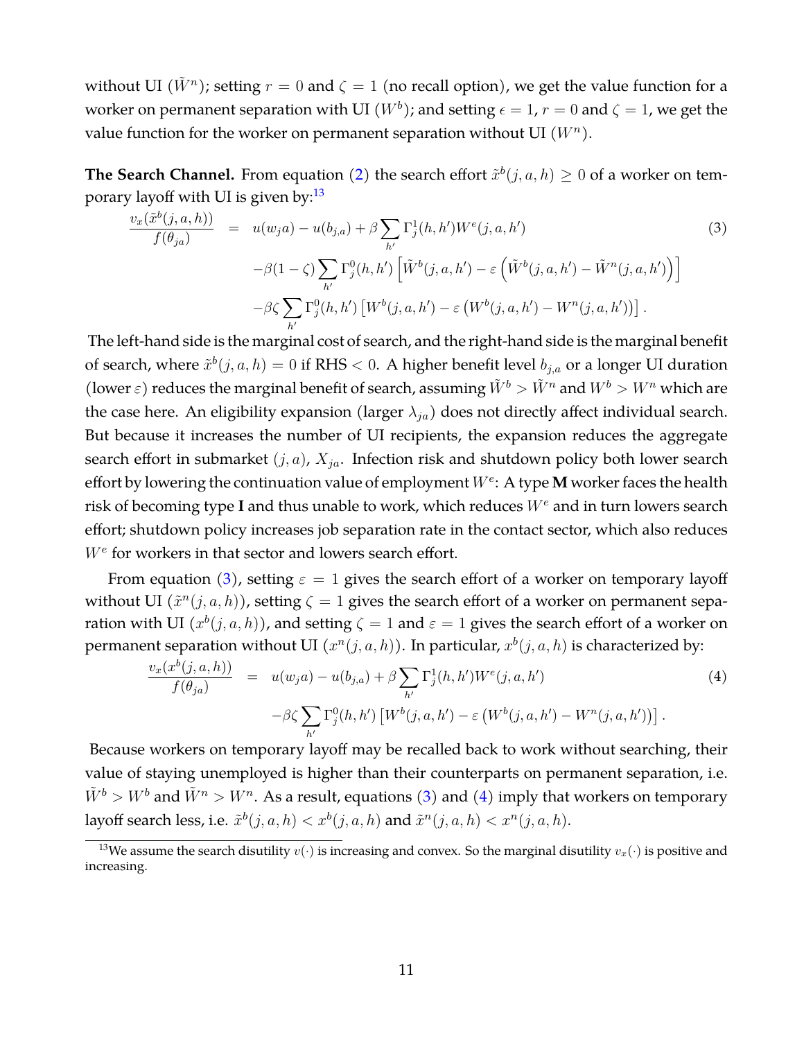without UI ($\tilde{W}^n$); setting $r = 0$ and $\zeta = 1$ (no recall option), we get the value function for a worker on permanent separation with UI ($W^b$); and setting $\epsilon = 1$, $r = 0$ and $\zeta = 1$, we get the value function for the worker on permanent separation without UI ($W^n$).

**The Search Channel.** From equation (2) the search effort $\tilde{x}^b(j, a, h) \geq 0$ of a worker on temporary layoff with UI is given by:[13]

$$
\begin{aligned}
\frac{v_x(\tilde{x}^b(j,a,h))}{f(\theta_{ja})} \;=\;& u(w_j a) - u(b_{j,a}) + \beta \sum_{h'} \Gamma_j^1(h,h') W^e(j,a,h') \\
& - \beta(1-\zeta) \sum_{h'} \Gamma_j^0(h,h') \left[ \tilde{W}^b(j,a,h') - \varepsilon \left( \tilde{W}^b(j,a,h') - \tilde{W}^n(j,a,h') \right) \right] \\
& - \beta\zeta \sum_{h'} \Gamma_j^0(h,h') \left[ W^b(j,a,h') - \varepsilon \left( W^b(j,a,h') - W^n(j,a,h') \right) \right].
\end{aligned} \tag{3}
$$

The left-hand side is the marginal cost of search, and the right-hand side is the marginal benefit of search, where $\tilde{x}^b(j, a, h) = 0$ if RHS $< 0$. A higher benefit level $b_{j,a}$ or a longer UI duration (lower $\varepsilon$) reduces the marginal benefit of search, assuming $\tilde{W}^b > \tilde{W}^n$ and $W^b > W^n$ which are the case here. An eligibility expansion (larger $\lambda_{ja}$) does not directly affect individual search. But because it increases the number of UI recipients, the expansion reduces the aggregate search effort in submarket $(j, a)$, $X_{ja}$. Infection risk and shutdown policy both lower search effort by lowering the continuation value of employment $W^e$: A type **M** worker faces the health risk of becoming type **I** and thus unable to work, which reduces $W^e$ and in turn lowers search effort; shutdown policy increases job separation rate in the contact sector, which also reduces $W^e$ for workers in that sector and lowers search effort.

From equation (3), setting $\varepsilon = 1$ gives the search effort of a worker on temporary layoff without UI ($\tilde{x}^n(j, a, h)$), setting $\zeta = 1$ gives the search effort of a worker on permanent separation with UI ($x^b(j, a, h)$), and setting $\zeta = 1$ and $\varepsilon = 1$ gives the search effort of a worker on permanent separation without UI ($x^n(j, a, h)$). In particular, $x^b(j, a, h)$ is characterized by:

$$
\begin{aligned}
\frac{v_x(x^b(j,a,h))}{f(\theta_{ja})} \;=\;& u(w_j a) - u(b_{j,a}) + \beta \sum_{h'} \Gamma_j^1(h,h') W^e(j,a,h') \\
& - \beta\zeta \sum_{h'} \Gamma_j^0(h,h') \left[ W^b(j,a,h') - \varepsilon \left( W^b(j,a,h') - W^n(j,a,h') \right) \right].
\end{aligned} \tag{4}
$$

Because workers on temporary layoff may be recalled back to work without searching, their value of staying unemployed is higher than their counterparts on permanent separation, i.e. $\tilde{W}^b > W^b$ and $\tilde{W}^n > W^n$. As a result, equations (3) and (4) imply that workers on temporary layoff search less, i.e. $\tilde{x}^b(j, a, h) < x^b(j, a, h)$ and $\tilde{x}^n(j, a, h) < x^n(j, a, h)$.

[13] We assume the search disutility $v(\cdot)$ is increasing and convex. So the marginal disutility $v_x(\cdot)$ is positive and increasing.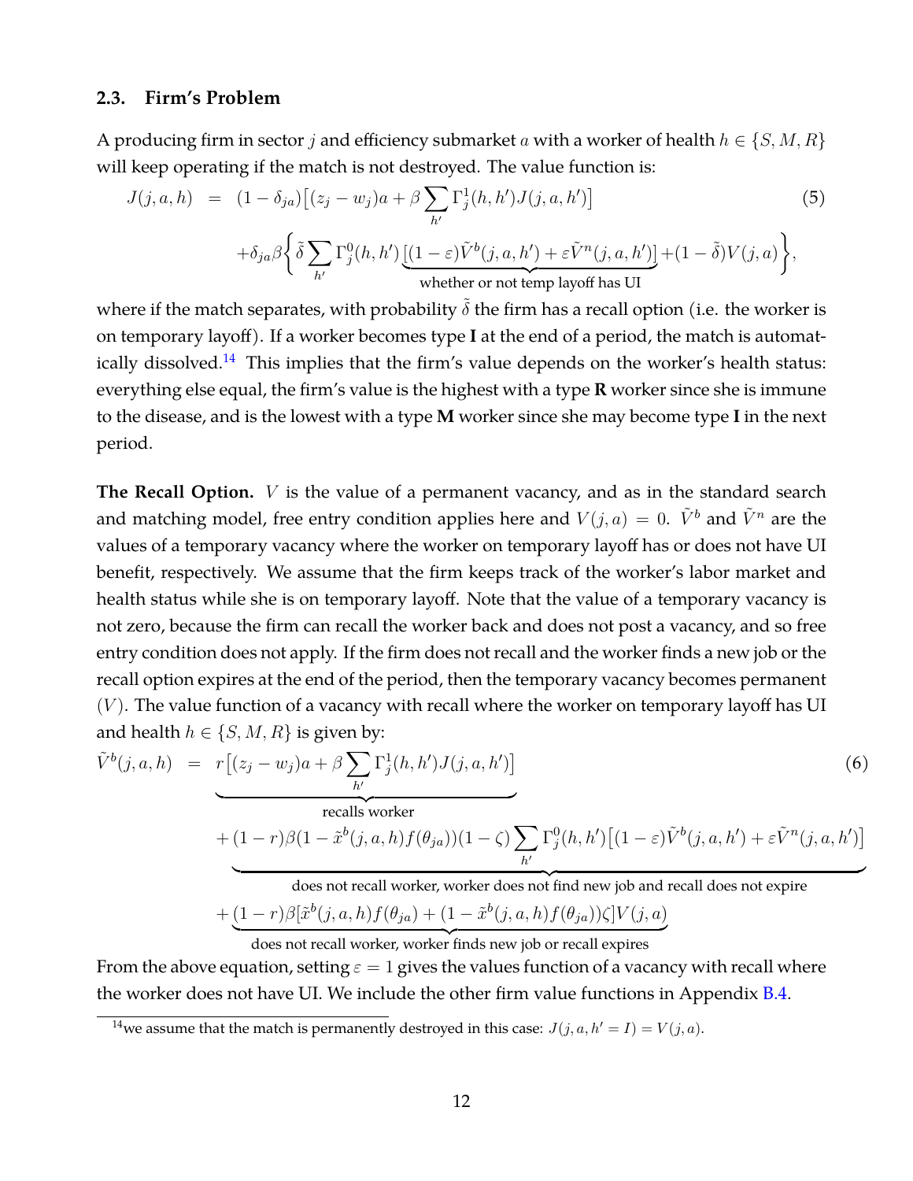### 2.3. Firm's Problem

A producing firm in sector $j$ and efficiency submarket $a$ with a worker of health $h \in \{S, M, R\}$ will keep operating if the match is not destroyed. The value function is:

$$
\begin{aligned}
J(j,a,h) \;=\;& (1-\delta_{ja})\big[(z_j - w_j)a + \beta \sum_{h'} \Gamma_j^1(h,h') J(j,a,h')\big] \qquad (5) \\
&+ \delta_{ja}\beta \Big\{ \tilde{\delta} \sum_{h'} \Gamma_j^0(h,h') \underbrace{\big[(1-\varepsilon)\tilde{V}^b(j,a,h') + \varepsilon \tilde{V}^n(j,a,h')\big]}_{\text{whether or not temp layoff has UI}} + (1-\tilde{\delta}) V(j,a) \Big\},
\end{aligned}
$$

where if the match separates, with probability $\tilde{\delta}$ the firm has a recall option (i.e. the worker is on temporary layoff). If a worker becomes type **I** at the end of a period, the match is automatically dissolved.[14] This implies that the firm's value depends on the worker's health status: everything else equal, the firm's value is the highest with a type **R** worker since she is immune to the disease, and is the lowest with a type **M** worker since she may become type **I** in the next period.

**The Recall Option.** $V$ is the value of a permanent vacancy, and as in the standard search and matching model, free entry condition applies here and $V(j,a) = 0$. $\tilde{V}^b$ and $\tilde{V}^n$ are the values of a temporary vacancy where the worker on temporary layoff has or does not have UI benefit, respectively. We assume that the firm keeps track of the worker's labor market and health status while she is on temporary layoff. Note that the value of a temporary vacancy is not zero, because the firm can recall the worker back and does not post a vacancy, and so free entry condition does not apply. If the firm does not recall and the worker finds a new job or the recall option expires at the end of the period, then the temporary vacancy becomes permanent ($V$). The value function of a vacancy with recall where the worker on temporary layoff has UI and health $h \in \{S, M, R\}$ is given by:

$$
\begin{aligned}
\tilde{V}^b(j,a,h) \;=\;& \underbrace{r\big[(z_j - w_j)a + \beta \sum_{h'} \Gamma_j^1(h,h') J(j,a,h')\big]}_{\text{recalls worker}} \qquad (6) \\
&+ \underbrace{(1-r)\beta(1-\tilde{x}^b(j,a,h) f(\theta_{ja}))(1-\zeta) \sum_{h'} \Gamma_j^0(h,h')\big[(1-\varepsilon)\tilde{V}^b(j,a,h') + \varepsilon \tilde{V}^n(j,a,h')\big]}_{\text{does not recall worker, worker does not find new job and recall does not expire}} \\
&+ \underbrace{(1-r)\beta[\tilde{x}^b(j,a,h) f(\theta_{ja}) + (1-\tilde{x}^b(j,a,h) f(\theta_{ja}))\zeta] V(j,a)}_{\text{does not recall worker, worker finds new job or recall expires}}
\end{aligned}
$$

From the above equation, setting $\varepsilon = 1$ gives the values function of a vacancy with recall where the worker does not have UI. We include the other firm value functions in Appendix B.4.

[14] we assume that the match is permanently destroyed in this case: $J(j,a,h' = I) = V(j,a)$.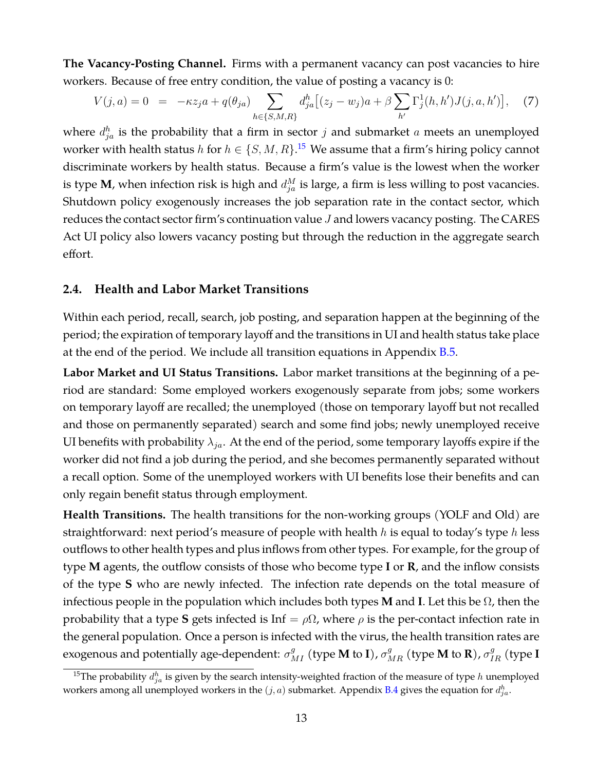**The Vacancy-Posting Channel.** Firms with a permanent vacancy can post vacancies to hire workers. Because of free entry condition, the value of posting a vacancy is 0:

$$V(j,a) = 0 \;\; = \;\; -\kappa z_j a + q(\theta_{ja}) \sum_{h \in \{S,M,R\}} d^h_{ja}\big[(z_j - w_j)a + \beta \sum_{h'} \Gamma^1_j(h,h') J(j,a,h')\big], \quad (7)$$

where $d^h_{ja}$ is the probability that a firm in sector $j$ and submarket $a$ meets an unemployed worker with health status $h$ for $h \in \{S, M, R\}$.[15] We assume that a firm's hiring policy cannot discriminate workers by health status. Because a firm's value is the lowest when the worker is type **M**, when infection risk is high and $d^M_{ja}$ is large, a firm is less willing to post vacancies. Shutdown policy exogenously increases the job separation rate in the contact sector, which reduces the contact sector firm's continuation value $J$ and lowers vacancy posting. The CARES Act UI policy also lowers vacancy posting but through the reduction in the aggregate search effort.

## 2.4. Health and Labor Market Transitions

Within each period, recall, search, job posting, and separation happen at the beginning of the period; the expiration of temporary layoff and the transitions in UI and health status take place at the end of the period. We include all transition equations in Appendix B.5.

**Labor Market and UI Status Transitions.** Labor market transitions at the beginning of a period are standard: Some employed workers exogenously separate from jobs; some workers on temporary layoff are recalled; the unemployed (those on temporary layoff but not recalled and those on permanently separated) search and some find jobs; newly unemployed receive UI benefits with probability $\lambda_{ja}$. At the end of the period, some temporary layoffs expire if the worker did not find a job during the period, and she becomes permanently separated without a recall option. Some of the unemployed workers with UI benefits lose their benefits and can only regain benefit status through employment.

**Health Transitions.** The health transitions for the non-working groups (YOLF and Old) are straightforward: next period's measure of people with health $h$ is equal to today's type $h$ less outflows to other health types and plus inflows from other types. For example, for the group of type **M** agents, the outflow consists of those who become type **I** or **R**, and the inflow consists of the type **S** who are newly infected. The infection rate depends on the total measure of infectious people in the population which includes both types **M** and **I**. Let this be $\Omega$, then the probability that a type **S** gets infected is $\text{Inf} = \rho\Omega$, where $\rho$ is the per-contact infection rate in the general population. Once a person is infected with the virus, the health transition rates are exogenous and potentially age-dependent: $\sigma^g_{MI}$ (type **M** to **I**), $\sigma^g_{MR}$ (type **M** to **R**), $\sigma^g_{IR}$ (type **I**

[15] The probability $d^h_{ja}$ is given by the search intensity-weighted fraction of the measure of type $h$ unemployed workers among all unemployed workers in the $(j, a)$ submarket. Appendix B.4 gives the equation for $d^h_{ja}$.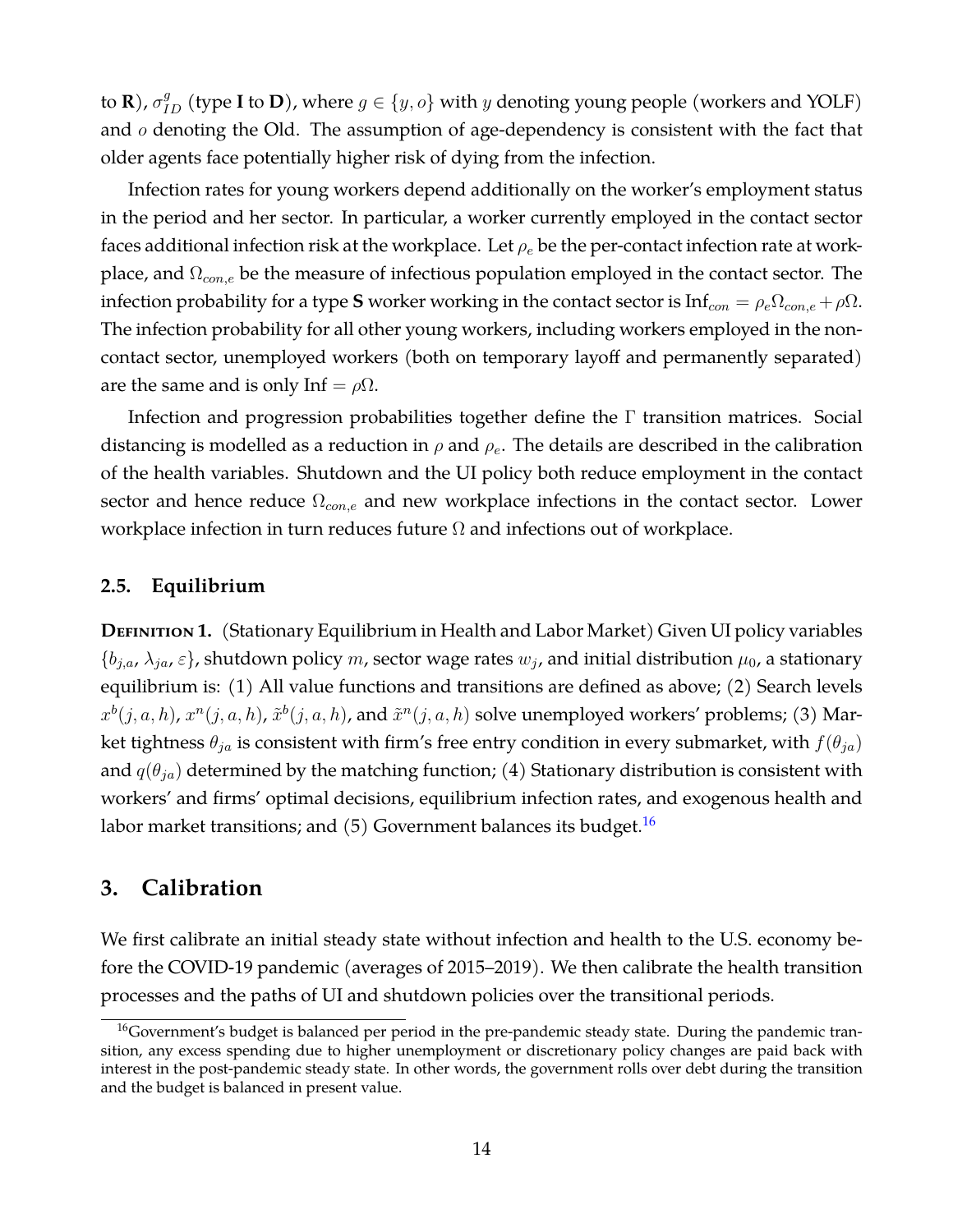to **R**), $\sigma^g_{ID}$ (type **I** to **D**), where $g \in \{y, o\}$ with $y$ denoting young people (workers and YOLF) and $o$ denoting the Old. The assumption of age-dependency is consistent with the fact that older agents face potentially higher risk of dying from the infection.

Infection rates for young workers depend additionally on the worker's employment status in the period and her sector. In particular, a worker currently employed in the contact sector faces additional infection risk at the workplace. Let $\rho_e$ be the per-contact infection rate at workplace, and $\Omega_{con,e}$ be the measure of infectious population employed in the contact sector. The infection probability for a type **S** worker working in the contact sector is $\text{Inf}_{con} = \rho_e \Omega_{con,e} + \rho\Omega$. The infection probability for all other young workers, including workers employed in the non-contact sector, unemployed workers (both on temporary layoff and permanently separated) are the same and is only $\text{Inf} = \rho\Omega$.

Infection and progression probabilities together define the $\Gamma$ transition matrices. Social distancing is modelled as a reduction in $\rho$ and $\rho_e$. The details are described in the calibration of the health variables. Shutdown and the UI policy both reduce employment in the contact sector and hence reduce $\Omega_{con,e}$ and new workplace infections in the contact sector. Lower workplace infection in turn reduces future $\Omega$ and infections out of workplace.

### 2.5. Equilibrium

**Definition 1.** (Stationary Equilibrium in Health and Labor Market) Given UI policy variables $\{b_{j,a}, \lambda_{ja}, \varepsilon\}$, shutdown policy $m$, sector wage rates $w_j$, and initial distribution $\mu_0$, a stationary equilibrium is: (1) All value functions and transitions are defined as above; (2) Search levels $x^b(j,a,h)$, $x^n(j,a,h)$, $\tilde{x}^b(j,a,h)$, and $\tilde{x}^n(j,a,h)$ solve unemployed workers' problems; (3) Market tightness $\theta_{ja}$ is consistent with firm's free entry condition in every submarket, with $f(\theta_{ja})$ and $q(\theta_{ja})$ determined by the matching function; (4) Stationary distribution is consistent with workers' and firms' optimal decisions, equilibrium infection rates, and exogenous health and labor market transitions; and (5) Government balances its budget.[16]

## 3. Calibration

We first calibrate an initial steady state without infection and health to the U.S. economy before the COVID-19 pandemic (averages of 2015–2019). We then calibrate the health transition processes and the paths of UI and shutdown policies over the transitional periods.

[16]Government's budget is balanced per period in the pre-pandemic steady state. During the pandemic transition, any excess spending due to higher unemployment or discretionary policy changes are paid back with interest in the post-pandemic steady state. In other words, the government rolls over debt during the transition and the budget is balanced in present value.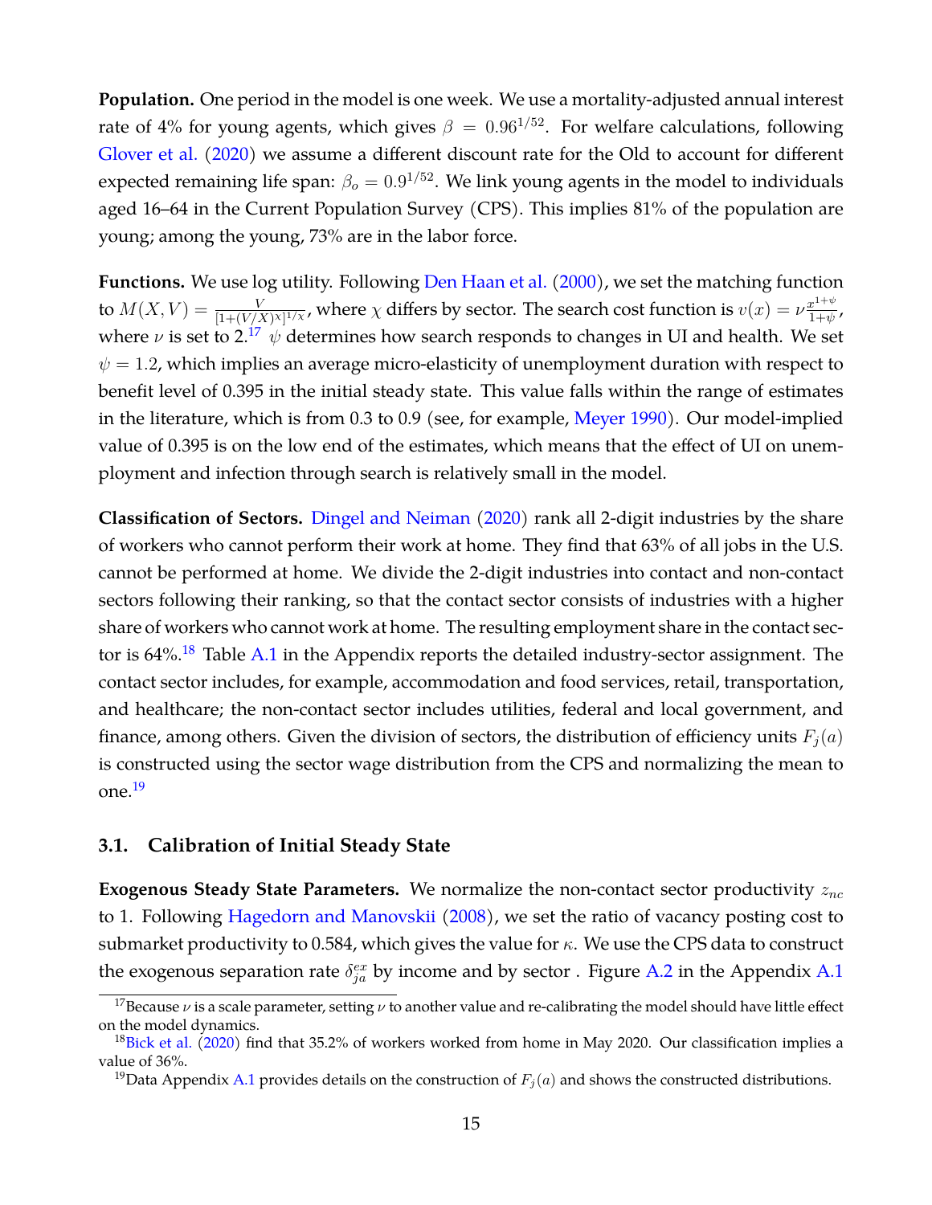**Population.** One period in the model is one week. We use a mortality-adjusted annual interest rate of 4% for young agents, which gives $\beta = 0.96^{1/52}$. For welfare calculations, following Glover et al. (2020) we assume a different discount rate for the Old to account for different expected remaining life span: $\beta_o = 0.9^{1/52}$. We link young agents in the model to individuals aged 16–64 in the Current Population Survey (CPS). This implies 81% of the population are young; among the young, 73% are in the labor force.

**Functions.** We use log utility. Following Den Haan et al. (2000), we set the matching function to $M(X, V) = \frac{V}{[1+(V/X)^{\chi}]^{1/\chi}}$, where $\chi$ differs by sector. The search cost function is $v(x) = \nu \frac{x^{1+\psi}}{1+\psi}$, where $\nu$ is set to 2.[17] $\psi$ determines how search responds to changes in UI and health. We set $\psi = 1.2$, which implies an average micro-elasticity of unemployment duration with respect to benefit level of 0.395 in the initial steady state. This value falls within the range of estimates in the literature, which is from 0.3 to 0.9 (see, for example, Meyer 1990). Our model-implied value of 0.395 is on the low end of the estimates, which means that the effect of UI on unemployment and infection through search is relatively small in the model.

**Classification of Sectors.** Dingel and Neiman (2020) rank all 2-digit industries by the share of workers who cannot perform their work at home. They find that 63% of all jobs in the U.S. cannot be performed at home. We divide the 2-digit industries into contact and non-contact sectors following their ranking, so that the contact sector consists of industries with a higher share of workers who cannot work at home. The resulting employment share in the contact sector is 64%.[18] Table A.1 in the Appendix reports the detailed industry-sector assignment. The contact sector includes, for example, accommodation and food services, retail, transportation, and healthcare; the non-contact sector includes utilities, federal and local government, and finance, among others. Given the division of sectors, the distribution of efficiency units $F_j(a)$ is constructed using the sector wage distribution from the CPS and normalizing the mean to one.[19]

### 3.1. Calibration of Initial Steady State

**Exogenous Steady State Parameters.** We normalize the non-contact sector productivity $z_{nc}$ to 1. Following Hagedorn and Manovskii (2008), we set the ratio of vacancy posting cost to submarket productivity to 0.584, which gives the value for $\kappa$. We use the CPS data to construct the exogenous separation rate $\delta_{ja}^{ex}$ by income and by sector . Figure A.2 in the Appendix A.1

[17] Because $\nu$ is a scale parameter, setting $\nu$ to another value and re-calibrating the model should have little effect on the model dynamics.

[18] Bick et al. (2020) find that 35.2% of workers worked from home in May 2020. Our classification implies a value of 36%.

[19] Data Appendix A.1 provides details on the construction of $F_j(a)$ and shows the constructed distributions.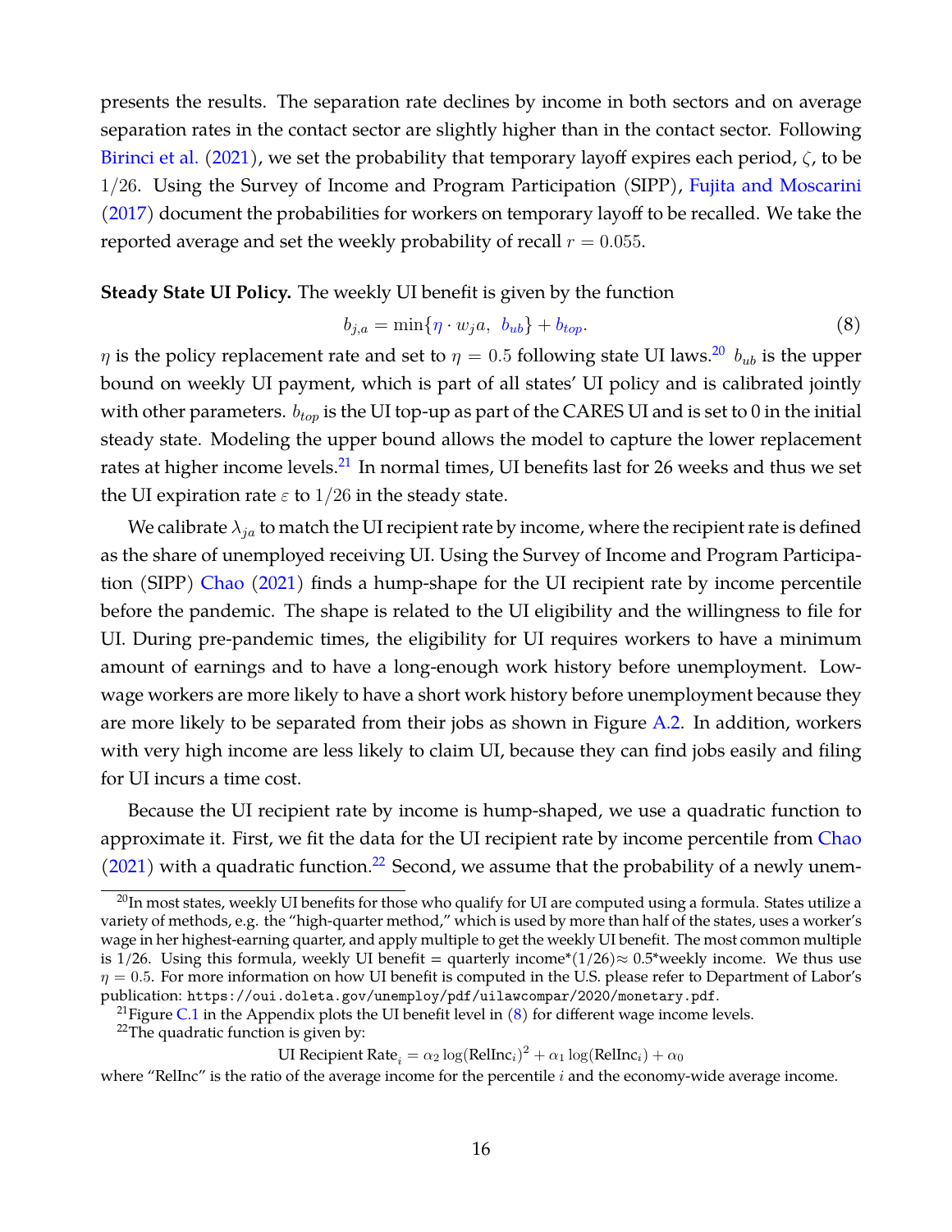presents the results. The separation rate declines by income in both sectors and on average separation rates in the contact sector are slightly higher than in the contact sector. Following Birinci et al. (2021), we set the probability that temporary layoff expires each period, $\zeta$, to be $1/26$. Using the Survey of Income and Program Participation (SIPP), Fujita and Moscarini (2017) document the probabilities for workers on temporary layoff to be recalled. We take the reported average and set the weekly probability of recall $r = 0.055$.

**Steady State UI Policy.** The weekly UI benefit is given by the function

$$b_{j,a} = \min\{\eta \cdot w_j a,\ b_{ub}\} + b_{top}. \tag{8}$$

$\eta$ is the policy replacement rate and set to $\eta = 0.5$ following state UI laws.[20] $b_{ub}$ is the upper bound on weekly UI payment, which is part of all states' UI policy and is calibrated jointly with other parameters. $b_{top}$ is the UI top-up as part of the CARES UI and is set to 0 in the initial steady state. Modeling the upper bound allows the model to capture the lower replacement rates at higher income levels.[21] In normal times, UI benefits last for 26 weeks and thus we set the UI expiration rate $\varepsilon$ to $1/26$ in the steady state.

We calibrate $\lambda_{ja}$ to match the UI recipient rate by income, where the recipient rate is defined as the share of unemployed receiving UI. Using the Survey of Income and Program Participation (SIPP) Chao (2021) finds a hump-shape for the UI recipient rate by income percentile before the pandemic. The shape is related to the UI eligibility and the willingness to file for UI. During pre-pandemic times, the eligibility for UI requires workers to have a minimum amount of earnings and to have a long-enough work history before unemployment. Low-wage workers are more likely to have a short work history before unemployment because they are more likely to be separated from their jobs as shown in Figure A.2. In addition, workers with very high income are less likely to claim UI, because they can find jobs easily and filing for UI incurs a time cost.

Because the UI recipient rate by income is hump-shaped, we use a quadratic function to approximate it. First, we fit the data for the UI recipient rate by income percentile from Chao (2021) with a quadratic function.[22] Second, we assume that the probability of a newly unem-

---

[20] In most states, weekly UI benefits for those who qualify for UI are computed using a formula. States utilize a variety of methods, e.g. the "high-quarter method," which is used by more than half of the states, uses a worker's wage in her highest-earning quarter, and apply multiple to get the weekly UI benefit. The most common multiple is 1/26. Using this formula, weekly UI benefit = quarterly income*(1/26)≈ 0.5*weekly income. We thus use $\eta = 0.5$. For more information on how UI benefit is computed in the U.S. please refer to Department of Labor's publication: `https://oui.doleta.gov/unemploy/pdf/uilawcompar/2020/monetary.pdf`.

[21] Figure C.1 in the Appendix plots the UI benefit level in (8) for different wage income levels.

[22] The quadratic function is given by:

$$\text{UI Recipient Rate}_i = \alpha_2 \log(\text{RelInc}_i)^2 + \alpha_1 \log(\text{RelInc}_i) + \alpha_0$$

where "RelInc" is the ratio of the average income for the percentile $i$ and the economy-wide average income.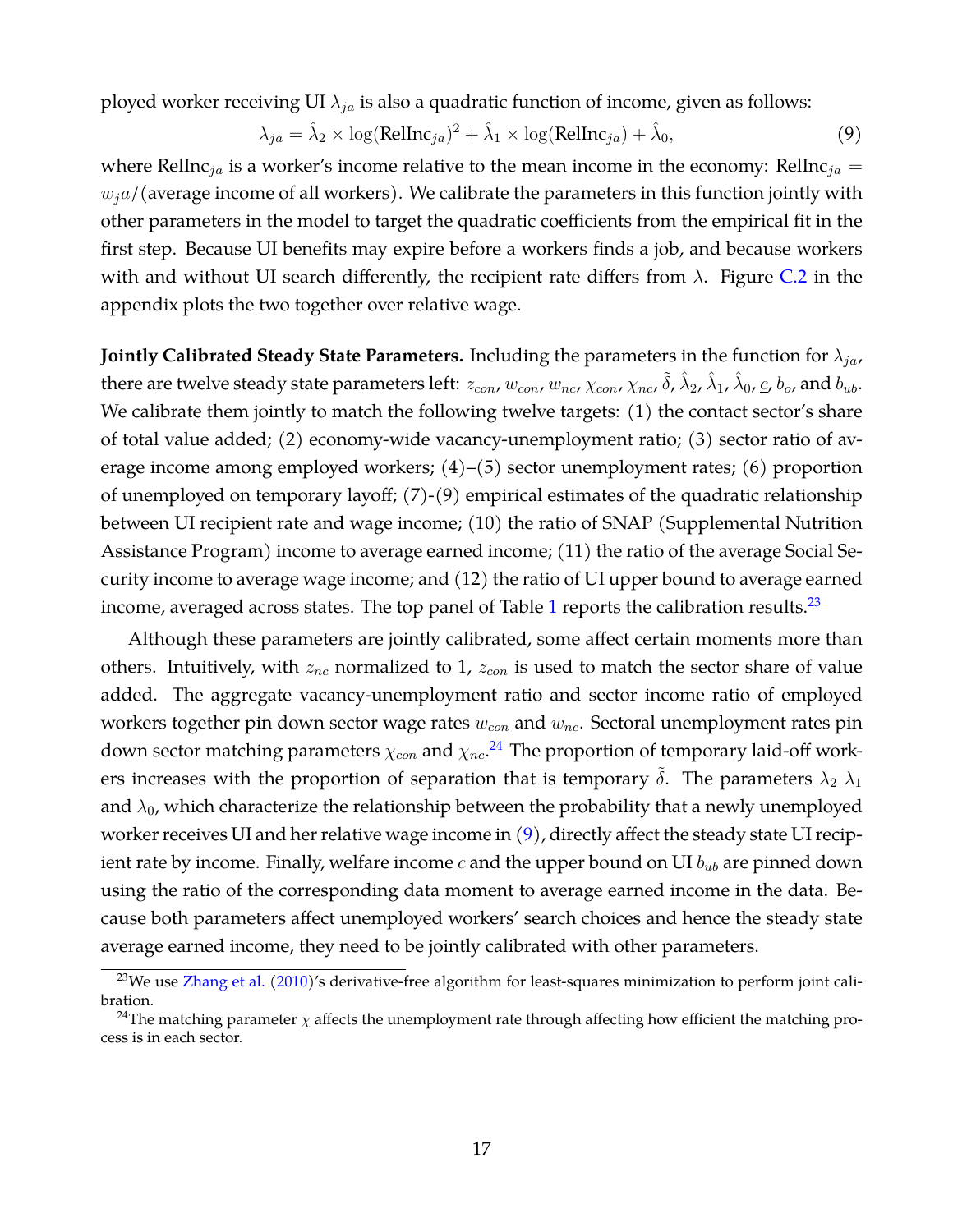ployed worker receiving UI $\lambda_{ja}$ is also a quadratic function of income, given as follows:

$$\lambda_{ja} = \hat{\lambda}_2 \times \log(\text{RelInc}_{ja})^2 + \hat{\lambda}_1 \times \log(\text{RelInc}_{ja}) + \hat{\lambda}_0, \tag{9}$$

where $\text{RelInc}_{ja}$ is a worker's income relative to the mean income in the economy: $\text{RelInc}_{ja} = w_j a/(\text{average income of all workers})$. We calibrate the parameters in this function jointly with other parameters in the model to target the quadratic coefficients from the empirical fit in the first step. Because UI benefits may expire before a workers finds a job, and because workers with and without UI search differently, the recipient rate differs from $\lambda$. Figure C.2 in the appendix plots the two together over relative wage.

**Jointly Calibrated Steady State Parameters.** Including the parameters in the function for $\lambda_{ja}$, there are twelve steady state parameters left: $z_{con}$, $w_{con}$, $w_{nc}$, $\chi_{con}$, $\chi_{nc}$, $\tilde{\delta}$, $\hat{\lambda}_2$, $\hat{\lambda}_1$, $\hat{\lambda}_0$, $\underline{c}$, $b_o$, and $b_{ub}$. We calibrate them jointly to match the following twelve targets: (1) the contact sector's share of total value added; (2) economy-wide vacancy-unemployment ratio; (3) sector ratio of average income among employed workers; (4)–(5) sector unemployment rates; (6) proportion of unemployed on temporary layoff; (7)-(9) empirical estimates of the quadratic relationship between UI recipient rate and wage income; (10) the ratio of SNAP (Supplemental Nutrition Assistance Program) income to average earned income; (11) the ratio of the average Social Security income to average wage income; and (12) the ratio of UI upper bound to average earned income, averaged across states. The top panel of Table 1 reports the calibration results.[23]

Although these parameters are jointly calibrated, some affect certain moments more than others. Intuitively, with $z_{nc}$ normalized to 1, $z_{con}$ is used to match the sector share of value added. The aggregate vacancy-unemployment ratio and sector income ratio of employed workers together pin down sector wage rates $w_{con}$ and $w_{nc}$. Sectoral unemployment rates pin down sector matching parameters $\chi_{con}$ and $\chi_{nc}$.[24] The proportion of temporary laid-off workers increases with the proportion of separation that is temporary $\tilde{\delta}$. The parameters $\lambda_2$ $\lambda_1$ and $\lambda_0$, which characterize the relationship between the probability that a newly unemployed worker receives UI and her relative wage income in (9), directly affect the steady state UI recipient rate by income. Finally, welfare income $\underline{c}$ and the upper bound on UI $b_{ub}$ are pinned down using the ratio of the corresponding data moment to average earned income in the data. Because both parameters affect unemployed workers' search choices and hence the steady state average earned income, they need to be jointly calibrated with other parameters.

[23] We use Zhang et al. (2010)'s derivative-free algorithm for least-squares minimization to perform joint calibration.

[24] The matching parameter $\chi$ affects the unemployment rate through affecting how efficient the matching process is in each sector.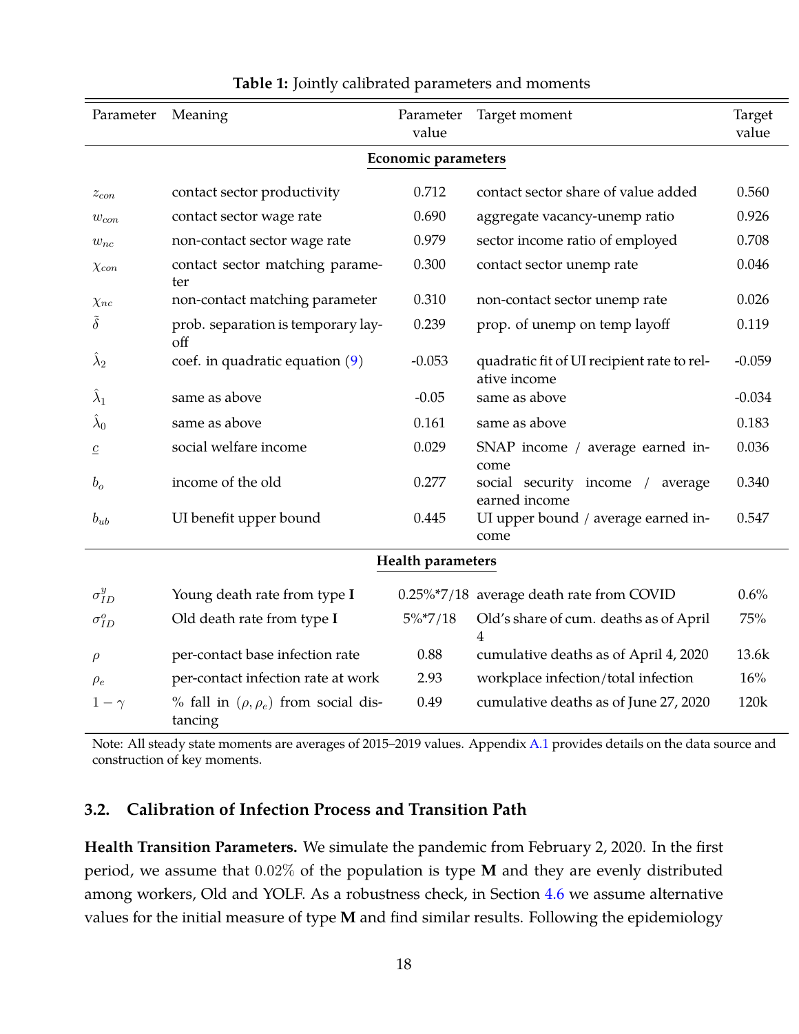**Table 1:** Jointly calibrated parameters and moments

| Parameter | Meaning | Parameter value | Target moment | Target value |
|---|---|---|---|---|
| | | **Economic parameters** | | |
| $z_{con}$ | contact sector productivity | 0.712 | contact sector share of value added | 0.560 |
| $w_{con}$ | contact sector wage rate | 0.690 | aggregate vacancy-unemp ratio | 0.926 |
| $w_{nc}$ | non-contact sector wage rate | 0.979 | sector income ratio of employed | 0.708 |
| $\chi_{con}$ | contact sector matching parameter | 0.300 | contact sector unemp rate | 0.046 |
| $\chi_{nc}$ | non-contact matching parameter | 0.310 | non-contact sector unemp rate | 0.026 |
| $\tilde{\delta}$ | prob. separation is temporary layoff | 0.239 | prop. of unemp on temp layoff | 0.119 |
| $\hat{\lambda}_2$ | coef. in quadratic equation (9) | -0.053 | quadratic fit of UI recipient rate to relative income | -0.059 |
| $\hat{\lambda}_1$ | same as above | -0.05 | same as above | -0.034 |
| $\hat{\lambda}_0$ | same as above | 0.161 | same as above | 0.183 |
| $\underline{c}$ | social welfare income | 0.029 | SNAP income / average earned income | 0.036 |
| $b_o$ | income of the old | 0.277 | social security income / average earned income | 0.340 |
| $b_{ub}$ | UI benefit upper bound | 0.445 | UI upper bound / average earned income | 0.547 |
| | | **Health parameters** | | |
| $\sigma^y_{ID}$ | Young death rate from type **I** | 0.25%*7/18 | average death rate from COVID | 0.6% |
| $\sigma^o_{ID}$ | Old death rate from type **I** | 5%*7/18 | Old's share of cum. deaths as of April 4 | 75% |
| $\rho$ | per-contact base infection rate | 0.88 | cumulative deaths as of April 4, 2020 | 13.6k |
| $\rho_e$ | per-contact infection rate at work | 2.93 | workplace infection/total infection | 16% |
| $1-\gamma$ | % fall in $(\rho, \rho_e)$ from social distancing | 0.49 | cumulative deaths as of June 27, 2020 | 120k |

Note: All steady state moments are averages of 2015–2019 values. Appendix A.1 provides details on the data source and construction of key moments.

### 3.2. Calibration of Infection Process and Transition Path

**Health Transition Parameters.** We simulate the pandemic from February 2, 2020. In the first period, we assume that $0.02\%$ of the population is type **M** and they are evenly distributed among workers, Old and YOLF. As a robustness check, in Section 4.6 we assume alternative values for the initial measure of type **M** and find similar results. Following the epidemiology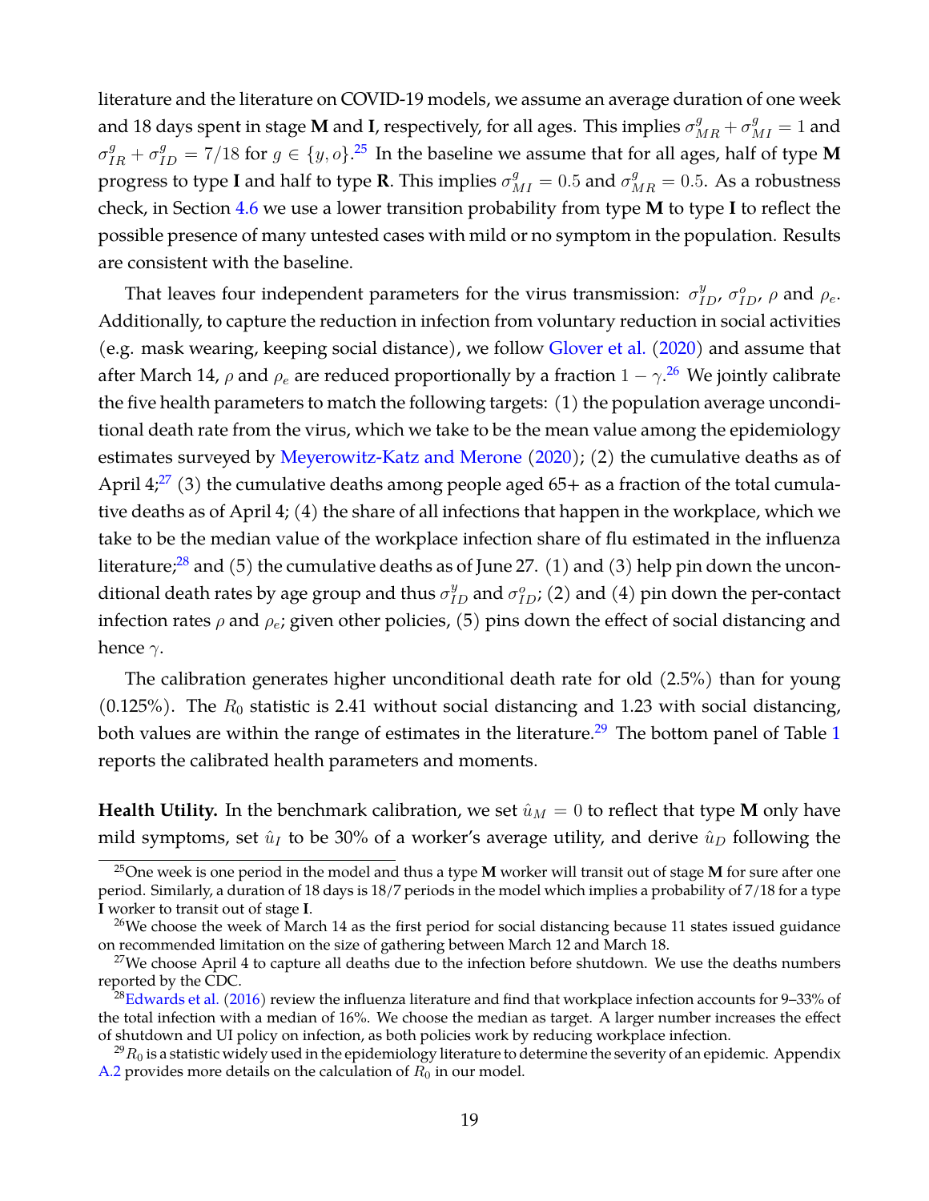literature and the literature on COVID-19 models, we assume an average duration of one week and 18 days spent in stage **M** and **I**, respectively, for all ages. This implies $\sigma^g_{MR} + \sigma^g_{MI} = 1$ and $\sigma^g_{IR} + \sigma^g_{ID} = 7/18$ for $g \in \{y, o\}$.[25] In the baseline we assume that for all ages, half of type **M** progress to type **I** and half to type **R**. This implies $\sigma^g_{MI} = 0.5$ and $\sigma^g_{MR} = 0.5$. As a robustness check, in Section 4.6 we use a lower transition probability from type **M** to type **I** to reflect the possible presence of many untested cases with mild or no symptom in the population. Results are consistent with the baseline.

That leaves four independent parameters for the virus transmission: $\sigma^y_{ID}$, $\sigma^o_{ID}$, $\rho$ and $\rho_e$. Additionally, to capture the reduction in infection from voluntary reduction in social activities (e.g. mask wearing, keeping social distance), we follow Glover et al. (2020) and assume that after March 14, $\rho$ and $\rho_e$ are reduced proportionally by a fraction $1 - \gamma$.[26] We jointly calibrate the five health parameters to match the following targets: (1) the population average unconditional death rate from the virus, which we take to be the mean value among the epidemiology estimates surveyed by Meyerowitz-Katz and Merone (2020); (2) the cumulative deaths as of April 4;[27] (3) the cumulative deaths among people aged 65+ as a fraction of the total cumulative deaths as of April 4; (4) the share of all infections that happen in the workplace, which we take to be the median value of the workplace infection share of flu estimated in the influenza literature;[28] and (5) the cumulative deaths as of June 27. (1) and (3) help pin down the unconditional death rates by age group and thus $\sigma^y_{ID}$ and $\sigma^o_{ID}$; (2) and (4) pin down the per-contact infection rates $\rho$ and $\rho_e$; given other policies, (5) pins down the effect of social distancing and hence $\gamma$.

The calibration generates higher unconditional death rate for old (2.5%) than for young (0.125%). The $R_0$ statistic is 2.41 without social distancing and 1.23 with social distancing, both values are within the range of estimates in the literature.[29] The bottom panel of Table 1 reports the calibrated health parameters and moments.

**Health Utility.** In the benchmark calibration, we set $\hat{u}_M = 0$ to reflect that type **M** only have mild symptoms, set $\hat{u}_I$ to be 30% of a worker's average utility, and derive $\hat{u}_D$ following the

---

[25] One week is one period in the model and thus a type **M** worker will transit out of stage **M** for sure after one period. Similarly, a duration of 18 days is 18/7 periods in the model which implies a probability of 7/18 for a type **I** worker to transit out of stage **I**.

[26] We choose the week of March 14 as the first period for social distancing because 11 states issued guidance on recommended limitation on the size of gathering between March 12 and March 18.

[27] We choose April 4 to capture all deaths due to the infection before shutdown. We use the deaths numbers reported by the CDC.

[28] Edwards et al. (2016) review the influenza literature and find that workplace infection accounts for 9–33% of the total infection with a median of 16%. We choose the median as target. A larger number increases the effect of shutdown and UI policy on infection, as both policies work by reducing workplace infection.

[29] $R_0$ is a statistic widely used in the epidemiology literature to determine the severity of an epidemic. Appendix A.2 provides more details on the calculation of $R_0$ in our model.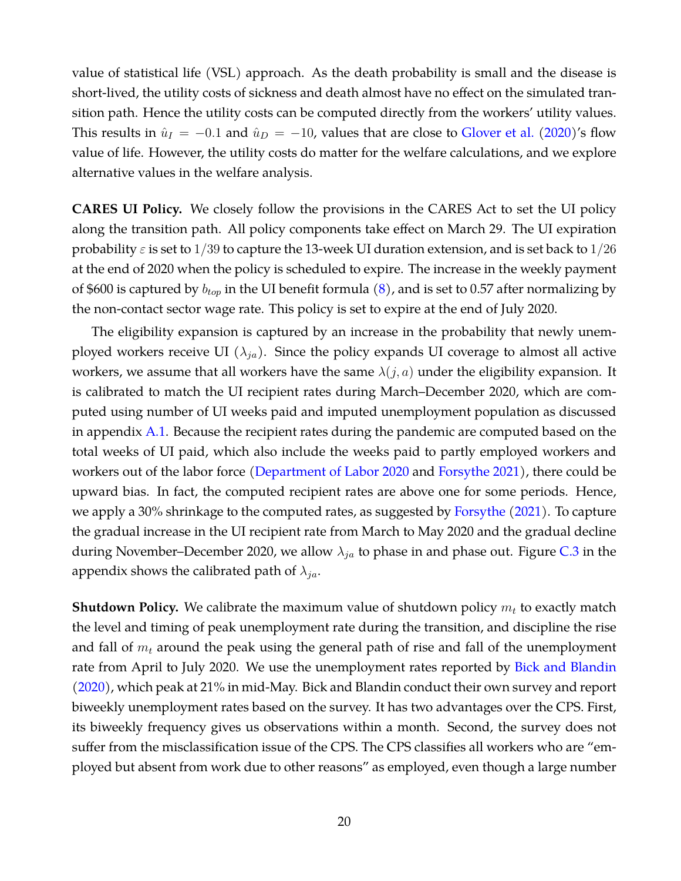value of statistical life (VSL) approach. As the death probability is small and the disease is short-lived, the utility costs of sickness and death almost have no effect on the simulated transition path. Hence the utility costs can be computed directly from the workers' utility values. This results in $\hat{u}_I = -0.1$ and $\hat{u}_D = -10$, values that are close to Glover et al. (2020)'s flow value of life. However, the utility costs do matter for the welfare calculations, and we explore alternative values in the welfare analysis.

**CARES UI Policy.** We closely follow the provisions in the CARES Act to set the UI policy along the transition path. All policy components take effect on March 29. The UI expiration probability $\varepsilon$ is set to $1/39$ to capture the 13-week UI duration extension, and is set back to $1/26$ at the end of 2020 when the policy is scheduled to expire. The increase in the weekly payment of $600 is captured by $b_{top}$ in the UI benefit formula (8), and is set to 0.57 after normalizing by the non-contact sector wage rate. This policy is set to expire at the end of July 2020.

The eligibility expansion is captured by an increase in the probability that newly unemployed workers receive UI ($\lambda_{ja}$). Since the policy expands UI coverage to almost all active workers, we assume that all workers have the same $\lambda(j, a)$ under the eligibility expansion. It is calibrated to match the UI recipient rates during March–December 2020, which are computed using number of UI weeks paid and imputed unemployment population as discussed in appendix A.1. Because the recipient rates during the pandemic are computed based on the total weeks of UI paid, which also include the weeks paid to partly employed workers and workers out of the labor force (Department of Labor 2020 and Forsythe 2021), there could be upward bias. In fact, the computed recipient rates are above one for some periods. Hence, we apply a 30% shrinkage to the computed rates, as suggested by Forsythe (2021). To capture the gradual increase in the UI recipient rate from March to May 2020 and the gradual decline during November–December 2020, we allow $\lambda_{ja}$ to phase in and phase out. Figure C.3 in the appendix shows the calibrated path of $\lambda_{ja}$.

**Shutdown Policy.** We calibrate the maximum value of shutdown policy $m_t$ to exactly match the level and timing of peak unemployment rate during the transition, and discipline the rise and fall of $m_t$ around the peak using the general path of rise and fall of the unemployment rate from April to July 2020. We use the unemployment rates reported by Bick and Blandin (2020), which peak at 21% in mid-May. Bick and Blandin conduct their own survey and report biweekly unemployment rates based on the survey. It has two advantages over the CPS. First, its biweekly frequency gives us observations within a month. Second, the survey does not suffer from the misclassification issue of the CPS. The CPS classifies all workers who are "employed but absent from work due to other reasons" as employed, even though a large number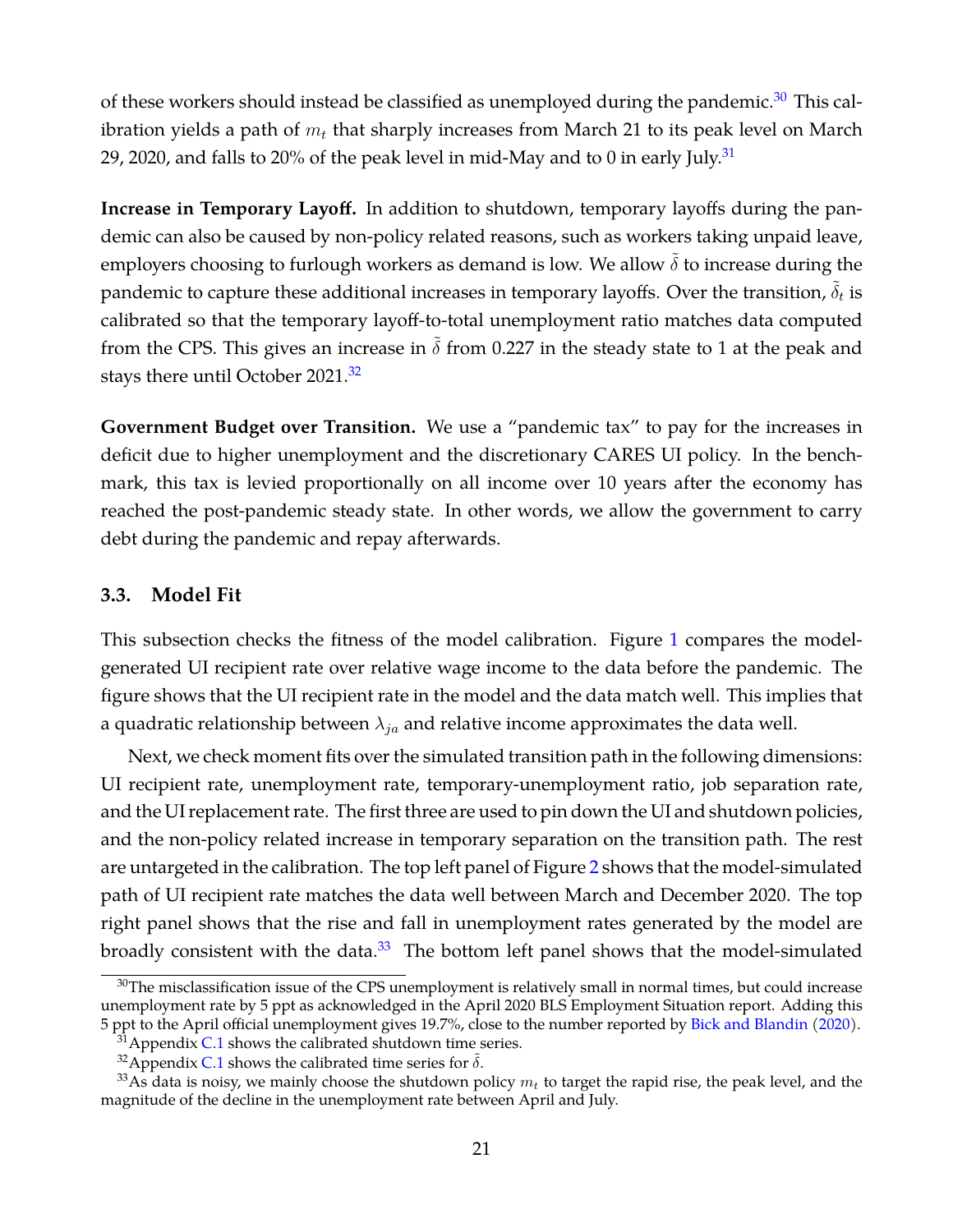of these workers should instead be classified as unemployed during the pandemic.[30] This calibration yields a path of $m_t$ that sharply increases from March 21 to its peak level on March 29, 2020, and falls to 20% of the peak level in mid-May and to 0 in early July.[31]

**Increase in Temporary Layoff.** In addition to shutdown, temporary layoffs during the pandemic can also be caused by non-policy related reasons, such as workers taking unpaid leave, employers choosing to furlough workers as demand is low. We allow $\tilde{\delta}$ to increase during the pandemic to capture these additional increases in temporary layoffs. Over the transition, $\tilde{\delta}_t$ is calibrated so that the temporary layoff-to-total unemployment ratio matches data computed from the CPS. This gives an increase in $\tilde{\delta}$ from 0.227 in the steady state to 1 at the peak and stays there until October 2021.[32]

**Government Budget over Transition.** We use a "pandemic tax" to pay for the increases in deficit due to higher unemployment and the discretionary CARES UI policy. In the benchmark, this tax is levied proportionally on all income over 10 years after the economy has reached the post-pandemic steady state. In other words, we allow the government to carry debt during the pandemic and repay afterwards.

### 3.3. Model Fit

This subsection checks the fitness of the model calibration. Figure 1 compares the model-generated UI recipient rate over relative wage income to the data before the pandemic. The figure shows that the UI recipient rate in the model and the data match well. This implies that a quadratic relationship between $\lambda_{ja}$ and relative income approximates the data well.

Next, we check moment fits over the simulated transition path in the following dimensions: UI recipient rate, unemployment rate, temporary-unemployment ratio, job separation rate, and the UI replacement rate. The first three are used to pin down the UI and shutdown policies, and the non-policy related increase in temporary separation on the transition path. The rest are untargeted in the calibration. The top left panel of Figure 2 shows that the model-simulated path of UI recipient rate matches the data well between March and December 2020. The top right panel shows that the rise and fall in unemployment rates generated by the model are broadly consistent with the data.[33] The bottom left panel shows that the model-simulated

[30] The misclassification issue of the CPS unemployment is relatively small in normal times, but could increase unemployment rate by 5 ppt as acknowledged in the April 2020 BLS Employment Situation report. Adding this 5 ppt to the April official unemployment gives 19.7%, close to the number reported by Bick and Blandin (2020).

[31] Appendix C.1 shows the calibrated shutdown time series.

[32] Appendix C.1 shows the calibrated time series for $\tilde{\delta}$.

[33] As data is noisy, we mainly choose the shutdown policy $m_t$ to target the rapid rise, the peak level, and the magnitude of the decline in the unemployment rate between April and July.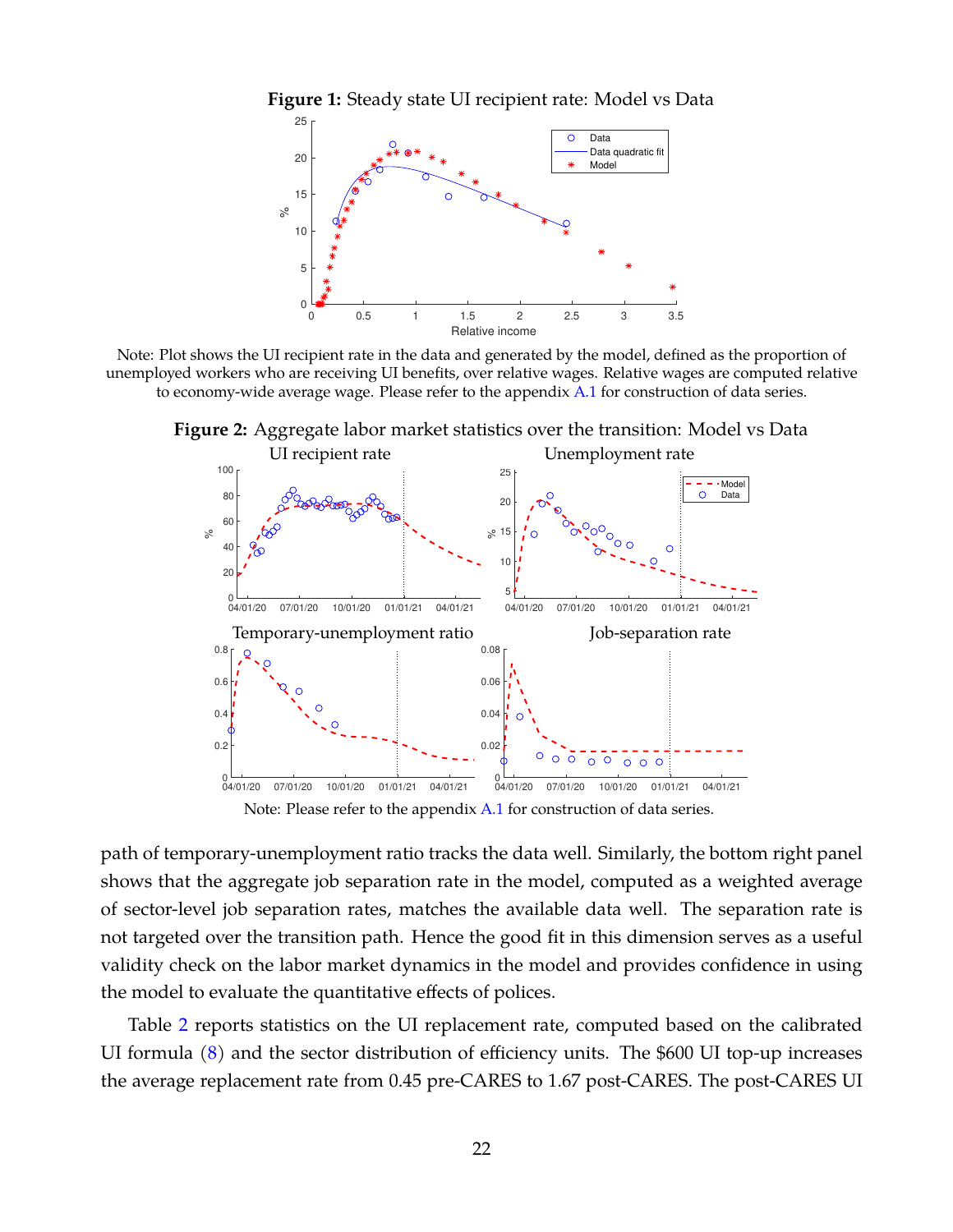**Figure 1:** Steady state UI recipient rate: Model vs Data

Note: Plot shows the UI recipient rate in the data and generated by the model, defined as the proportion of unemployed workers who are receiving UI benefits, over relative wages. Relative wages are computed relative to economy-wide average wage. Please refer to the appendix A.1 for construction of data series.

**Figure 2:** Aggregate labor market statistics over the transition: Model vs Data

Note: Please refer to the appendix A.1 for construction of data series.

path of temporary-unemployment ratio tracks the data well. Similarly, the bottom right panel shows that the aggregate job separation rate in the model, computed as a weighted average of sector-level job separation rates, matches the available data well. The separation rate is not targeted over the transition path. Hence the good fit in this dimension serves as a useful validity check on the labor market dynamics in the model and provides confidence in using the model to evaluate the quantitative effects of polices.

Table 2 reports statistics on the UI replacement rate, computed based on the calibrated UI formula (8) and the sector distribution of efficiency units. The $600 UI top-up increases the average replacement rate from 0.45 pre-CARES to 1.67 post-CARES. The post-CARES UI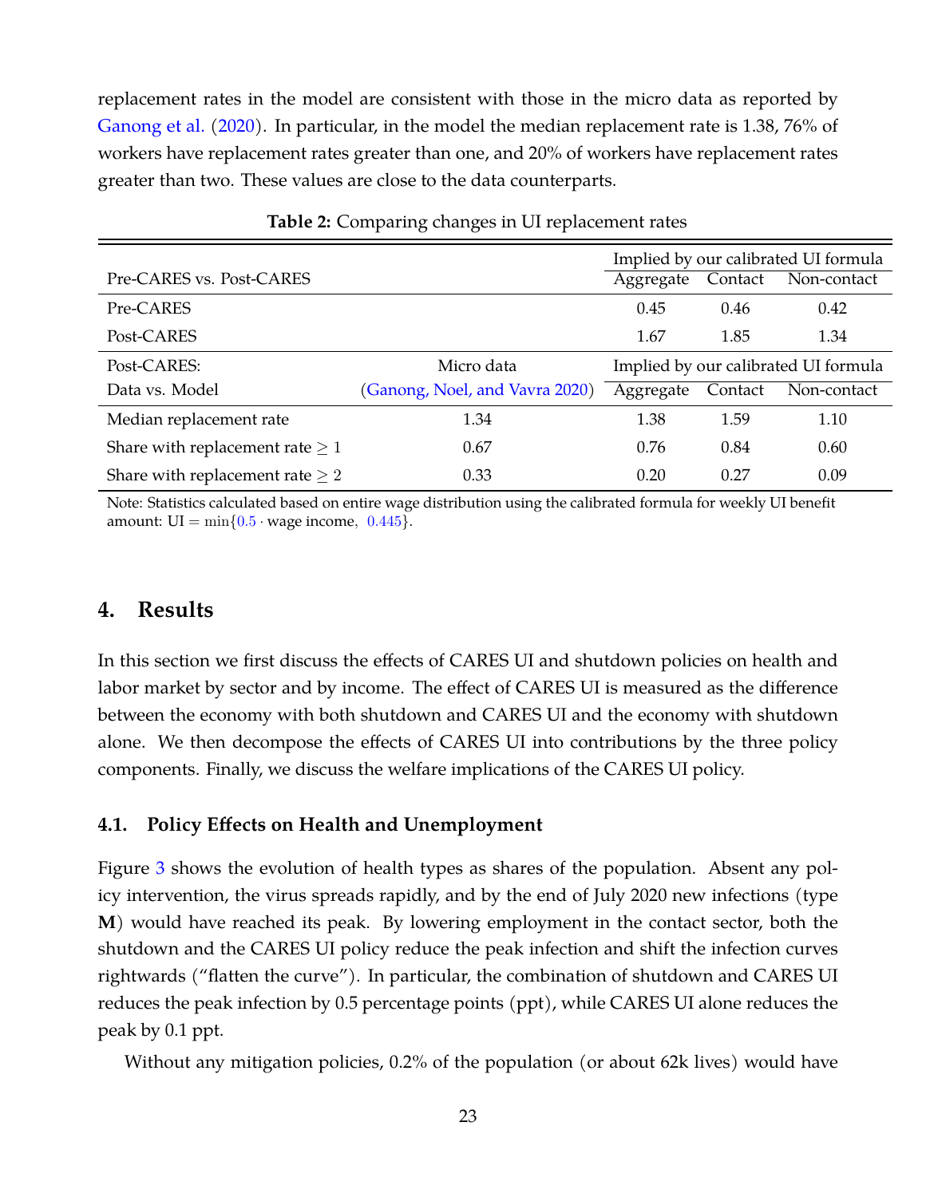replacement rates in the model are consistent with those in the micro data as reported by Ganong et al. (2020). In particular, in the model the median replacement rate is 1.38, 76% of workers have replacement rates greater than one, and 20% of workers have replacement rates greater than two. These values are close to the data counterparts.

**Table 2:** Comparing changes in UI replacement rates

| Pre-CARES vs. Post-CARES | | Implied by our calibrated UI formula | | |
|---|---|---|---|---|
| | | Aggregate | Contact | Non-contact |
| Pre-CARES | | 0.45 | 0.46 | 0.42 |
| Post-CARES | | 1.67 | 1.85 | 1.34 |
| Post-CARES: | Micro data | Implied by our calibrated UI formula | | |
| Data vs. Model | (Ganong, Noel, and Vavra 2020) | Aggregate | Contact | Non-contact |
| Median replacement rate | 1.34 | 1.38 | 1.59 | 1.10 |
| Share with replacement rate $\geq 1$ | 0.67 | 0.76 | 0.84 | 0.60 |
| Share with replacement rate $\geq 2$ | 0.33 | 0.20 | 0.27 | 0.09 |

Note: Statistics calculated based on entire wage distribution using the calibrated formula for weekly UI benefit amount: $\text{UI} = \min\{0.5 \cdot \text{wage income}, \ 0.445\}$.

## 4. Results

In this section we first discuss the effects of CARES UI and shutdown policies on health and labor market by sector and by income. The effect of CARES UI is measured as the difference between the economy with both shutdown and CARES UI and the economy with shutdown alone. We then decompose the effects of CARES UI into contributions by the three policy components. Finally, we discuss the welfare implications of the CARES UI policy.

### 4.1. Policy Effects on Health and Unemployment

Figure 3 shows the evolution of health types as shares of the population. Absent any policy intervention, the virus spreads rapidly, and by the end of July 2020 new infections (type **M**) would have reached its peak. By lowering employment in the contact sector, both the shutdown and the CARES UI policy reduce the peak infection and shift the infection curves rightwards ("flatten the curve"). In particular, the combination of shutdown and CARES UI reduces the peak infection by 0.5 percentage points (ppt), while CARES UI alone reduces the peak by 0.1 ppt.

Without any mitigation policies, 0.2% of the population (or about 62k lives) would have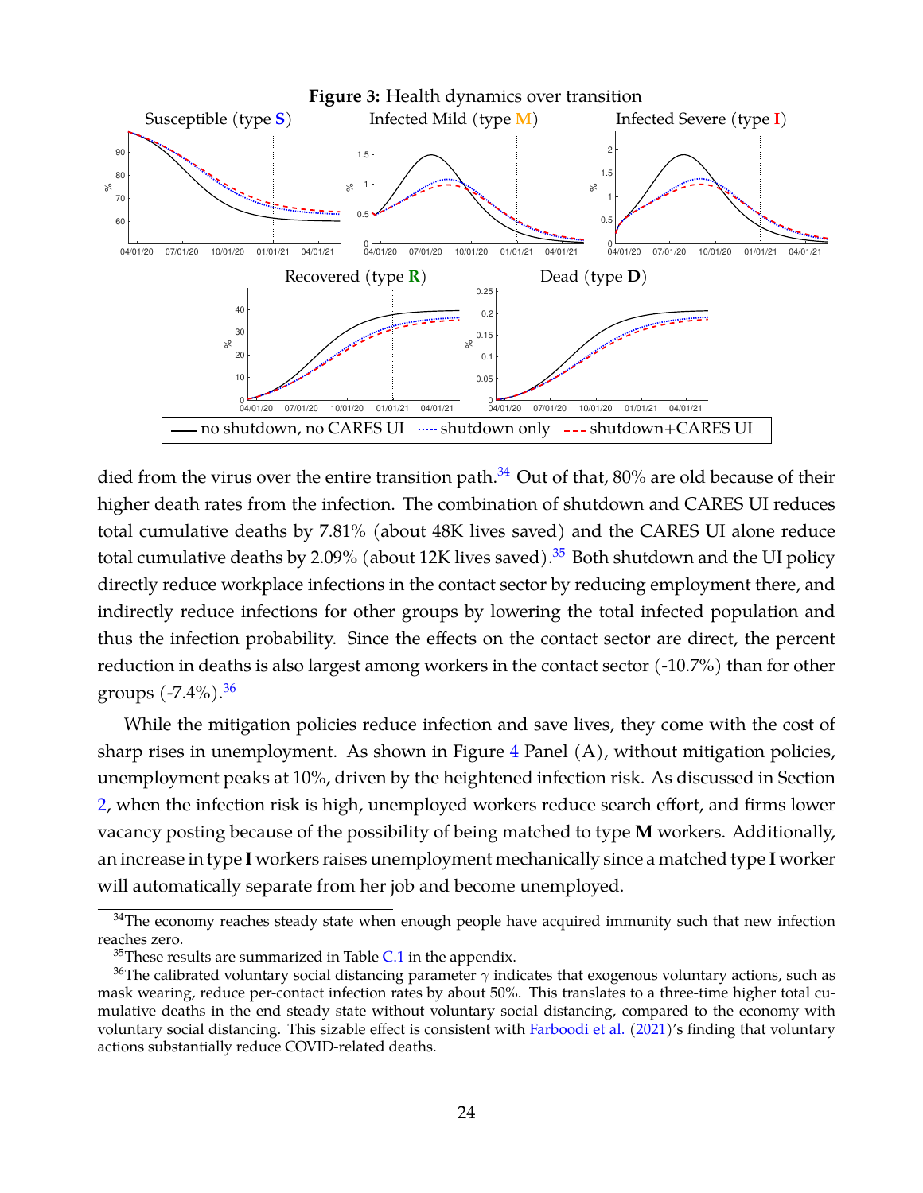**Figure 3:** Health dynamics over transition

died from the virus over the entire transition path.[34] Out of that, 80% are old because of their higher death rates from the infection. The combination of shutdown and CARES UI reduces total cumulative deaths by 7.81% (about 48K lives saved) and the CARES UI alone reduce total cumulative deaths by 2.09% (about 12K lives saved).[35] Both shutdown and the UI policy directly reduce workplace infections in the contact sector by reducing employment there, and indirectly reduce infections for other groups by lowering the total infected population and thus the infection probability. Since the effects on the contact sector are direct, the percent reduction in deaths is also largest among workers in the contact sector (-10.7%) than for other groups (-7.4%).[36]

While the mitigation policies reduce infection and save lives, they come with the cost of sharp rises in unemployment. As shown in Figure 4 Panel (A), without mitigation policies, unemployment peaks at 10%, driven by the heightened infection risk. As discussed in Section 2, when the infection risk is high, unemployed workers reduce search effort, and firms lower vacancy posting because of the possibility of being matched to type **M** workers. Additionally, an increase in type **I** workers raises unemployment mechanically since a matched type **I** worker will automatically separate from her job and become unemployed.

[34] The economy reaches steady state when enough people have acquired immunity such that new infection reaches zero.

[35] These results are summarized in Table C.1 in the appendix.

[36] The calibrated voluntary social distancing parameter $\gamma$ indicates that exogenous voluntary actions, such as mask wearing, reduce per-contact infection rates by about 50%. This translates to a three-time higher total cumulative deaths in the end steady state without voluntary social distancing, compared to the economy with voluntary social distancing. This sizable effect is consistent with Farboodi et al. (2021)'s finding that voluntary actions substantially reduce COVID-related deaths.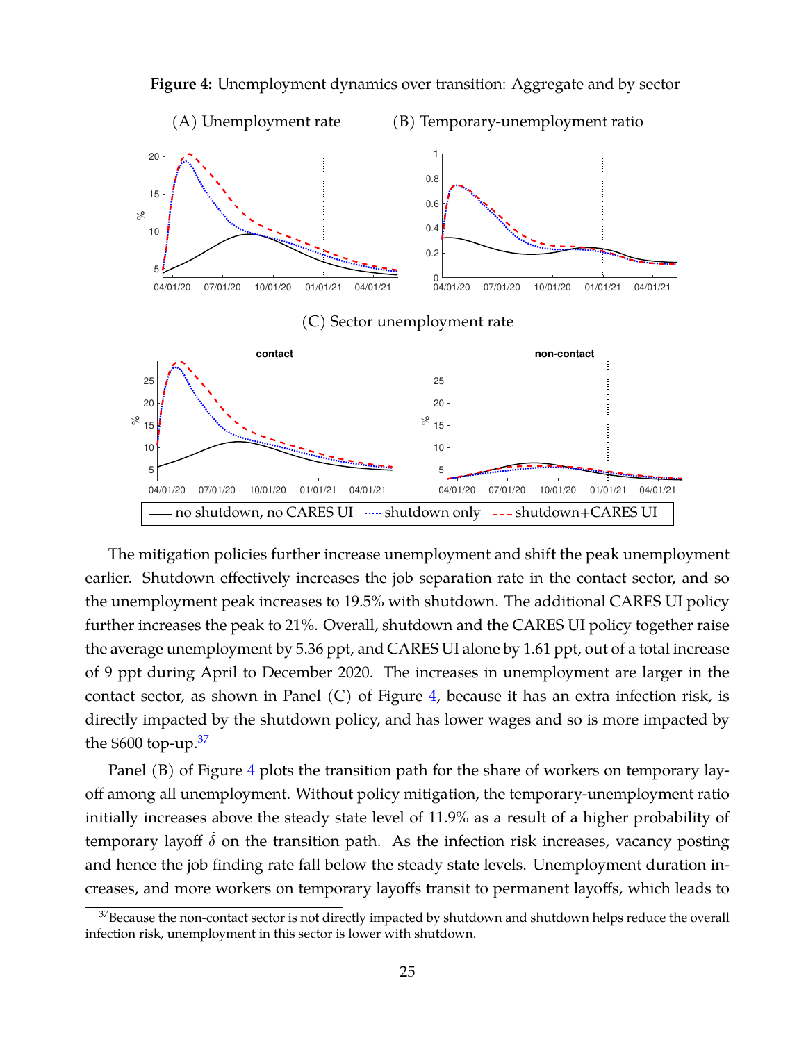**Figure 4:** Unemployment dynamics over transition: Aggregate and by sector

(A) Unemployment rate (B) Temporary-unemployment ratio

(C) Sector unemployment rate

—— no shutdown, no CARES UI ······ shutdown only - - - shutdown+CARES UI

The mitigation policies further increase unemployment and shift the peak unemployment earlier. Shutdown effectively increases the job separation rate in the contact sector, and so the unemployment peak increases to 19.5% with shutdown. The additional CARES UI policy further increases the peak to 21%. Overall, shutdown and the CARES UI policy together raise the average unemployment by 5.36 ppt, and CARES UI alone by 1.61 ppt, out of a total increase of 9 ppt during April to December 2020. The increases in unemployment are larger in the contact sector, as shown in Panel (C) of Figure 4, because it has an extra infection risk, is directly impacted by the shutdown policy, and has lower wages and so is more impacted by the $600 top-up.[37]

Panel (B) of Figure 4 plots the transition path for the share of workers on temporary layoff among all unemployment. Without policy mitigation, the temporary-unemployment ratio initially increases above the steady state level of 11.9% as a result of a higher probability of temporary layoff $\tilde{\delta}$ on the transition path. As the infection risk increases, vacancy posting and hence the job finding rate fall below the steady state levels. Unemployment duration increases, and more workers on temporary layoffs transit to permanent layoffs, which leads to

[37] Because the non-contact sector is not directly impacted by shutdown and shutdown helps reduce the overall infection risk, unemployment in this sector is lower with shutdown.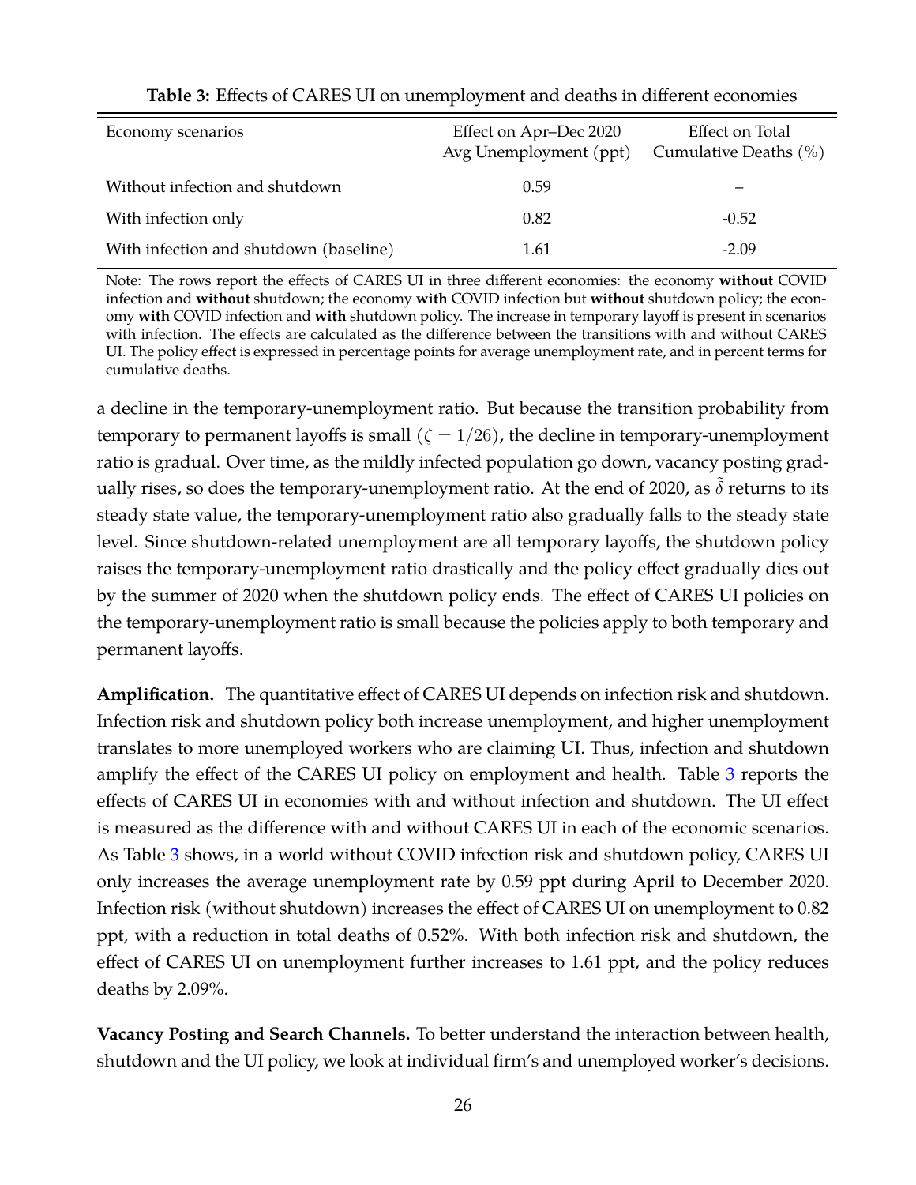**Table 3:** Effects of CARES UI on unemployment and deaths in different economies

| Economy scenarios | Effect on Apr–Dec 2020 Avg Unemployment (ppt) | Effect on Total Cumulative Deaths (%) |
|---|---|---|
| Without infection and shutdown | 0.59 | – |
| With infection only | 0.82 | -0.52 |
| With infection and shutdown (baseline) | 1.61 | -2.09 |

Note: The rows report the effects of CARES UI in three different economies: the economy **without** COVID infection and **without** shutdown; the economy **with** COVID infection but **without** shutdown policy; the economy **with** COVID infection and **with** shutdown policy. The increase in temporary layoff is present in scenarios with infection. The effects are calculated as the difference between the transitions with and without CARES UI. The policy effect is expressed in percentage points for average unemployment rate, and in percent terms for cumulative deaths.

a decline in the temporary-unemployment ratio. But because the transition probability from temporary to permanent layoffs is small ($\zeta = 1/26$), the decline in temporary-unemployment ratio is gradual. Over time, as the mildly infected population go down, vacancy posting gradually rises, so does the temporary-unemployment ratio. At the end of 2020, as $\tilde{\delta}$ returns to its steady state value, the temporary-unemployment ratio also gradually falls to the steady state level. Since shutdown-related unemployment are all temporary layoffs, the shutdown policy raises the temporary-unemployment ratio drastically and the policy effect gradually dies out by the summer of 2020 when the shutdown policy ends. The effect of CARES UI policies on the temporary-unemployment ratio is small because the policies apply to both temporary and permanent layoffs.

**Amplification.** The quantitative effect of CARES UI depends on infection risk and shutdown. Infection risk and shutdown policy both increase unemployment, and higher unemployment translates to more unemployed workers who are claiming UI. Thus, infection and shutdown amplify the effect of the CARES UI policy on employment and health. Table 3 reports the effects of CARES UI in economies with and without infection and shutdown. The UI effect is measured as the difference with and without CARES UI in each of the economic scenarios. As Table 3 shows, in a world without COVID infection risk and shutdown policy, CARES UI only increases the average unemployment rate by 0.59 ppt during April to December 2020. Infection risk (without shutdown) increases the effect of CARES UI on unemployment to 0.82 ppt, with a reduction in total deaths of 0.52%. With both infection risk and shutdown, the effect of CARES UI on unemployment further increases to 1.61 ppt, and the policy reduces deaths by 2.09%.

**Vacancy Posting and Search Channels.** To better understand the interaction between health, shutdown and the UI policy, we look at individual firm's and unemployed worker's decisions.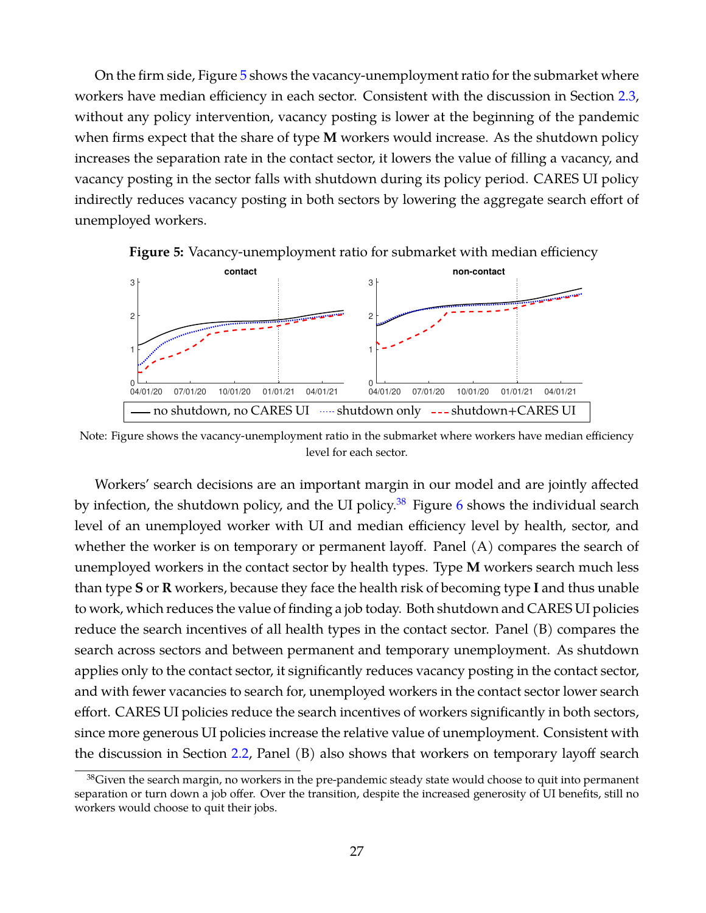On the firm side, Figure 5 shows the vacancy-unemployment ratio for the submarket where workers have median efficiency in each sector. Consistent with the discussion in Section 2.3, without any policy intervention, vacancy posting is lower at the beginning of the pandemic when firms expect that the share of type **M** workers would increase. As the shutdown policy increases the separation rate in the contact sector, it lowers the value of filling a vacancy, and vacancy posting in the sector falls with shutdown during its policy period. CARES UI policy indirectly reduces vacancy posting in both sectors by lowering the aggregate search effort of unemployed workers.

**Figure 5:** Vacancy-unemployment ratio for submarket with median efficiency

Note: Figure shows the vacancy-unemployment ratio in the submarket where workers have median efficiency level for each sector.

Workers' search decisions are an important margin in our model and are jointly affected by infection, the shutdown policy, and the UI policy.[38] Figure 6 shows the individual search level of an unemployed worker with UI and median efficiency level by health, sector, and whether the worker is on temporary or permanent layoff. Panel (A) compares the search of unemployed workers in the contact sector by health types. Type **M** workers search much less than type **S** or **R** workers, because they face the health risk of becoming type **I** and thus unable to work, which reduces the value of finding a job today. Both shutdown and CARES UI policies reduce the search incentives of all health types in the contact sector. Panel (B) compares the search across sectors and between permanent and temporary unemployment. As shutdown applies only to the contact sector, it significantly reduces vacancy posting in the contact sector, and with fewer vacancies to search for, unemployed workers in the contact sector lower search effort. CARES UI policies reduce the search incentives of workers significantly in both sectors, since more generous UI policies increase the relative value of unemployment. Consistent with the discussion in Section 2.2, Panel (B) also shows that workers on temporary layoff search

[38] Given the search margin, no workers in the pre-pandemic steady state would choose to quit into permanent separation or turn down a job offer. Over the transition, despite the increased generosity of UI benefits, still no workers would choose to quit their jobs.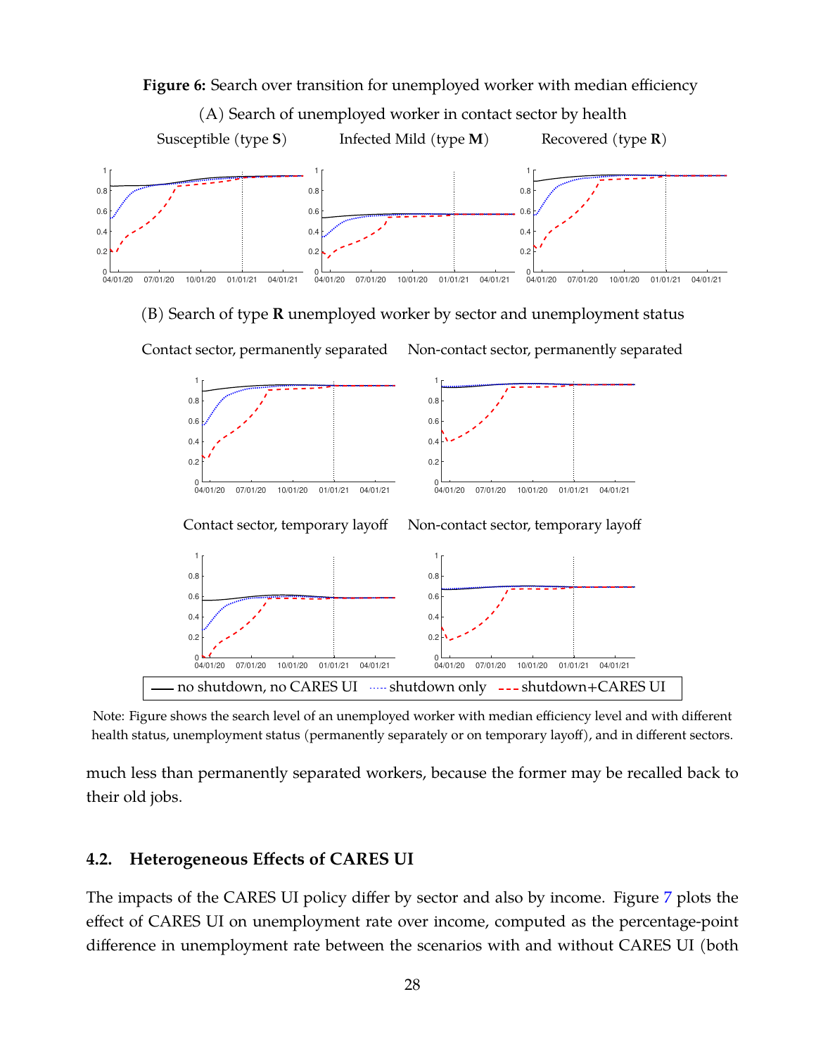**Figure 6:** Search over transition for unemployed worker with median efficiency

(A) Search of unemployed worker in contact sector by health

Susceptible (type **S**) | Infected Mild (type **M**) | Recovered (type **R**)

(B) Search of type **R** unemployed worker by sector and unemployment status

Contact sector, permanently separated | Non-contact sector, permanently separated

Contact sector, temporary layoff | Non-contact sector, temporary layoff

—— no shutdown, no CARES UI ····· shutdown only - - - shutdown+CARES UI

Note: Figure shows the search level of an unemployed worker with median efficiency level and with different health status, unemployment status (permanently separately or on temporary layoff), and in different sectors.

much less than permanently separated workers, because the former may be recalled back to their old jobs.

### 4.2. Heterogeneous Effects of CARES UI

The impacts of the CARES UI policy differ by sector and also by income. Figure 7 plots the effect of CARES UI on unemployment rate over income, computed as the percentage-point difference in unemployment rate between the scenarios with and without CARES UI (both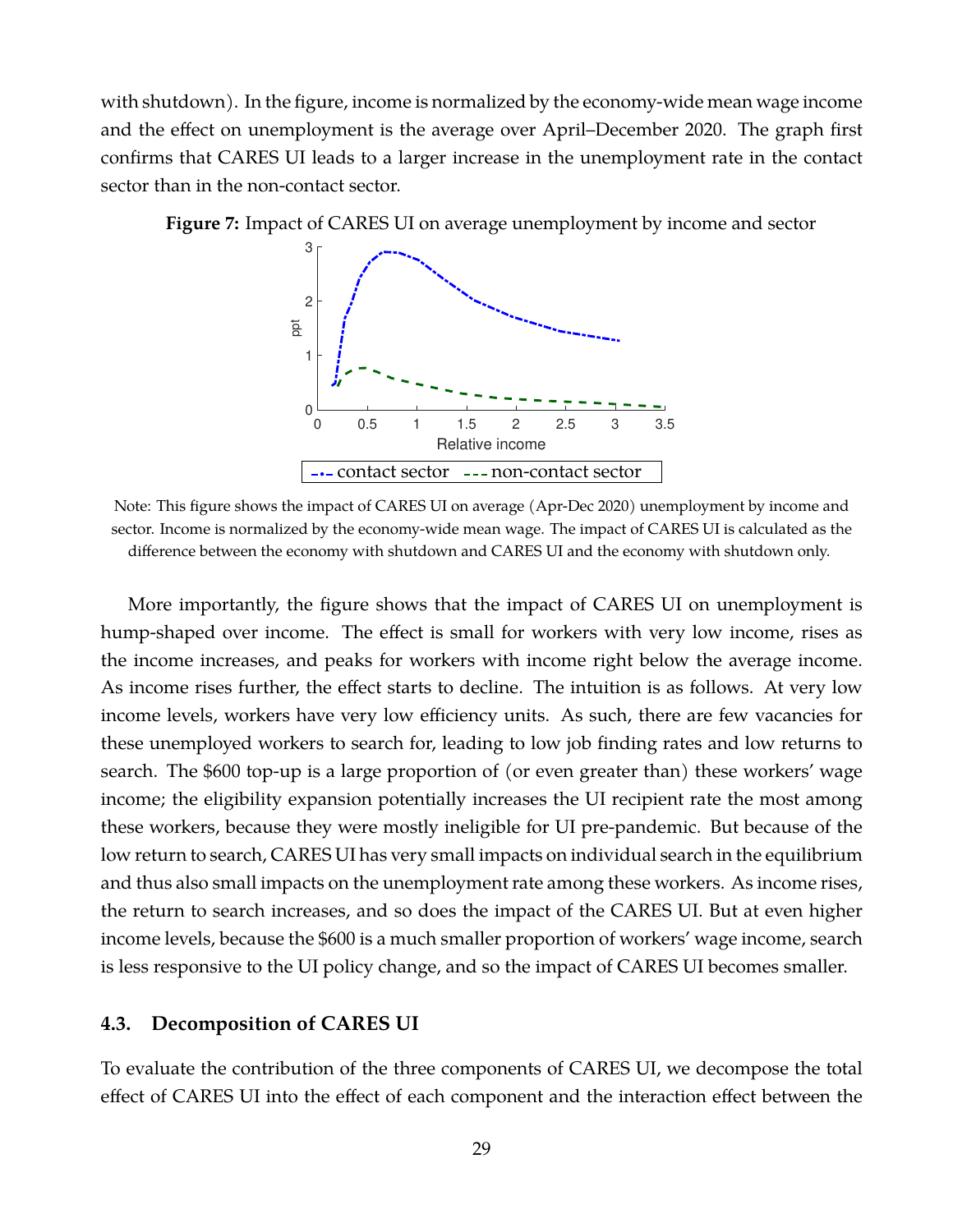with shutdown). In the figure, income is normalized by the economy-wide mean wage income and the effect on unemployment is the average over April–December 2020. The graph first confirms that CARES UI leads to a larger increase in the unemployment rate in the contact sector than in the non-contact sector.

**Figure 7:** Impact of CARES UI on average unemployment by income and sector

Note: This figure shows the impact of CARES UI on average (Apr-Dec 2020) unemployment by income and sector. Income is normalized by the economy-wide mean wage. The impact of CARES UI is calculated as the difference between the economy with shutdown and CARES UI and the economy with shutdown only.

More importantly, the figure shows that the impact of CARES UI on unemployment is hump-shaped over income. The effect is small for workers with very low income, rises as the income increases, and peaks for workers with income right below the average income. As income rises further, the effect starts to decline. The intuition is as follows. At very low income levels, workers have very low efficiency units. As such, there are few vacancies for these unemployed workers to search for, leading to low job finding rates and low returns to search. The $600 top-up is a large proportion of (or even greater than) these workers' wage income; the eligibility expansion potentially increases the UI recipient rate the most among these workers, because they were mostly ineligible for UI pre-pandemic. But because of the low return to search, CARES UI has very small impacts on individual search in the equilibrium and thus also small impacts on the unemployment rate among these workers. As income rises, the return to search increases, and so does the impact of the CARES UI. But at even higher income levels, because the $600 is a much smaller proportion of workers' wage income, search is less responsive to the UI policy change, and so the impact of CARES UI becomes smaller.

### 4.3. Decomposition of CARES UI

To evaluate the contribution of the three components of CARES UI, we decompose the total effect of CARES UI into the effect of each component and the interaction effect between the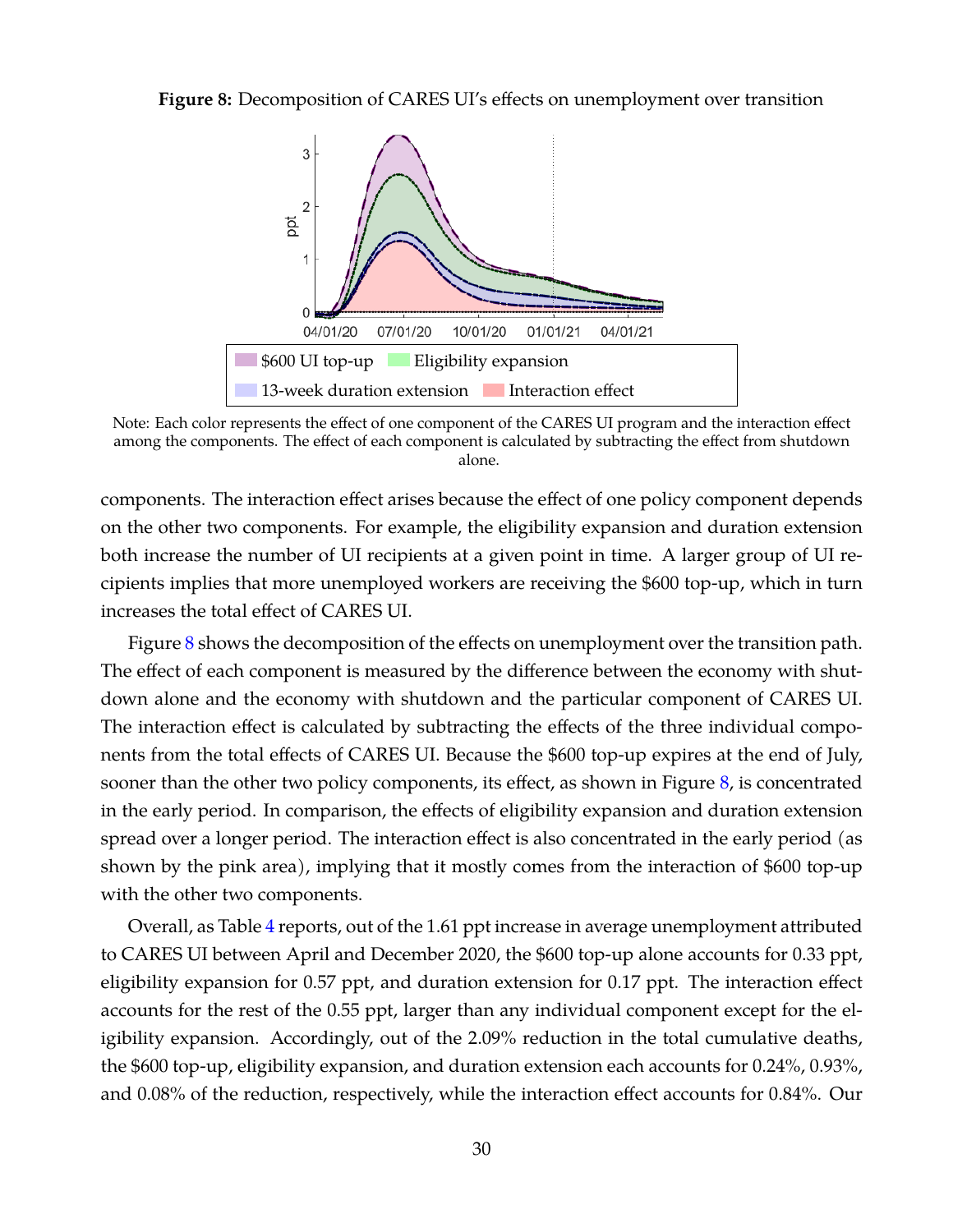**Figure 8:** Decomposition of CARES UI's effects on unemployment over transition

Note: Each color represents the effect of one component of the CARES UI program and the interaction effect among the components. The effect of each component is calculated by subtracting the effect from shutdown alone.

components. The interaction effect arises because the effect of one policy component depends on the other two components. For example, the eligibility expansion and duration extension both increase the number of UI recipients at a given point in time. A larger group of UI recipients implies that more unemployed workers are receiving the $600 top-up, which in turn increases the total effect of CARES UI.

Figure 8 shows the decomposition of the effects on unemployment over the transition path. The effect of each component is measured by the difference between the economy with shutdown alone and the economy with shutdown and the particular component of CARES UI. The interaction effect is calculated by subtracting the effects of the three individual components from the total effects of CARES UI. Because the $600 top-up expires at the end of July, sooner than the other two policy components, its effect, as shown in Figure 8, is concentrated in the early period. In comparison, the effects of eligibility expansion and duration extension spread over a longer period. The interaction effect is also concentrated in the early period (as shown by the pink area), implying that it mostly comes from the interaction of $600 top-up with the other two components.

Overall, as Table 4 reports, out of the 1.61 ppt increase in average unemployment attributed to CARES UI between April and December 2020, the $600 top-up alone accounts for 0.33 ppt, eligibility expansion for 0.57 ppt, and duration extension for 0.17 ppt. The interaction effect accounts for the rest of the 0.55 ppt, larger than any individual component except for the eligibility expansion. Accordingly, out of the 2.09% reduction in the total cumulative deaths, the $600 top-up, eligibility expansion, and duration extension each accounts for 0.24%, 0.93%, and 0.08% of the reduction, respectively, while the interaction effect accounts for 0.84%. Our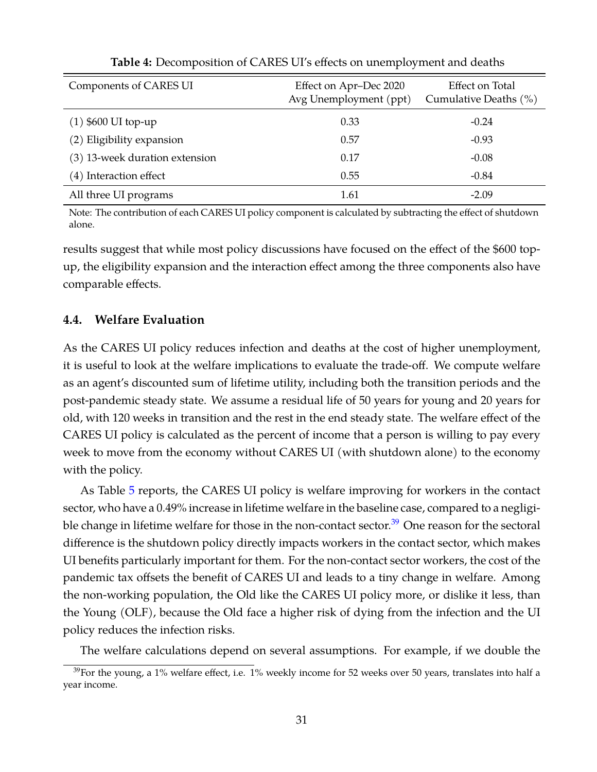**Table 4:** Decomposition of CARES UI's effects on unemployment and deaths

| Components of CARES UI | Effect on Apr–Dec 2020 Avg Unemployment (ppt) | Effect on Total Cumulative Deaths (%) |
|---|---|---|
| (1) $600 UI top-up | 0.33 | -0.24 |
| (2) Eligibility expansion | 0.57 | -0.93 |
| (3) 13-week duration extension | 0.17 | -0.08 |
| (4) Interaction effect | 0.55 | -0.84 |
| All three UI programs | 1.61 | -2.09 |

Note: The contribution of each CARES UI policy component is calculated by subtracting the effect of shutdown alone.

results suggest that while most policy discussions have focused on the effect of the $600 top-up, the eligibility expansion and the interaction effect among the three components also have comparable effects.

### 4.4. Welfare Evaluation

As the CARES UI policy reduces infection and deaths at the cost of higher unemployment, it is useful to look at the welfare implications to evaluate the trade-off. We compute welfare as an agent's discounted sum of lifetime utility, including both the transition periods and the post-pandemic steady state. We assume a residual life of 50 years for young and 20 years for old, with 120 weeks in transition and the rest in the end steady state. The welfare effect of the CARES UI policy is calculated as the percent of income that a person is willing to pay every week to move from the economy without CARES UI (with shutdown alone) to the economy with the policy.

As Table 5 reports, the CARES UI policy is welfare improving for workers in the contact sector, who have a 0.49% increase in lifetime welfare in the baseline case, compared to a negligible change in lifetime welfare for those in the non-contact sector.[39] One reason for the sectoral difference is the shutdown policy directly impacts workers in the contact sector, which makes UI benefits particularly important for them. For the non-contact sector workers, the cost of the pandemic tax offsets the benefit of CARES UI and leads to a tiny change in welfare. Among the non-working population, the Old like the CARES UI policy more, or dislike it less, than the Young (OLF), because the Old face a higher risk of dying from the infection and the UI policy reduces the infection risks.

The welfare calculations depend on several assumptions. For example, if we double the

[39]For the young, a 1% welfare effect, i.e. 1% weekly income for 52 weeks over 50 years, translates into half a year income.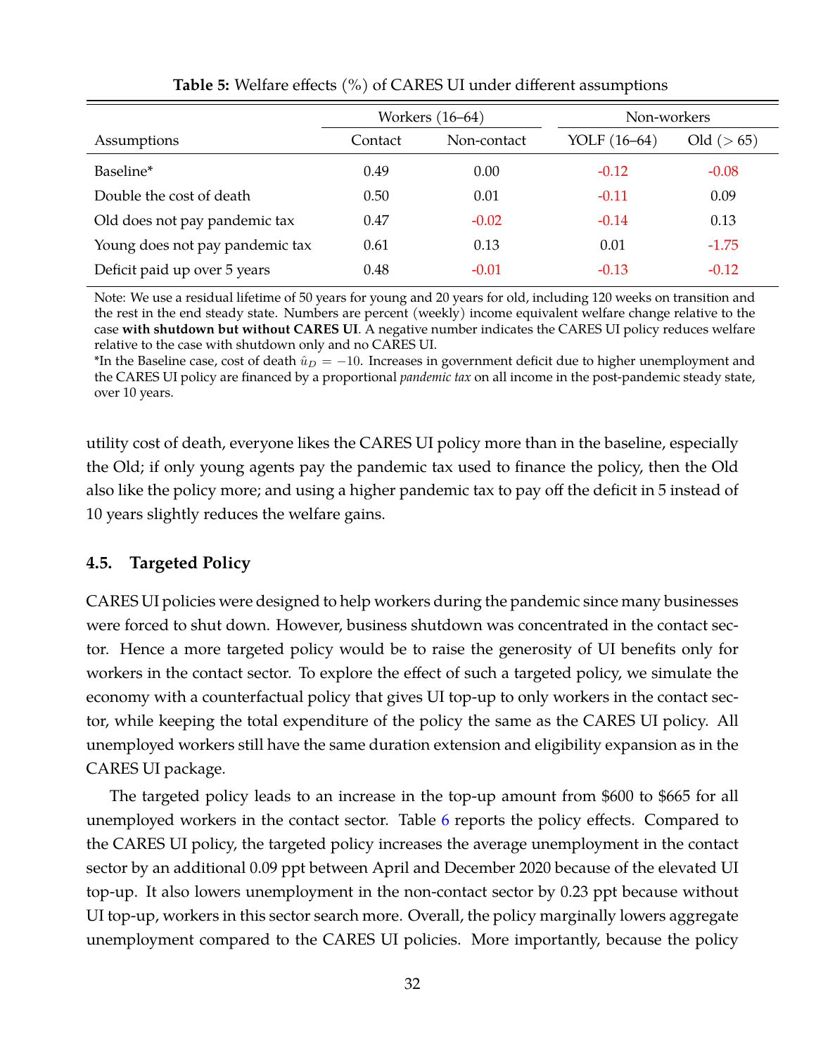**Table 5:** Welfare effects (%) of CARES UI under different assumptions

| Assumptions | Workers (16–64) | | Non-workers | |
|---|---|---|---|---|
| | Contact | Non-contact | YOLF (16–64) | Old (> 65) |
| Baseline* | 0.49 | 0.00 | -0.12 | -0.08 |
| Double the cost of death | 0.50 | 0.01 | -0.11 | 0.09 |
| Old does not pay pandemic tax | 0.47 | -0.02 | -0.14 | 0.13 |
| Young does not pay pandemic tax | 0.61 | 0.13 | 0.01 | -1.75 |
| Deficit paid up over 5 years | 0.48 | -0.01 | -0.13 | -0.12 |

Note: We use a residual lifetime of 50 years for young and 20 years for old, including 120 weeks on transition and the rest in the end steady state. Numbers are percent (weekly) income equivalent welfare change relative to the case **with shutdown but without CARES UI**. A negative number indicates the CARES UI policy reduces welfare relative to the case with shutdown only and no CARES UI.
*In the Baseline case, cost of death $\hat{u}_D = -10$. Increases in government deficit due to higher unemployment and the CARES UI policy are financed by a proportional *pandemic tax* on all income in the post-pandemic steady state, over 10 years.

utility cost of death, everyone likes the CARES UI policy more than in the baseline, especially the Old; if only young agents pay the pandemic tax used to finance the policy, then the Old also like the policy more; and using a higher pandemic tax to pay off the deficit in 5 instead of 10 years slightly reduces the welfare gains.

### 4.5. Targeted Policy

CARES UI policies were designed to help workers during the pandemic since many businesses were forced to shut down. However, business shutdown was concentrated in the contact sector. Hence a more targeted policy would be to raise the generosity of UI benefits only for workers in the contact sector. To explore the effect of such a targeted policy, we simulate the economy with a counterfactual policy that gives UI top-up to only workers in the contact sector, while keeping the total expenditure of the policy the same as the CARES UI policy. All unemployed workers still have the same duration extension and eligibility expansion as in the CARES UI package.

The targeted policy leads to an increase in the top-up amount from \$600 to \$665 for all unemployed workers in the contact sector. Table 6 reports the policy effects. Compared to the CARES UI policy, the targeted policy increases the average unemployment in the contact sector by an additional 0.09 ppt between April and December 2020 because of the elevated UI top-up. It also lowers unemployment in the non-contact sector by 0.23 ppt because without UI top-up, workers in this sector search more. Overall, the policy marginally lowers aggregate unemployment compared to the CARES UI policies. More importantly, because the policy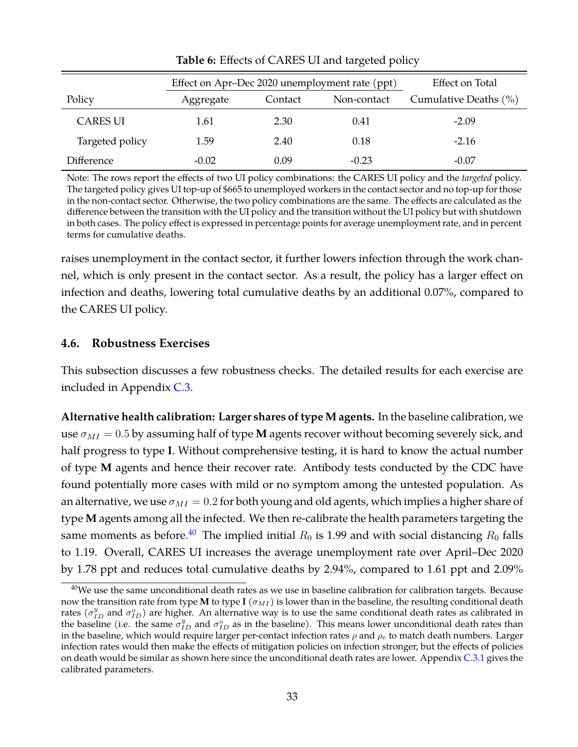**Table 6:** Effects of CARES UI and targeted policy

| Policy | Effect on Apr–Dec 2020 unemployment rate (ppt) Aggregate | Contact | Non-contact | Effect on Total Cumulative Deaths (%) |
|---|---|---|---|---|
| CARES UI | 1.61 | 2.30 | 0.41 | -2.09 |
| Targeted policy | 1.59 | 2.40 | 0.18 | -2.16 |
| Difference | -0.02 | 0.09 | -0.23 | -0.07 |

Note: The rows report the effects of two UI policy combinations: the CARES UI policy and the *targeted* policy. The targeted policy gives UI top-up of $665 to unemployed workers in the contact sector and no top-up for those in the non-contact sector. Otherwise, the two policy combinations are the same. The effects are calculated as the difference between the transition with the UI policy and the transition without the UI policy but with shutdown in both cases. The policy effect is expressed in percentage points for average unemployment rate, and in percent terms for cumulative deaths.

raises unemployment in the contact sector, it further lowers infection through the work channel, which is only present in the contact sector. As a result, the policy has a larger effect on infection and deaths, lowering total cumulative deaths by an additional 0.07%, compared to the CARES UI policy.

### 4.6. Robustness Exercises

This subsection discusses a few robustness checks. The detailed results for each exercise are included in Appendix C.3.

**Alternative health calibration: Larger shares of type M agents.** In the baseline calibration, we use $\sigma_{MI} = 0.5$ by assuming half of type **M** agents recover without becoming severely sick, and half progress to type **I**. Without comprehensive testing, it is hard to know the actual number of type **M** agents and hence their recover rate. Antibody tests conducted by the CDC have found potentially more cases with mild or no symptom among the untested population. As an alternative, we use $\sigma_{MI} = 0.2$ for both young and old agents, which implies a higher share of type **M** agents among all the infected. We then re-calibrate the health parameters targeting the same moments as before.[40] The implied initial $R_0$ is 1.99 and with social distancing $R_0$ falls to 1.19. Overall, CARES UI increases the average unemployment rate over April–Dec 2020 by 1.78 ppt and reduces total cumulative deaths by 2.94%, compared to 1.61 ppt and 2.09%

[40] We use the same unconditional death rates as we use in baseline calibration for calibration targets. Because now the transition rate from type **M** to type **I** ($\sigma_{MI}$) is lower than in the baseline, the resulting conditional death rates ($\sigma^y_{ID}$ and $\sigma^o_{ID}$) are higher. An alternative way is to use the same conditional death rates as calibrated in the baseline (i.e. the same $\sigma^y_{ID}$ and $\sigma^o_{ID}$ as in the baseline). This means lower unconditional death rates than in the baseline, which would require larger per-contact infection rates $\rho$ and $\rho_e$ to match death numbers. Larger infection rates would then make the effects of mitigation policies on infection stronger, but the effects of policies on death would be similar as shown here since the unconditional death rates are lower. Appendix C.3.1 gives the calibrated parameters.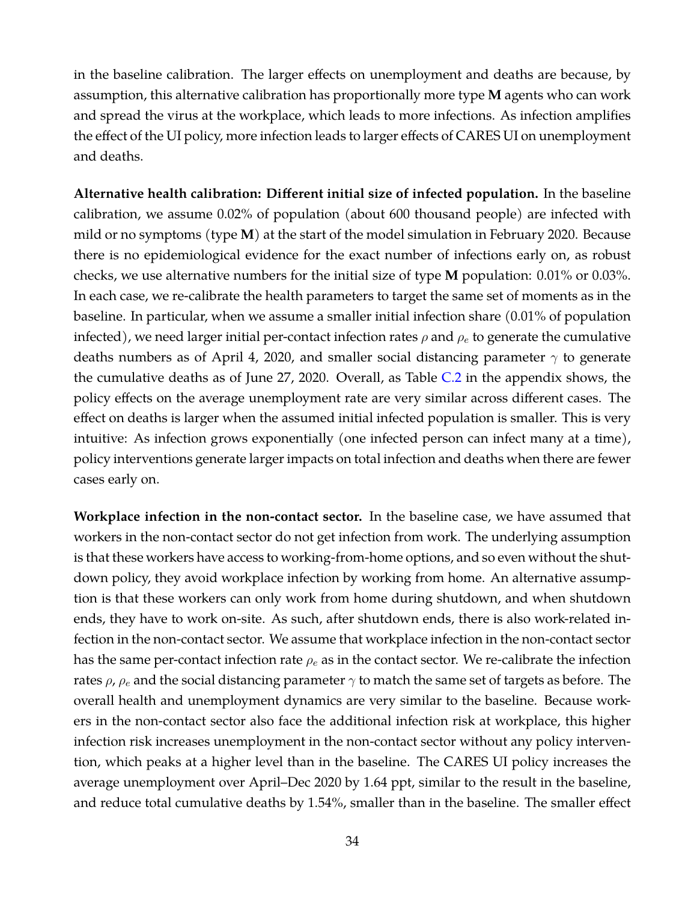in the baseline calibration. The larger effects on unemployment and deaths are because, by assumption, this alternative calibration has proportionally more type **M** agents who can work and spread the virus at the workplace, which leads to more infections. As infection amplifies the effect of the UI policy, more infection leads to larger effects of CARES UI on unemployment and deaths.

**Alternative health calibration: Different initial size of infected population.** In the baseline calibration, we assume 0.02% of population (about 600 thousand people) are infected with mild or no symptoms (type **M**) at the start of the model simulation in February 2020. Because there is no epidemiological evidence for the exact number of infections early on, as robust checks, we use alternative numbers for the initial size of type **M** population: 0.01% or 0.03%. In each case, we re-calibrate the health parameters to target the same set of moments as in the baseline. In particular, when we assume a smaller initial infection share (0.01% of population infected), we need larger initial per-contact infection rates $\rho$ and $\rho_e$ to generate the cumulative deaths numbers as of April 4, 2020, and smaller social distancing parameter $\gamma$ to generate the cumulative deaths as of June 27, 2020. Overall, as Table C.2 in the appendix shows, the policy effects on the average unemployment rate are very similar across different cases. The effect on deaths is larger when the assumed initial infected population is smaller. This is very intuitive: As infection grows exponentially (one infected person can infect many at a time), policy interventions generate larger impacts on total infection and deaths when there are fewer cases early on.

**Workplace infection in the non-contact sector.** In the baseline case, we have assumed that workers in the non-contact sector do not get infection from work. The underlying assumption is that these workers have access to working-from-home options, and so even without the shutdown policy, they avoid workplace infection by working from home. An alternative assumption is that these workers can only work from home during shutdown, and when shutdown ends, they have to work on-site. As such, after shutdown ends, there is also work-related infection in the non-contact sector. We assume that workplace infection in the non-contact sector has the same per-contact infection rate $\rho_e$ as in the contact sector. We re-calibrate the infection rates $\rho$, $\rho_e$ and the social distancing parameter $\gamma$ to match the same set of targets as before. The overall health and unemployment dynamics are very similar to the baseline. Because workers in the non-contact sector also face the additional infection risk at workplace, this higher infection risk increases unemployment in the non-contact sector without any policy intervention, which peaks at a higher level than in the baseline. The CARES UI policy increases the average unemployment over April–Dec 2020 by 1.64 ppt, similar to the result in the baseline, and reduce total cumulative deaths by 1.54%, smaller than in the baseline. The smaller effect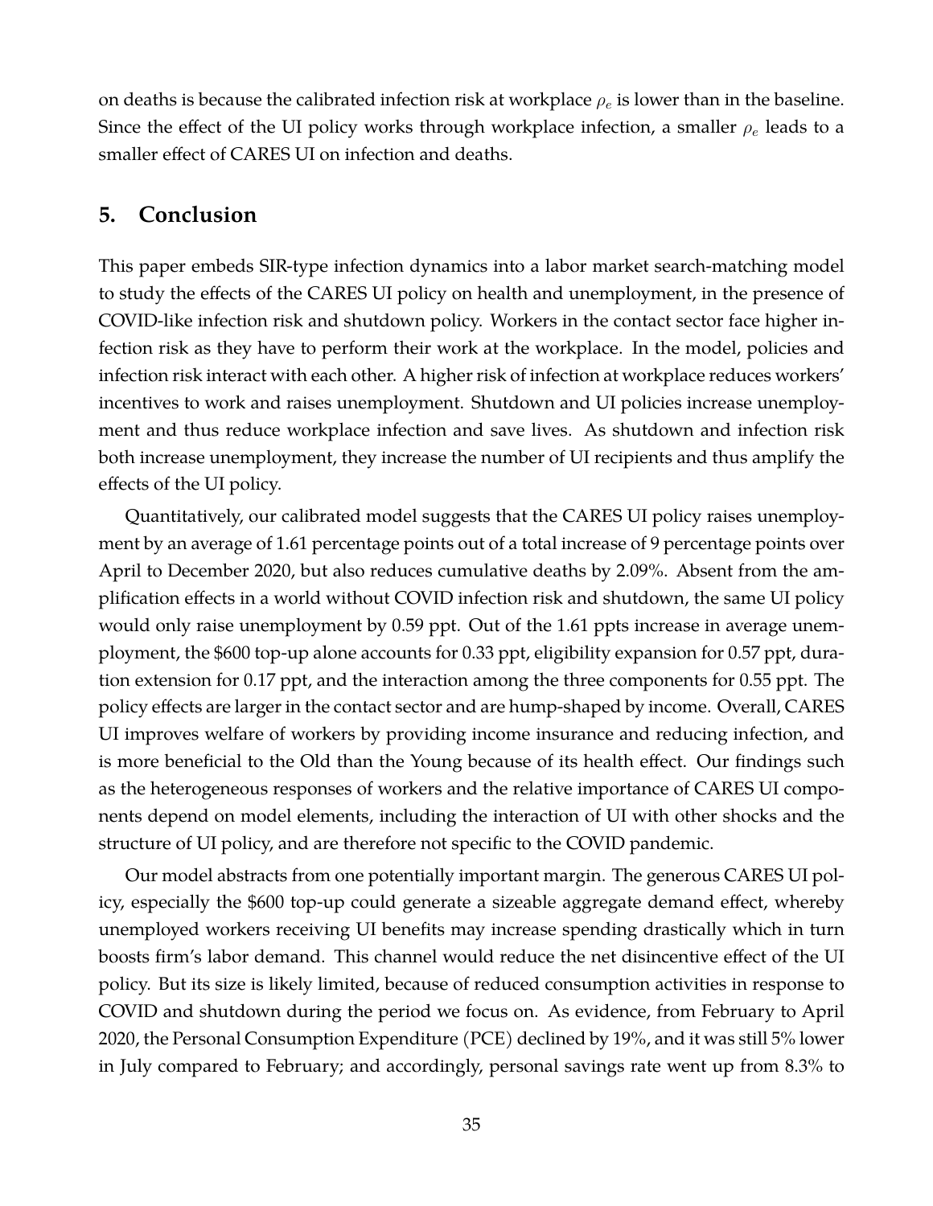on deaths is because the calibrated infection risk at workplace $\rho_e$ is lower than in the baseline. Since the effect of the UI policy works through workplace infection, a smaller $\rho_e$ leads to a smaller effect of CARES UI on infection and deaths.

## 5. Conclusion

This paper embeds SIR-type infection dynamics into a labor market search-matching model to study the effects of the CARES UI policy on health and unemployment, in the presence of COVID-like infection risk and shutdown policy. Workers in the contact sector face higher infection risk as they have to perform their work at the workplace. In the model, policies and infection risk interact with each other. A higher risk of infection at workplace reduces workers' incentives to work and raises unemployment. Shutdown and UI policies increase unemployment and thus reduce workplace infection and save lives. As shutdown and infection risk both increase unemployment, they increase the number of UI recipients and thus amplify the effects of the UI policy.

Quantitatively, our calibrated model suggests that the CARES UI policy raises unemployment by an average of 1.61 percentage points out of a total increase of 9 percentage points over April to December 2020, but also reduces cumulative deaths by 2.09%. Absent from the amplification effects in a world without COVID infection risk and shutdown, the same UI policy would only raise unemployment by 0.59 ppt. Out of the 1.61 ppts increase in average unemployment, the $600 top-up alone accounts for 0.33 ppt, eligibility expansion for 0.57 ppt, duration extension for 0.17 ppt, and the interaction among the three components for 0.55 ppt. The policy effects are larger in the contact sector and are hump-shaped by income. Overall, CARES UI improves welfare of workers by providing income insurance and reducing infection, and is more beneficial to the Old than the Young because of its health effect. Our findings such as the heterogeneous responses of workers and the relative importance of CARES UI components depend on model elements, including the interaction of UI with other shocks and the structure of UI policy, and are therefore not specific to the COVID pandemic.

Our model abstracts from one potentially important margin. The generous CARES UI policy, especially the $600 top-up could generate a sizeable aggregate demand effect, whereby unemployed workers receiving UI benefits may increase spending drastically which in turn boosts firm's labor demand. This channel would reduce the net disincentive effect of the UI policy. But its size is likely limited, because of reduced consumption activities in response to COVID and shutdown during the period we focus on. As evidence, from February to April 2020, the Personal Consumption Expenditure (PCE) declined by 19%, and it was still 5% lower in July compared to February; and accordingly, personal savings rate went up from 8.3% to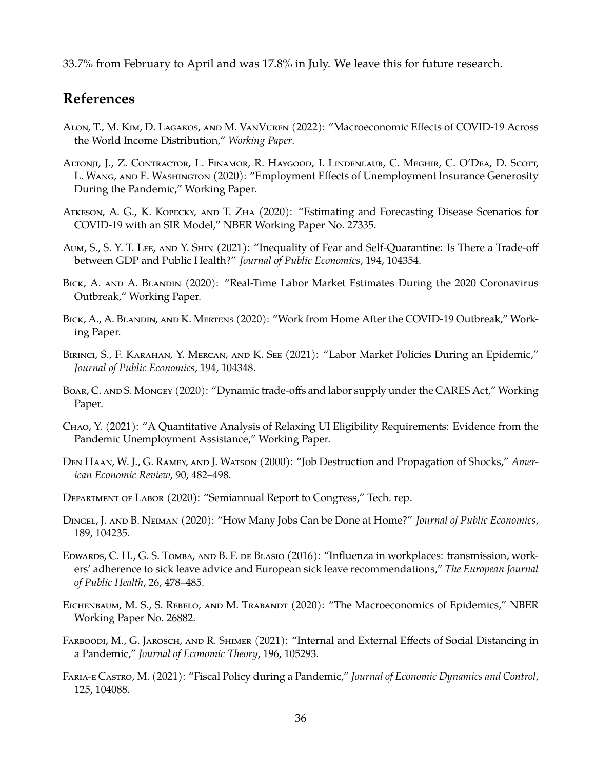33.7% from February to April and was 17.8% in July. We leave this for future research.

## References

Alon, T., M. Kim, D. Lagakos, and M. VanVuren (2022): "Macroeconomic Effects of COVID-19 Across the World Income Distribution," *Working Paper*.

Altonji, J., Z. Contractor, L. Finamor, R. Haygood, I. Lindenlaub, C. Meghir, C. O'Dea, D. Scott, L. Wang, and E. Washington (2020): "Employment Effects of Unemployment Insurance Generosity During the Pandemic," Working Paper.

Atkeson, A. G., K. Kopecky, and T. Zha (2020): "Estimating and Forecasting Disease Scenarios for COVID-19 with an SIR Model," NBER Working Paper No. 27335.

Aum, S., S. Y. T. Lee, and Y. Shin (2021): "Inequality of Fear and Self-Quarantine: Is There a Trade-off between GDP and Public Health?" *Journal of Public Economics*, 194, 104354.

Bick, A. and A. Blandin (2020): "Real-Time Labor Market Estimates During the 2020 Coronavirus Outbreak," Working Paper.

Bick, A., A. Blandin, and K. Mertens (2020): "Work from Home After the COVID-19 Outbreak," Working Paper.

Birinci, S., F. Karahan, Y. Mercan, and K. See (2021): "Labor Market Policies During an Epidemic," *Journal of Public Economics*, 194, 104348.

Boar, C. and S. Mongey (2020): "Dynamic trade-offs and labor supply under the CARES Act," Working Paper.

Chao, Y. (2021): "A Quantitative Analysis of Relaxing UI Eligibility Requirements: Evidence from the Pandemic Unemployment Assistance," Working Paper.

Den Haan, W. J., G. Ramey, and J. Watson (2000): "Job Destruction and Propagation of Shocks," *American Economic Review*, 90, 482–498.

Department of Labor (2020): "Semiannual Report to Congress," Tech. rep.

Dingel, J. and B. Neiman (2020): "How Many Jobs Can be Done at Home?" *Journal of Public Economics*, 189, 104235.

Edwards, C. H., G. S. Tomba, and B. F. de Blasio (2016): "Influenza in workplaces: transmission, workers' adherence to sick leave advice and European sick leave recommendations," *The European Journal of Public Health*, 26, 478–485.

Eichenbaum, M. S., S. Rebelo, and M. Trabandt (2020): "The Macroeconomics of Epidemics," NBER Working Paper No. 26882.

Farboodi, M., G. Jarosch, and R. Shimer (2021): "Internal and External Effects of Social Distancing in a Pandemic," *Journal of Economic Theory*, 196, 105293.

Faria-e Castro, M. (2021): "Fiscal Policy during a Pandemic," *Journal of Economic Dynamics and Control*, 125, 104088.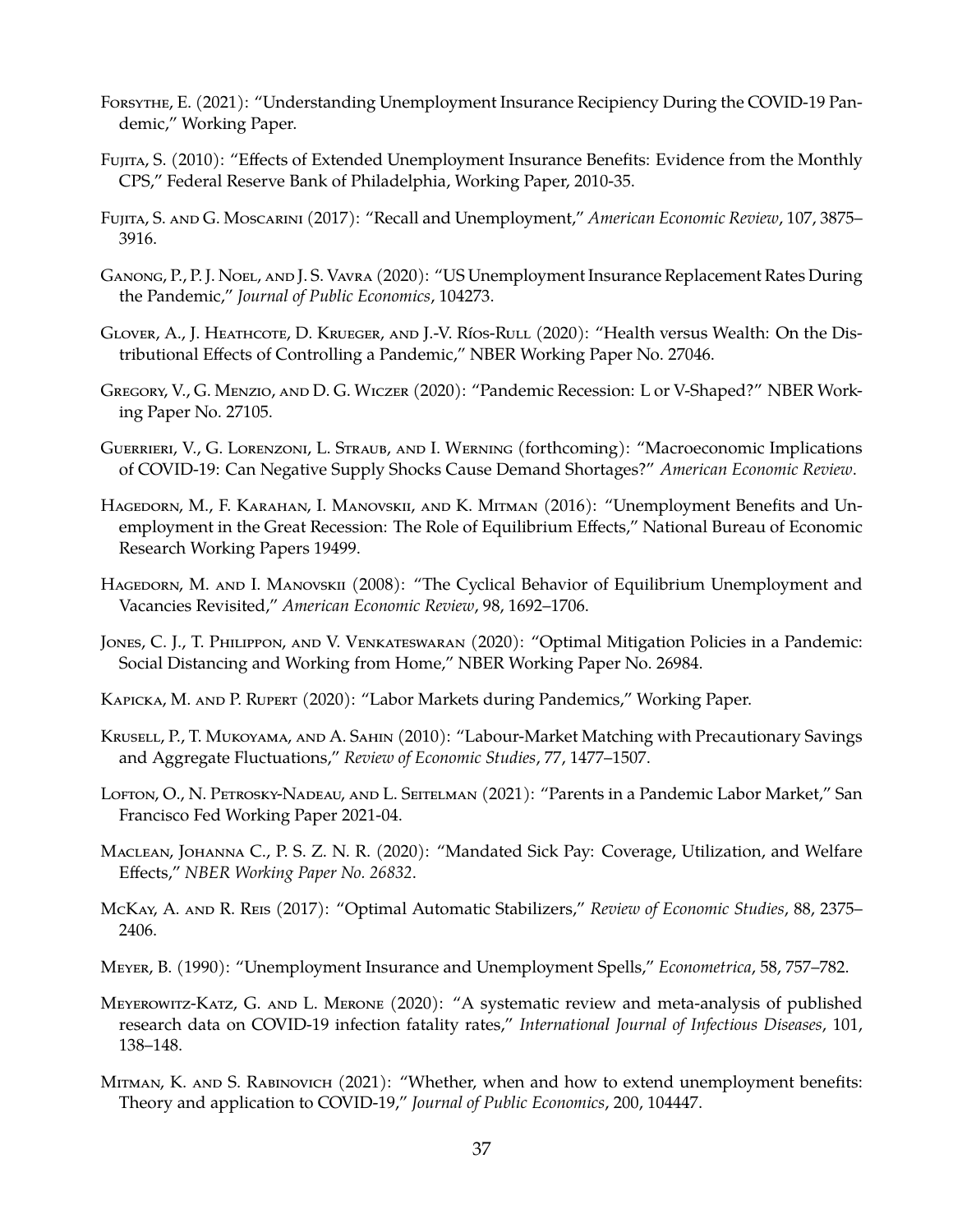Forsythe, E. (2021): "Understanding Unemployment Insurance Recipiency During the COVID-19 Pandemic," Working Paper.

Fujita, S. (2010): "Effects of Extended Unemployment Insurance Benefits: Evidence from the Monthly CPS," Federal Reserve Bank of Philadelphia, Working Paper, 2010-35.

Fujita, S. and G. Moscarini (2017): "Recall and Unemployment," *American Economic Review*, 107, 3875–3916.

Ganong, P., P. J. Noel, and J. S. Vavra (2020): "US Unemployment Insurance Replacement Rates During the Pandemic," *Journal of Public Economics*, 104273.

Glover, A., J. Heathcote, D. Krueger, and J.-V. Ríos-Rull (2020): "Health versus Wealth: On the Distributional Effects of Controlling a Pandemic," NBER Working Paper No. 27046.

Gregory, V., G. Menzio, and D. G. Wiczer (2020): "Pandemic Recession: L or V-Shaped?" NBER Working Paper No. 27105.

Guerrieri, V., G. Lorenzoni, L. Straub, and I. Werning (forthcoming): "Macroeconomic Implications of COVID-19: Can Negative Supply Shocks Cause Demand Shortages?" *American Economic Review*.

Hagedorn, M., F. Karahan, I. Manovskii, and K. Mitman (2016): "Unemployment Benefits and Unemployment in the Great Recession: The Role of Equilibrium Effects," National Bureau of Economic Research Working Papers 19499.

Hagedorn, M. and I. Manovskii (2008): "The Cyclical Behavior of Equilibrium Unemployment and Vacancies Revisited," *American Economic Review*, 98, 1692–1706.

Jones, C. J., T. Philippon, and V. Venkateswaran (2020): "Optimal Mitigation Policies in a Pandemic: Social Distancing and Working from Home," NBER Working Paper No. 26984.

Kapicka, M. and P. Rupert (2020): "Labor Markets during Pandemics," Working Paper.

Krusell, P., T. Mukoyama, and A. Sahin (2010): "Labour-Market Matching with Precautionary Savings and Aggregate Fluctuations," *Review of Economic Studies*, 77, 1477–1507.

Lofton, O., N. Petrosky-Nadeau, and L. Seitelman (2021): "Parents in a Pandemic Labor Market," San Francisco Fed Working Paper 2021-04.

Maclean, Johanna C., P. S. Z. N. R. (2020): "Mandated Sick Pay: Coverage, Utilization, and Welfare Effects," *NBER Working Paper No. 26832*.

McKay, A. and R. Reis (2017): "Optimal Automatic Stabilizers," *Review of Economic Studies*, 88, 2375–2406.

Meyer, B. (1990): "Unemployment Insurance and Unemployment Spells," *Econometrica*, 58, 757–782.

Meyerowitz-Katz, G. and L. Merone (2020): "A systematic review and meta-analysis of published research data on COVID-19 infection fatality rates," *International Journal of Infectious Diseases*, 101, 138–148.

Mitman, K. and S. Rabinovich (2021): "Whether, when and how to extend unemployment benefits: Theory and application to COVID-19," *Journal of Public Economics*, 200, 104447.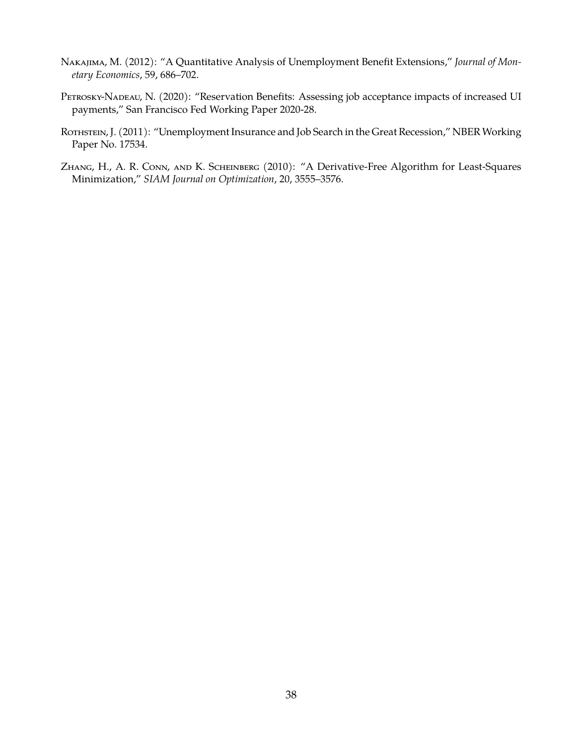Nakajima, M. (2012): "A Quantitative Analysis of Unemployment Benefit Extensions," *Journal of Monetary Economics*, 59, 686–702.

Petrosky-Nadeau, N. (2020): "Reservation Benefits: Assessing job acceptance impacts of increased UI payments," San Francisco Fed Working Paper 2020-28.

Rothstein, J. (2011): "Unemployment Insurance and Job Search in the Great Recession," NBER Working Paper No. 17534.

Zhang, H., A. R. Conn, and K. Scheinberg (2010): "A Derivative-Free Algorithm for Least-Squares Minimization," *SIAM Journal on Optimization*, 20, 3555–3576.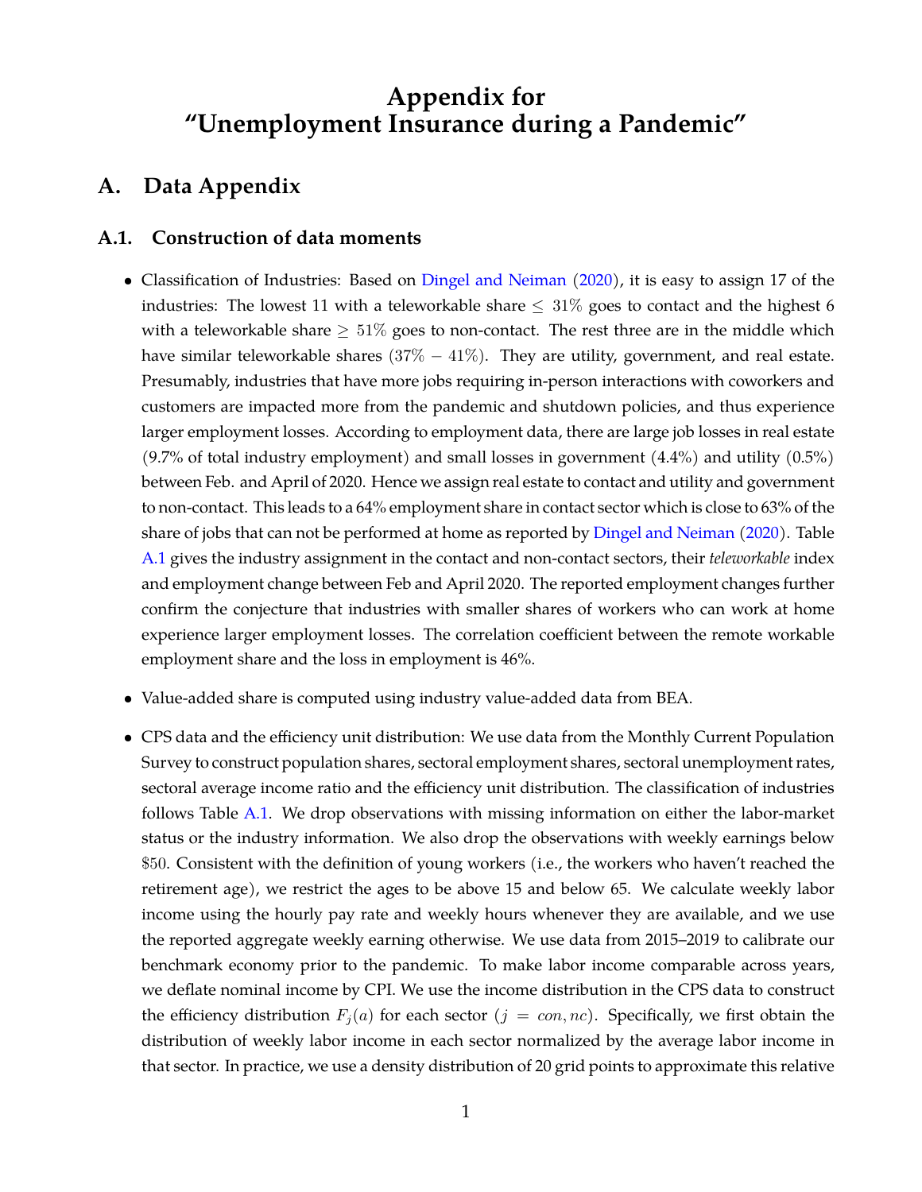# Appendix for "Unemployment Insurance during a Pandemic"

## A. Data Appendix

### A.1. Construction of data moments

- Classification of Industries: Based on Dingel and Neiman (2020), it is easy to assign 17 of the industries: The lowest 11 with a teleworkable share $\leq 31\%$ goes to contact and the highest 6 with a teleworkable share $\geq 51\%$ goes to non-contact. The rest three are in the middle which have similar teleworkable shares $(37\% - 41\%)$. They are utility, government, and real estate. Presumably, industries that have more jobs requiring in-person interactions with coworkers and customers are impacted more from the pandemic and shutdown policies, and thus experience larger employment losses. According to employment data, there are large job losses in real estate (9.7% of total industry employment) and small losses in government (4.4%) and utility (0.5%) between Feb. and April of 2020. Hence we assign real estate to contact and utility and government to non-contact. This leads to a 64% employment share in contact sector which is close to 63% of the share of jobs that can not be performed at home as reported by Dingel and Neiman (2020). Table A.1 gives the industry assignment in the contact and non-contact sectors, their *teleworkable* index and employment change between Feb and April 2020. The reported employment changes further confirm the conjecture that industries with smaller shares of workers who can work at home experience larger employment losses. The correlation coefficient between the remote workable employment share and the loss in employment is 46%.

- Value-added share is computed using industry value-added data from BEA.

- CPS data and the efficiency unit distribution: We use data from the Monthly Current Population Survey to construct population shares, sectoral employment shares, sectoral unemployment rates, sectoral average income ratio and the efficiency unit distribution. The classification of industries follows Table A.1. We drop observations with missing information on either the labor-market status or the industry information. We also drop the observations with weekly earnings below \$50. Consistent with the definition of young workers (i.e., the workers who haven't reached the retirement age), we restrict the ages to be above 15 and below 65. We calculate weekly labor income using the hourly pay rate and weekly hours whenever they are available, and we use the reported aggregate weekly earning otherwise. We use data from 2015–2019 to calibrate our benchmark economy prior to the pandemic. To make labor income comparable across years, we deflate nominal income by CPI. We use the income distribution in the CPS data to construct the efficiency distribution $F_j(a)$ for each sector ($j = con, nc$). Specifically, we first obtain the distribution of weekly labor income in each sector normalized by the average labor income in that sector. In practice, we use a density distribution of 20 grid points to approximate this relative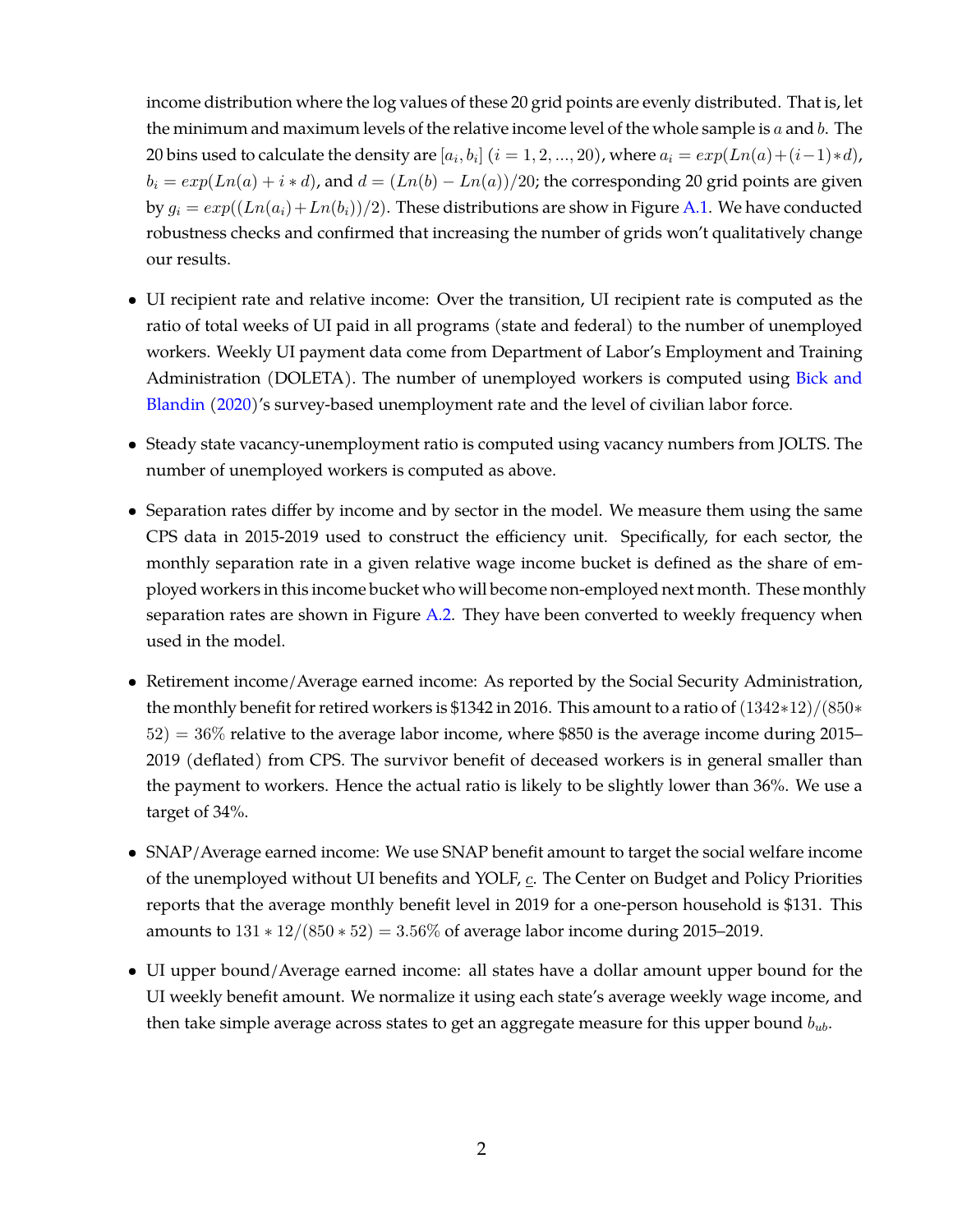income distribution where the log values of these 20 grid points are evenly distributed. That is, let the minimum and maximum levels of the relative income level of the whole sample is $a$ and $b$. The 20 bins used to calculate the density are $[a_i, b_i]$ $(i = 1, 2, ..., 20)$, where $a_i = exp(Ln(a) + (i-1)*d)$, $b_i = exp(Ln(a) + i*d)$, and $d = (Ln(b) - Ln(a))/20$; the corresponding 20 grid points are given by $g_i = exp((Ln(a_i) + Ln(b_i))/2)$. These distributions are show in Figure A.1. We have conducted robustness checks and confirmed that increasing the number of grids won't qualitatively change our results.

- UI recipient rate and relative income: Over the transition, UI recipient rate is computed as the ratio of total weeks of UI paid in all programs (state and federal) to the number of unemployed workers. Weekly UI payment data come from Department of Labor's Employment and Training Administration (DOLETA). The number of unemployed workers is computed using Bick and Blandin (2020)'s survey-based unemployment rate and the level of civilian labor force.

- Steady state vacancy-unemployment ratio is computed using vacancy numbers from JOLTS. The number of unemployed workers is computed as above.

- Separation rates differ by income and by sector in the model. We measure them using the same CPS data in 2015-2019 used to construct the efficiency unit. Specifically, for each sector, the monthly separation rate in a given relative wage income bucket is defined as the share of employed workers in this income bucket who will become non-employed next month. These monthly separation rates are shown in Figure A.2. They have been converted to weekly frequency when used in the model.

- Retirement income/Average earned income: As reported by the Social Security Administration, the monthly benefit for retired workers is \$1342 in 2016. This amount to a ratio of $(1342*12)/(850*52) = 36\%$ relative to the average labor income, where \$850 is the average income during 2015–2019 (deflated) from CPS. The survivor benefit of deceased workers is in general smaller than the payment to workers. Hence the actual ratio is likely to be slightly lower than 36%. We use a target of 34%.

- SNAP/Average earned income: We use SNAP benefit amount to target the social welfare income of the unemployed without UI benefits and YOLF, $\underline{c}$. The Center on Budget and Policy Priorities reports that the average monthly benefit level in 2019 for a one-person household is \$131. This amounts to $131*12/(850*52) = 3.56\%$ of average labor income during 2015–2019.

- UI upper bound/Average earned income: all states have a dollar amount upper bound for the UI weekly benefit amount. We normalize it using each state's average weekly wage income, and then take simple average across states to get an aggregate measure for this upper bound $b_{ub}$.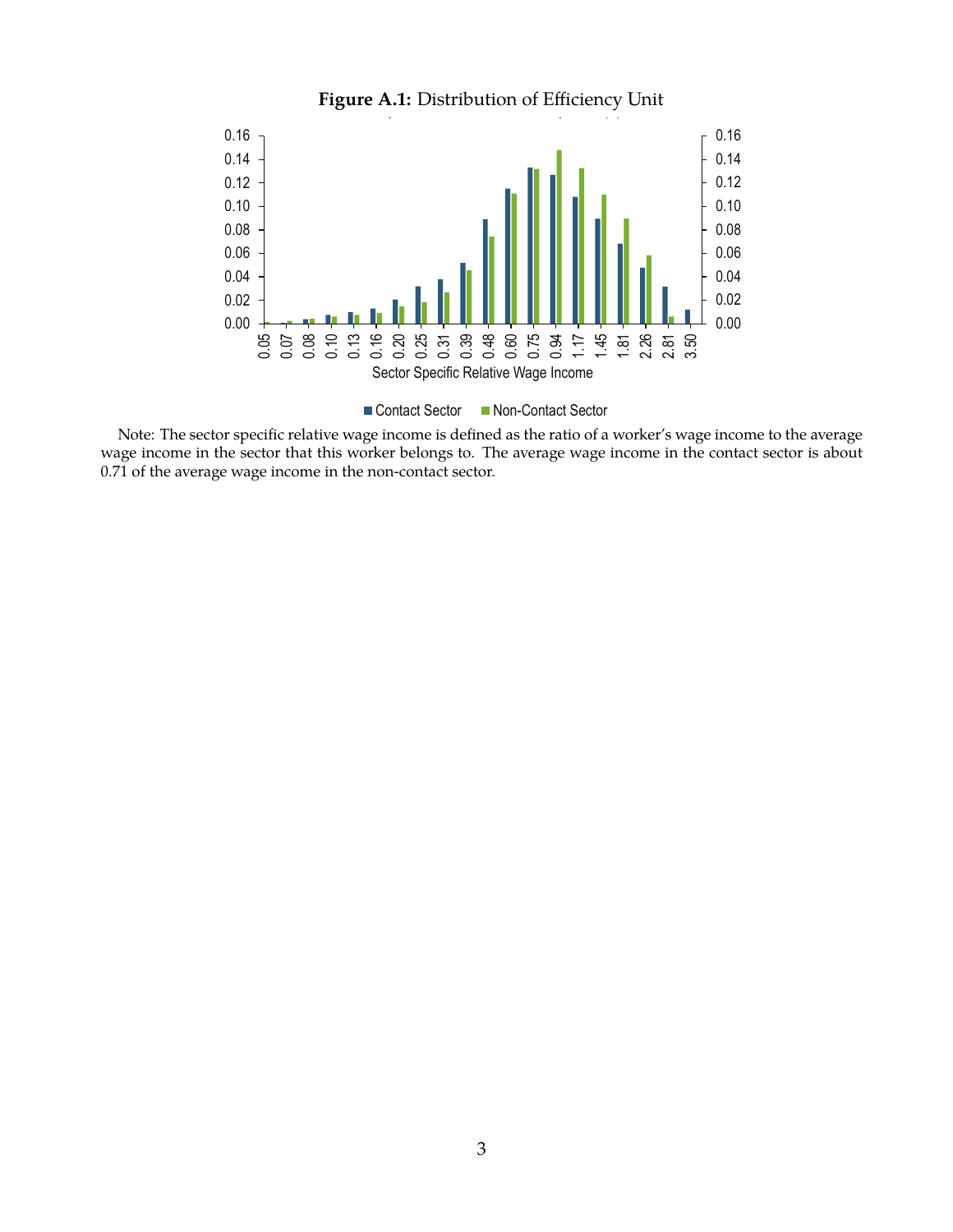**Figure A.1:** Distribution of Efficiency Unit

Note: The sector specific relative wage income is defined as the ratio of a worker's wage income to the average wage income in the sector that this worker belongs to. The average wage income in the contact sector is about 0.71 of the average wage income in the non-contact sector.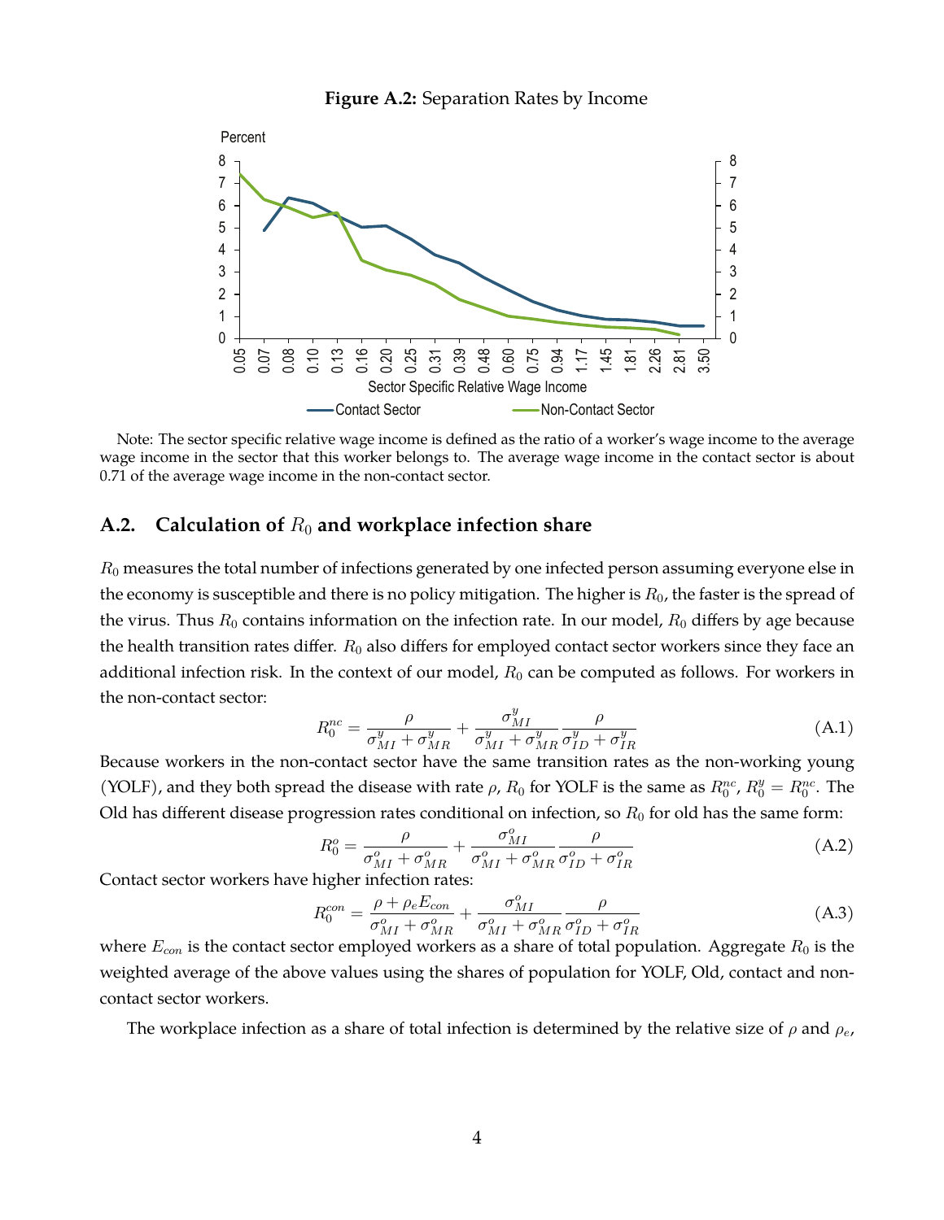**Figure A.2:** Separation Rates by Income

Note: The sector specific relative wage income is defined as the ratio of a worker's wage income to the average wage income in the sector that this worker belongs to. The average wage income in the contact sector is about 0.71 of the average wage income in the non-contact sector.

## A.2. Calculation of $R_0$ and workplace infection share

$R_0$ measures the total number of infections generated by one infected person assuming everyone else in the economy is susceptible and there is no policy mitigation. The higher is $R_0$, the faster is the spread of the virus. Thus $R_0$ contains information on the infection rate. In our model, $R_0$ differs by age because the health transition rates differ. $R_0$ also differs for employed contact sector workers since they face an additional infection risk. In the context of our model, $R_0$ can be computed as follows. For workers in the non-contact sector:

$$R_0^{nc} = \frac{\rho}{\sigma_{MI}^y + \sigma_{MR}^y} + \frac{\sigma_{MI}^y}{\sigma_{MI}^y + \sigma_{MR}^y} \frac{\rho}{\sigma_{ID}^y + \sigma_{IR}^y} \tag{A.1}$$

Because workers in the non-contact sector have the same transition rates as the non-working young (YOLF), and they both spread the disease with rate $\rho$, $R_0$ for YOLF is the same as $R_0^{nc}$, $R_0^y = R_0^{nc}$. The Old has different disease progression rates conditional on infection, so $R_0$ for old has the same form:

$$R_0^o = \frac{\rho}{\sigma_{MI}^o + \sigma_{MR}^o} + \frac{\sigma_{MI}^o}{\sigma_{MI}^o + \sigma_{MR}^o} \frac{\rho}{\sigma_{ID}^o + \sigma_{IR}^o} \tag{A.2}$$

Contact sector workers have higher infection rates:

$$R_0^{con} = \frac{\rho + \rho_e E_{con}}{\sigma_{MI}^o + \sigma_{MR}^o} + \frac{\sigma_{MI}^o}{\sigma_{MI}^o + \sigma_{MR}^o} \frac{\rho}{\sigma_{ID}^o + \sigma_{IR}^o} \tag{A.3}$$

where $E_{con}$ is the contact sector employed workers as a share of total population. Aggregate $R_0$ is the weighted average of the above values using the shares of population for YOLF, Old, contact and non-contact sector workers.

The workplace infection as a share of total infection is determined by the relative size of $\rho$ and $\rho_e$,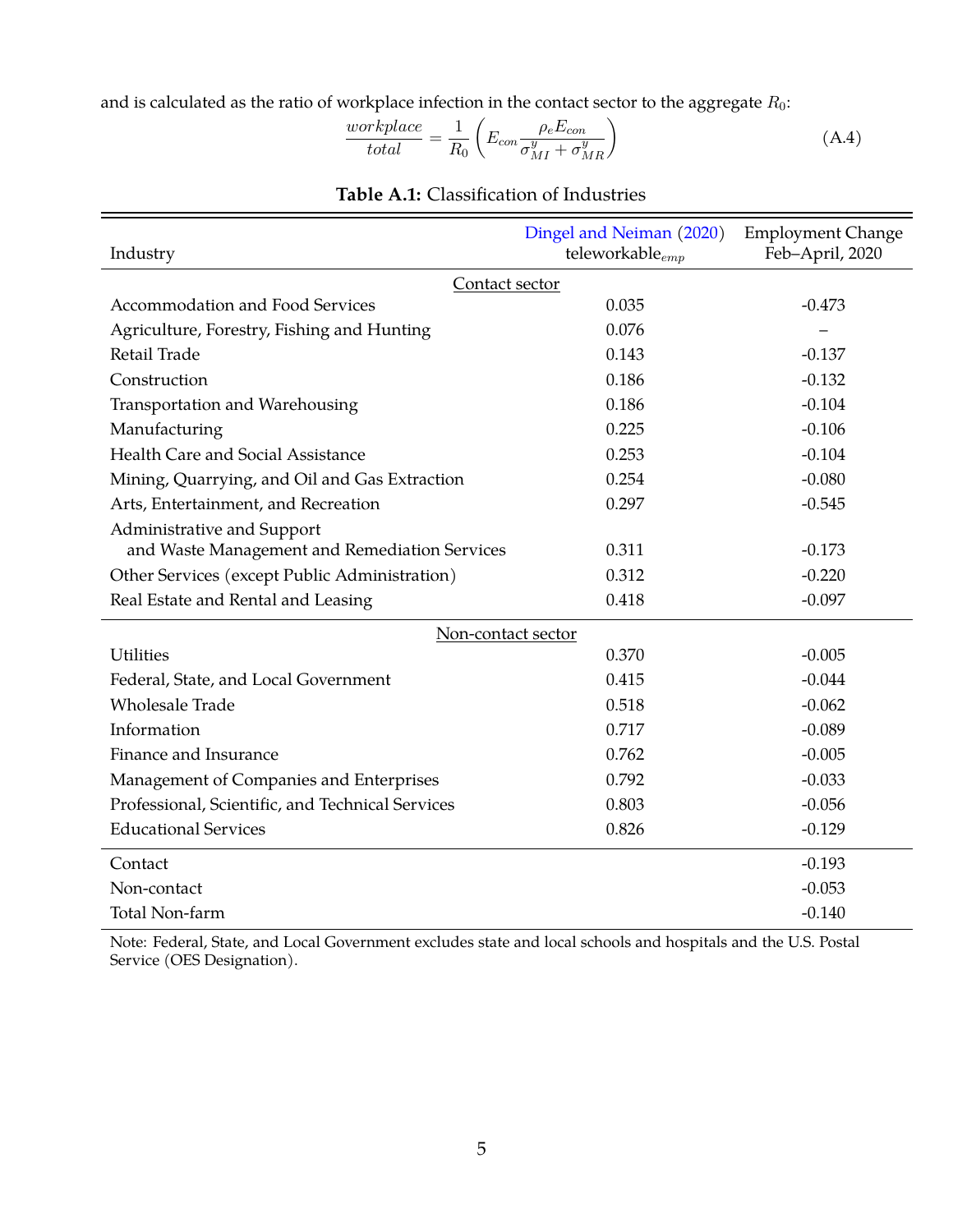and is calculated as the ratio of workplace infection in the contact sector to the aggregate $R_0$:

$$\frac{workplace}{total} = \frac{1}{R_0}\left(E_{con}\frac{\rho_e E_{con}}{\sigma^y_{MI} + \sigma^y_{MR}}\right) \tag{A.4}$$

**Table A.1:** Classification of Industries

| Industry | Dingel and Neiman (2020) teleworkable$_{emp}$ | Employment Change Feb–April, 2020 |
|---|---|---|
| Contact sector | | |
| Accommodation and Food Services | 0.035 | -0.473 |
| Agriculture, Forestry, Fishing and Hunting | 0.076 | – |
| Retail Trade | 0.143 | -0.137 |
| Construction | 0.186 | -0.132 |
| Transportation and Warehousing | 0.186 | -0.104 |
| Manufacturing | 0.225 | -0.106 |
| Health Care and Social Assistance | 0.253 | -0.104 |
| Mining, Quarrying, and Oil and Gas Extraction | 0.254 | -0.080 |
| Arts, Entertainment, and Recreation | 0.297 | -0.545 |
| Administrative and Support and Waste Management and Remediation Services | 0.311 | -0.173 |
| Other Services (except Public Administration) | 0.312 | -0.220 |
| Real Estate and Rental and Leasing | 0.418 | -0.097 |
| Non-contact sector | | |
| Utilities | 0.370 | -0.005 |
| Federal, State, and Local Government | 0.415 | -0.044 |
| Wholesale Trade | 0.518 | -0.062 |
| Information | 0.717 | -0.089 |
| Finance and Insurance | 0.762 | -0.005 |
| Management of Companies and Enterprises | 0.792 | -0.033 |
| Professional, Scientific, and Technical Services | 0.803 | -0.056 |
| Educational Services | 0.826 | -0.129 |
| Contact | | -0.193 |
| Non-contact | | -0.053 |
| Total Non-farm | | -0.140 |

Note: Federal, State, and Local Government excludes state and local schools and hospitals and the U.S. Postal Service (OES Designation).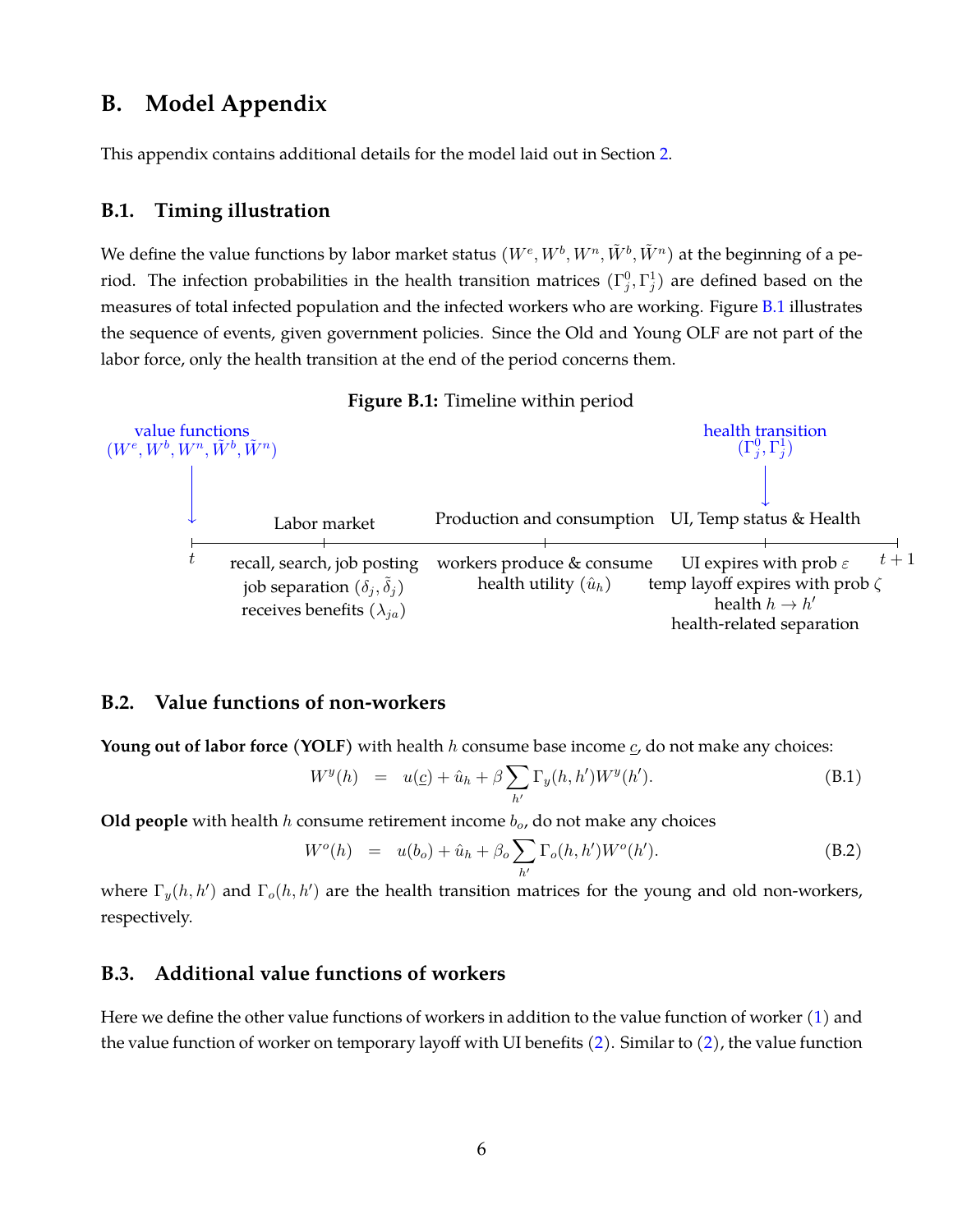## B. Model Appendix

This appendix contains additional details for the model laid out in Section 2.

### B.1. Timing illustration

We define the value functions by labor market status $(W^e, W^b, W^n, \tilde{W}^b, \tilde{W}^n)$ at the beginning of a period. The infection probabilities in the health transition matrices $(\Gamma^0_j, \Gamma^1_j)$ are defined based on the measures of total infected population and the infected workers who are working. Figure B.1 illustrates the sequence of events, given government policies. Since the Old and Young OLF are not part of the labor force, only the health transition at the end of the period concerns them.

**Figure B.1:** Timeline within period

- $t$ — value functions $(W^e, W^b, W^n, \tilde{W}^b, \tilde{W}^n)$
- **Labor market**: recall, search, job posting; job separation $(\delta_j, \tilde{\delta}_j)$; receives benefits $(\lambda_{ja})$
- **Production and consumption**: workers produce & consume; health utility $(\hat{u}_h)$
- **UI, Temp status & Health** — health transition $(\Gamma^0_j, \Gamma^1_j)$: UI expires with prob $\varepsilon$; temp layoff expires with prob $\zeta$; health $h \rightarrow h'$; health-related separation
- $t+1$

### B.2. Value functions of non-workers

**Young out of labor force (YOLF)** with health $h$ consume base income $\underline{c}$, do not make any choices:

$$W^y(h) \quad = \quad u(\underline{c}) + \hat{u}_h + \beta \sum_{h'} \Gamma_y(h, h') W^y(h'). \tag{B.1}$$

**Old people** with health $h$ consume retirement income $b_o$, do not make any choices

$$W^o(h) \quad = \quad u(b_o) + \hat{u}_h + \beta_o \sum_{h'} \Gamma_o(h, h') W^o(h'). \tag{B.2}$$

where $\Gamma_y(h, h')$ and $\Gamma_o(h, h')$ are the health transition matrices for the young and old non-workers, respectively.

### B.3. Additional value functions of workers

Here we define the other value functions of workers in addition to the value function of worker (1) and the value function of worker on temporary layoff with UI benefits (2). Similar to (2), the value function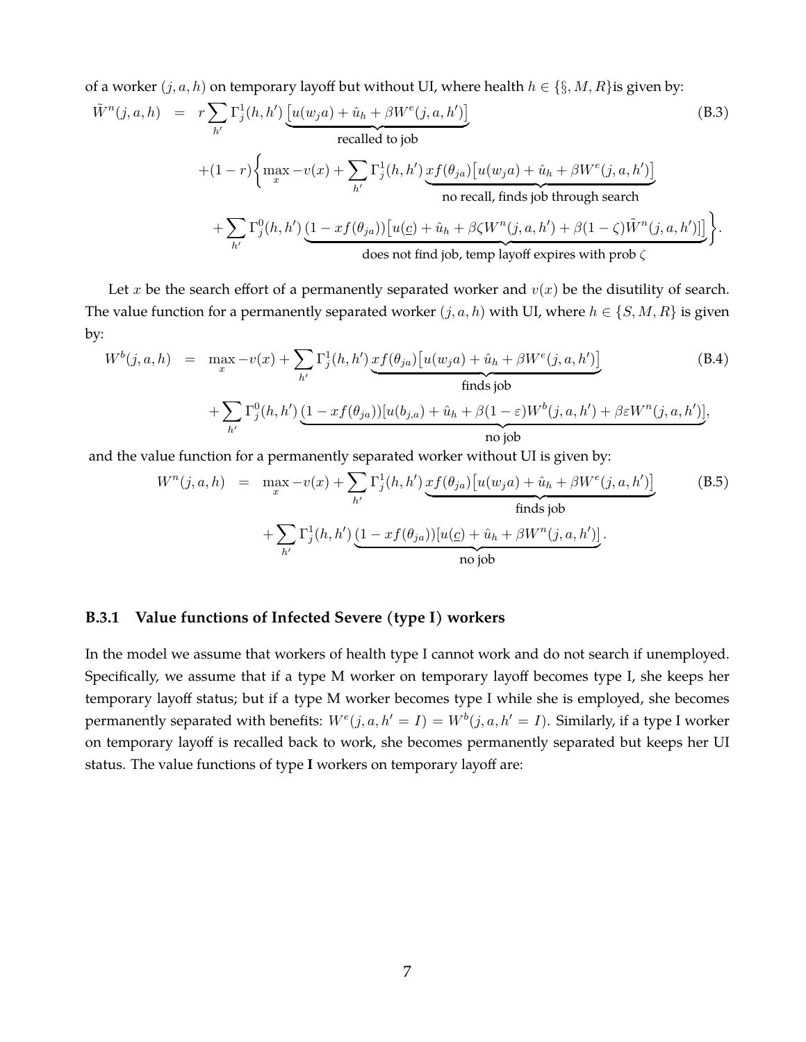of a worker $(j, a, h)$ on temporary layoff but without UI, where health $h \in \{\S, M, R\}$is given by:

$$
\begin{aligned}
\tilde{W}^n(j,a,h) &= r \sum_{h'} \Gamma_j^1(h,h') \underbrace{\left[u(w_j a) + \hat{u}_h + \beta W^e(j,a,h')\right]}_{\text{recalled to job}} \\
&\quad + (1-r) \bigg\{ \max_x -v(x) + \sum_{h'} \Gamma_j^1(h,h') \underbrace{x f(\theta_{ja}) \left[u(w_j a) + \hat{u}_h + \beta W^e(j,a,h')\right]}_{\text{no recall, finds job through search}} \\
&\quad + \sum_{h'} \Gamma_j^0(h,h') \underbrace{(1 - x f(\theta_{ja})) \left[u(\underline{c}) + \hat{u}_h + \beta \zeta W^n(j,a,h') + \beta(1-\zeta)\tilde{W}^n(j,a,h')\right]}_{\text{does not find job, temp layoff expires with prob } \zeta} \bigg\}.
\end{aligned} \tag{B.3}
$$

Let $x$ be the search effort of a permanently separated worker and $v(x)$ be the disutility of search. The value function for a permanently separated worker $(j, a, h)$ with UI, where $h \in \{S, M, R\}$ is given by:

$$
\begin{aligned}
W^b(j,a,h) &= \max_x -v(x) + \sum_{h'} \Gamma_j^1(h,h') \underbrace{x f(\theta_{ja}) \left[u(w_j a) + \hat{u}_h + \beta W^e(j,a,h')\right]}_{\text{finds job}} \\
&\quad + \sum_{h'} \Gamma_j^0(h,h') \underbrace{(1 - x f(\theta_{ja}))[u(b_{j,a}) + \hat{u}_h + \beta(1-\varepsilon) W^b(j,a,h') + \beta \varepsilon W^n(j,a,h')]}_{\text{no job}},
\end{aligned} \tag{B.4}
$$

and the value function for a permanently separated worker without UI is given by:

$$
\begin{aligned}
W^n(j,a,h) &= \max_x -v(x) + \sum_{h'} \Gamma_j^1(h,h') \underbrace{x f(\theta_{ja}) \left[u(w_j a) + \hat{u}_h + \beta W^e(j,a,h')\right]}_{\text{finds job}} \\
&\quad + \sum_{h'} \Gamma_j^1(h,h') \underbrace{(1 - x f(\theta_{ja}))[u(\underline{c}) + \hat{u}_h + \beta W^n(j,a,h')]}_{\text{no job}}.
\end{aligned} \tag{B.5}
$$

### B.3.1 Value functions of Infected Severe (type I) workers

In the model we assume that workers of health type I cannot work and do not search if unemployed. Specifically, we assume that if a type M worker on temporary layoff becomes type I, she keeps her temporary layoff status; but if a type M worker becomes type I while she is employed, she becomes permanently separated with benefits: $W^e(j, a, h' = I) = W^b(j, a, h' = I)$. Similarly, if a type I worker on temporary layoff is recalled back to work, she becomes permanently separated but keeps her UI status. The value functions of type **I** workers on temporary layoff are: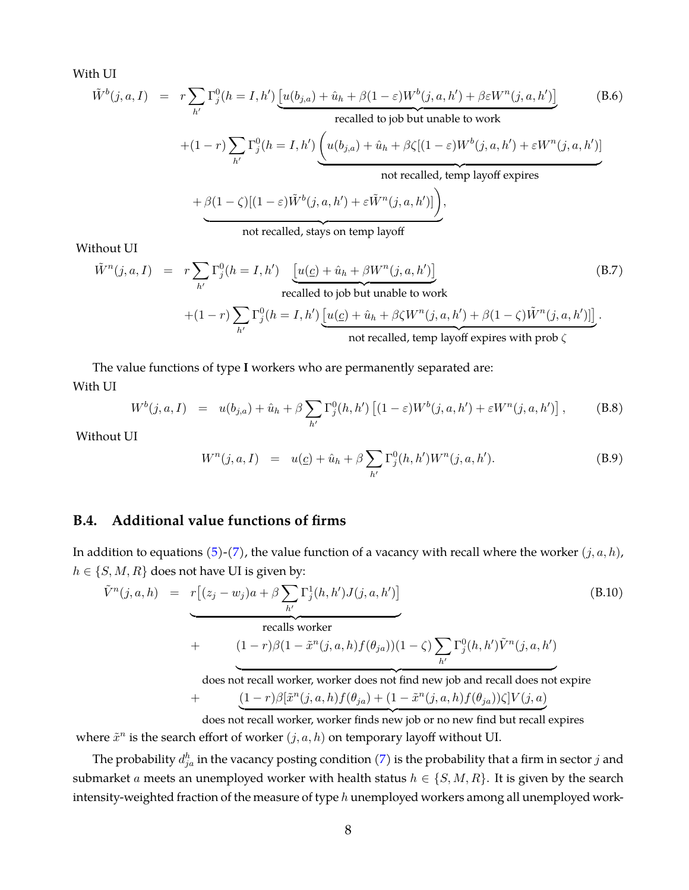With UI

$$
\begin{aligned}
\tilde{W}^b(j,a,I) \;=\;& r\sum_{h'}\Gamma_j^0(h=I,h')\underbrace{\left[u(b_{j,a})+\hat{u}_h+\beta(1-\varepsilon)W^b(j,a,h')+\beta\varepsilon W^n(j,a,h')\right]}_{\text{recalled to job but unable to work}} \\
&+(1-r)\sum_{h'}\Gamma_j^0(h=I,h')\underbrace{\Big(u(b_{j,a})+\hat{u}_h+\beta\zeta[(1-\varepsilon)W^b(j,a,h')+\varepsilon W^n(j,a,h')]}_{\text{not recalled, temp layoff expires}} \\
&\underbrace{+\beta(1-\zeta)[(1-\varepsilon)\tilde{W}^b(j,a,h')+\varepsilon\tilde{W}^n(j,a,h')]\Big)}_{\text{not recalled, stays on temp layoff}},
\end{aligned}
\tag{B.6}
$$

Without UI

$$
\begin{aligned}
\tilde{W}^n(j,a,I) \;=\;& r\sum_{h'}\Gamma_j^0(h=I,h')\underbrace{\left[u(\underline{c})+\hat{u}_h+\beta W^n(j,a,h')\right]}_{\text{recalled to job but unable to work}} \\
&+(1-r)\sum_{h'}\Gamma_j^0(h=I,h')\underbrace{\left[u(\underline{c})+\hat{u}_h+\beta\zeta W^n(j,a,h')+\beta(1-\zeta)\tilde{W}^n(j,a,h')\right]}_{\text{not recalled, temp layoff expires with prob }\zeta}.
\end{aligned}
\tag{B.7}
$$

The value functions of type **I** workers who are permanently separated are:

With UI

$$
W^b(j,a,I) \;=\; u(b_{j,a})+\hat{u}_h+\beta\sum_{h'}\Gamma_j^0(h,h')\left[(1-\varepsilon)W^b(j,a,h')+\varepsilon W^n(j,a,h')\right], \tag{B.8}
$$

Without UI

$$
W^n(j,a,I) \;=\; u(\underline{c})+\hat{u}_h+\beta\sum_{h'}\Gamma_j^0(h,h')W^n(j,a,h'). \tag{B.9}
$$

## B.4. Additional value functions of firms

In addition to equations (5)-(7), the value function of a vacancy with recall where the worker $(j,a,h)$, $h\in\{S,M,R\}$ does not have UI is given by:

$$
\begin{aligned}
\tilde{V}^n(j,a,h) \;=\;& \underbrace{r\Big[(z_j-w_j)a+\beta\sum_{h'}\Gamma_j^1(h,h')J(j,a,h')\Big]}_{\text{recalls worker}} \\
&+\underbrace{(1-r)\beta(1-\tilde{x}^n(j,a,h)f(\theta_{ja}))(1-\zeta)\sum_{h'}\Gamma_j^0(h,h')\tilde{V}^n(j,a,h')}_{\text{does not recall worker, worker does not find new job and recall does not expire}} \\
&+\underbrace{(1-r)\beta[\tilde{x}^n(j,a,h)f(\theta_{ja})+(1-\tilde{x}^n(j,a,h)f(\theta_{ja}))\zeta]V(j,a)}_{\text{does not recall worker, worker finds new job or no new find but recall expires}}
\end{aligned}
\tag{B.10}
$$

where $\tilde{x}^n$ is the search effort of worker $(j,a,h)$ on temporary layoff without UI.

The probability $d^h_{ja}$ in the vacancy posting condition (7) is the probability that a firm in sector $j$ and submarket $a$ meets an unemployed worker with health status $h\in\{S,M,R\}$. It is given by the search intensity-weighted fraction of the measure of type $h$ unemployed workers among all unemployed work-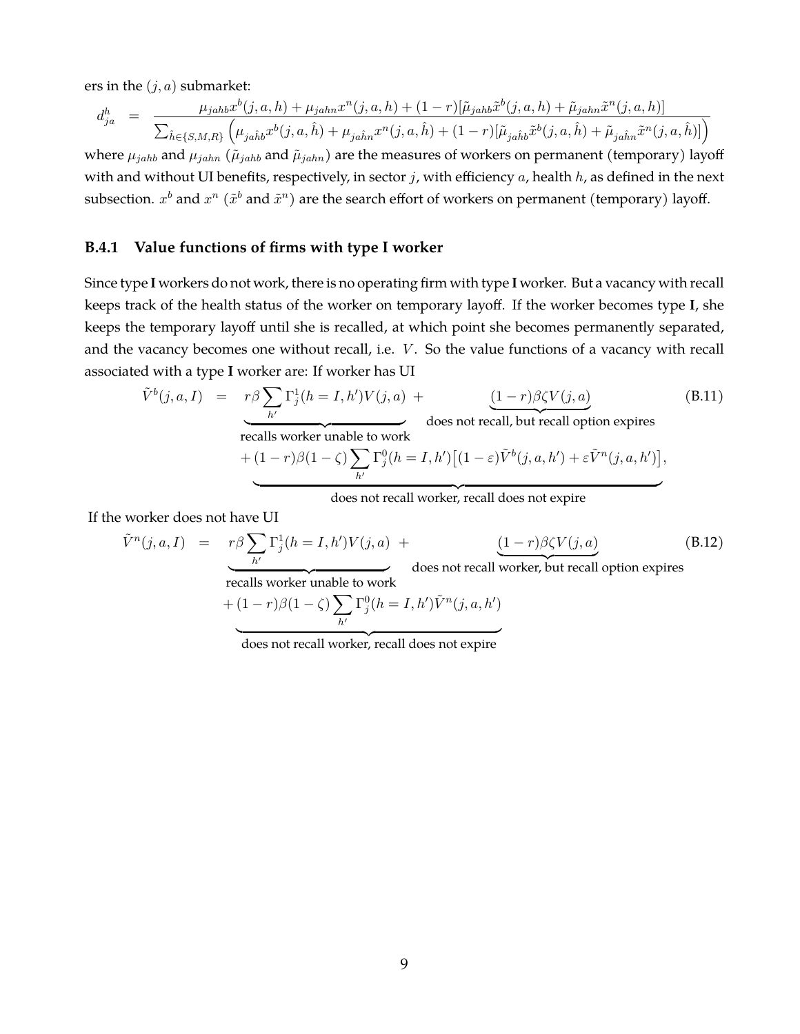ers in the $(j, a)$ submarket:

$$d_{ja}^{h} = \frac{\mu_{jahb}x^{b}(j,a,h) + \mu_{jahn}x^{n}(j,a,h) + (1-r)[\tilde{\mu}_{jahb}\tilde{x}^{b}(j,a,h) + \tilde{\mu}_{jahn}\tilde{x}^{n}(j,a,h)]}{\sum_{\hat{h}\in\{S,M,R\}}\left(\mu_{ja\hat{h}b}x^{b}(j,a,\hat{h}) + \mu_{ja\hat{h}n}x^{n}(j,a,\hat{h}) + (1-r)[\tilde{\mu}_{ja\hat{h}b}\tilde{x}^{b}(j,a,\hat{h}) + \tilde{\mu}_{ja\hat{h}n}\tilde{x}^{n}(j,a,\hat{h})]\right)}$$

where $\mu_{jahb}$ and $\mu_{jahn}$ ($\tilde{\mu}_{jahb}$ and $\tilde{\mu}_{jahn}$) are the measures of workers on permanent (temporary) layoff with and without UI benefits, respectively, in sector $j$, with efficiency $a$, health $h$, as defined in the next subsection. $x^b$ and $x^n$ ($\tilde{x}^b$ and $\tilde{x}^n$) are the search effort of workers on permanent (temporary) layoff.

### B.4.1 Value functions of firms with type I worker

Since type **I** workers do not work, there is no operating firm with type **I** worker. But a vacancy with recall keeps track of the health status of the worker on temporary layoff. If the worker becomes type **I**, she keeps the temporary layoff until she is recalled, at which point she becomes permanently separated, and the vacancy becomes one without recall, i.e. $V$. So the value functions of a vacancy with recall associated with a type **I** worker are: If worker has UI

$$\begin{aligned}
\tilde{V}^{b}(j,a,I) \quad = \quad & \underbrace{r\beta\sum_{h'}\Gamma_{j}^{1}(h=I,h')V(j,a)}_{\text{recalls worker unable to work}} + \underbrace{(1-r)\beta\zeta V(j,a)}_{\text{does not recall, but recall option expires}} \\
& + \underbrace{(1-r)\beta(1-\zeta)\sum_{h'}\Gamma_{j}^{0}(h=I,h')\left[(1-\varepsilon)\tilde{V}^{b}(j,a,h') + \varepsilon\tilde{V}^{n}(j,a,h')\right]}_{\text{does not recall worker, recall does not expire}},
\end{aligned} \tag{B.11}$$

If the worker does not have UI

$$\begin{aligned}
\tilde{V}^{n}(j,a,I) \quad = \quad & \underbrace{r\beta\sum_{h'}\Gamma_{j}^{1}(h=I,h')V(j,a)}_{\text{recalls worker unable to work}} + \underbrace{(1-r)\beta\zeta V(j,a)}_{\text{does not recall worker, but recall option expires}} \\
& + \underbrace{(1-r)\beta(1-\zeta)\sum_{h'}\Gamma_{j}^{0}(h=I,h')\tilde{V}^{n}(j,a,h')}_{\text{does not recall worker, recall does not expire}}
\end{aligned} \tag{B.12}$$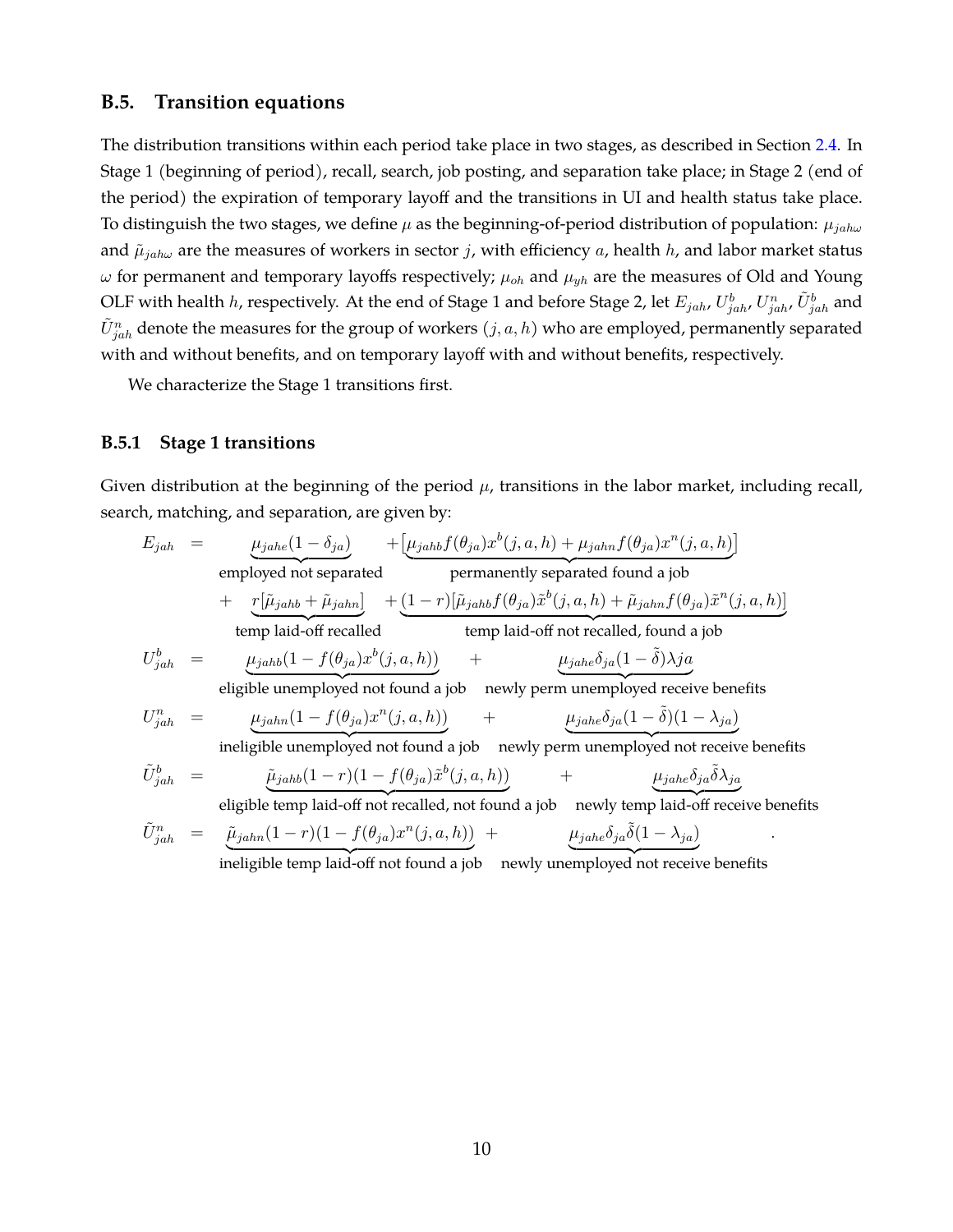### B.5. Transition equations

The distribution transitions within each period take place in two stages, as described in Section 2.4. In Stage 1 (beginning of period), recall, search, job posting, and separation take place; in Stage 2 (end of the period) the expiration of temporary layoff and the transitions in UI and health status take place. To distinguish the two stages, we define $\mu$ as the beginning-of-period distribution of population: $\mu_{jah\omega}$ and $\tilde{\mu}_{jah\omega}$ are the measures of workers in sector $j$, with efficiency $a$, health $h$, and labor market status $\omega$ for permanent and temporary layoffs respectively; $\mu_{oh}$ and $\mu_{yh}$ are the measures of Old and Young OLF with health $h$, respectively. At the end of Stage 1 and before Stage 2, let $E_{jah}$, $U^b_{jah}$, $U^n_{jah}$, $\tilde{U}^b_{jah}$ and $\tilde{U}^n_{jah}$ denote the measures for the group of workers $(j, a, h)$ who are employed, permanently separated with and without benefits, and on temporary layoff with and without benefits, respectively.

We characterize the Stage 1 transitions first.

#### B.5.1 Stage 1 transitions

Given distribution at the beginning of the period $\mu$, transitions in the labor market, including recall, search, matching, and separation, are given by:

$$
\begin{aligned}
E_{jah} &= \underbrace{\mu_{jahe}(1-\delta_{ja})}_{\text{employed not separated}} + \underbrace{\left[\mu_{jahb} f(\theta_{ja}) x^b(j,a,h) + \mu_{jahn} f(\theta_{ja}) x^n(j,a,h)\right]}_{\text{permanently separated found a job}} \\
&\quad + \underbrace{r[\tilde{\mu}_{jahb} + \tilde{\mu}_{jahn}]}_{\text{temp laid-off recalled}} + \underbrace{(1-r)[\tilde{\mu}_{jahb} f(\theta_{ja}) \tilde{x}^b(j,a,h) + \tilde{\mu}_{jahn} f(\theta_{ja}) \tilde{x}^n(j,a,h)]}_{\text{temp laid-off not recalled, found a job}} \\
U^b_{jah} &= \underbrace{\mu_{jahb}(1 - f(\theta_{ja}) x^b(j,a,h))}_{\text{eligible unemployed not found a job}} + \underbrace{\mu_{jahe}\delta_{ja}(1-\tilde{\delta})\lambda ja}_{\text{newly perm unemployed receive benefits}} \\
U^n_{jah} &= \underbrace{\mu_{jahn}(1 - f(\theta_{ja}) x^n(j,a,h))}_{\text{ineligible unemployed not found a job}} + \underbrace{\mu_{jahe}\delta_{ja}(1-\tilde{\delta})(1-\lambda_{ja})}_{\text{newly perm unemployed not receive benefits}} \\
\tilde{U}^b_{jah} &= \underbrace{\tilde{\mu}_{jahb}(1-r)(1 - f(\theta_{ja})\tilde{x}^b(j,a,h))}_{\text{eligible temp laid-off not recalled, not found a job}} + \underbrace{\mu_{jahe}\delta_{ja}\tilde{\delta}\lambda_{ja}}_{\text{newly temp laid-off receive benefits}} \\
\tilde{U}^n_{jah} &= \underbrace{\tilde{\mu}_{jahn}(1-r)(1 - f(\theta_{ja}) x^n(j,a,h))}_{\text{ineligible temp laid-off not found a job}} + \underbrace{\mu_{jahe}\delta_{ja}\tilde{\delta}(1-\lambda_{ja})}_{\text{newly unemployed not receive benefits}} .
\end{aligned}
$$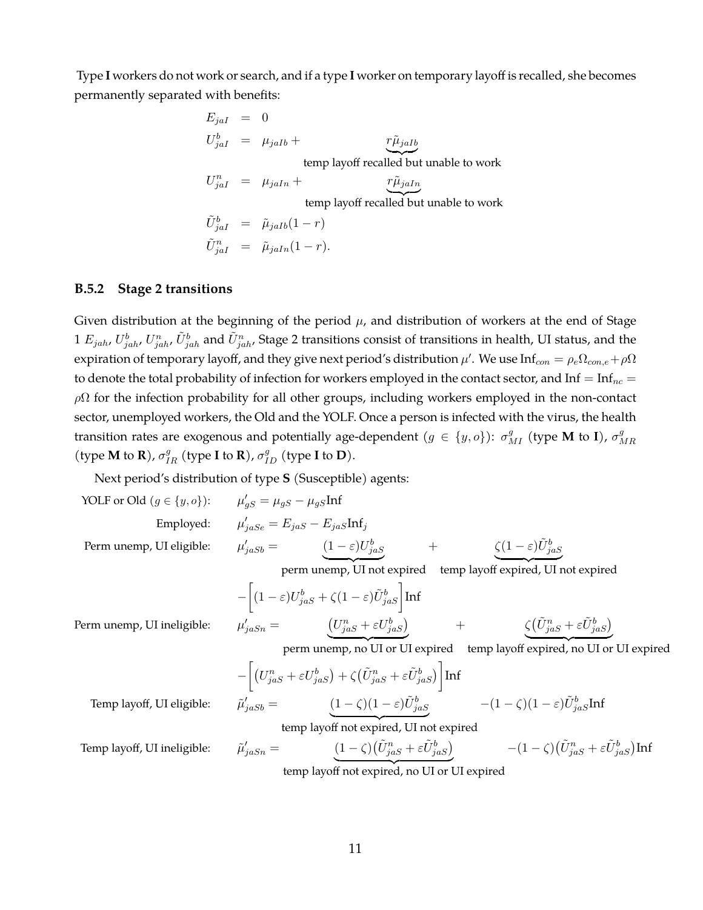Type **I** workers do not work or search, and if a type **I** worker on temporary layoff is recalled, she becomes permanently separated with benefits:

$$
\begin{aligned}
E_{jaI} &= 0 \\
U^b_{jaI} &= \mu_{jaIb} + \underbrace{r\tilde{\mu}_{jaIb}}_{\text{temp layoff recalled but unable to work}} \\
U^n_{jaI} &= \mu_{jaIn} + \underbrace{r\tilde{\mu}_{jaIn}}_{\text{temp layoff recalled but unable to work}} \\
\tilde{U}^b_{jaI} &= \tilde{\mu}_{jaIb}(1-r) \\
\tilde{U}^n_{jaI} &= \tilde{\mu}_{jaIn}(1-r).
\end{aligned}
$$

### B.5.2 Stage 2 transitions

Given distribution at the beginning of the period $\mu$, and distribution of workers at the end of Stage 1 $E_{jah}$, $U^b_{jah}$, $U^n_{jah}$, $\tilde{U}^b_{jah}$ and $\tilde{U}^n_{jah}$, Stage 2 transitions consist of transitions in health, UI status, and the expiration of temporary layoff, and they give next period's distribution $\mu'$. We use $\text{Inf}_{con} = \rho_e \Omega_{con,e} + \rho\Omega$ to denote the total probability of infection for workers employed in the contact sector, and $\text{Inf} = \text{Inf}_{nc} = \rho\Omega$ for the infection probability for all other groups, including workers employed in the non-contact sector, unemployed workers, the Old and the YOLF. Once a person is infected with the virus, the health transition rates are exogenous and potentially age-dependent ($g \in \{y, o\}$): $\sigma^g_{MI}$ (type **M** to **I**), $\sigma^g_{MR}$ (type **M** to **R**), $\sigma^g_{IR}$ (type **I** to **R**), $\sigma^g_{ID}$ (type **I** to **D**).

Next period's distribution of type **S** (Susceptible) agents:

$$
\begin{aligned}
\text{YOLF or Old } (g \in \{y,o\})\text{:} \quad & \mu'_{gS} = \mu_{gS} - \mu_{gS}\text{Inf} \\
\text{Employed:} \quad & \mu'_{jaSe} = E_{jaS} - E_{jaS}\text{Inf}_j \\
\text{Perm unemp, UI eligible:} \quad & \mu'_{jaSb} = \underbrace{(1-\varepsilon)U^b_{jaS}}_{\text{perm unemp, UI not expired}} + \underbrace{\zeta(1-\varepsilon)\tilde{U}^b_{jaS}}_{\text{temp layoff expired, UI not expired}} \\
& \qquad - \left[(1-\varepsilon)U^b_{jaS} + \zeta(1-\varepsilon)\tilde{U}^b_{jaS}\right]\text{Inf} \\
\text{Perm unemp, UI ineligible:} \quad & \mu'_{jaSn} = \underbrace{\left(U^n_{jaS} + \varepsilon U^b_{jaS}\right)}_{\text{perm unemp, no UI or UI expired}} + \underbrace{\zeta\left(\tilde{U}^n_{jaS} + \varepsilon \tilde{U}^b_{jaS}\right)}_{\text{temp layoff expired, no UI or UI expired}} \\
& \qquad - \left[\left(U^n_{jaS} + \varepsilon U^b_{jaS}\right) + \zeta\left(\tilde{U}^n_{jaS} + \varepsilon \tilde{U}^b_{jaS}\right)\right]\text{Inf} \\
\text{Temp layoff, UI eligible:} \quad & \tilde{\mu}'_{jaSb} = \underbrace{(1-\zeta)(1-\varepsilon)\tilde{U}^b_{jaS}}_{\text{temp layoff not expired, UI not expired}} - (1-\zeta)(1-\varepsilon)\tilde{U}^b_{jaS}\text{Inf} \\
\text{Temp layoff, UI ineligible:} \quad & \tilde{\mu}'_{jaSn} = \underbrace{(1-\zeta)\left(\tilde{U}^n_{jaS} + \varepsilon \tilde{U}^b_{jaS}\right)}_{\text{temp layoff not expired, no UI or UI expired}} - (1-\zeta)\left(\tilde{U}^n_{jaS} + \varepsilon \tilde{U}^b_{jaS}\right)\text{Inf}
\end{aligned}
$$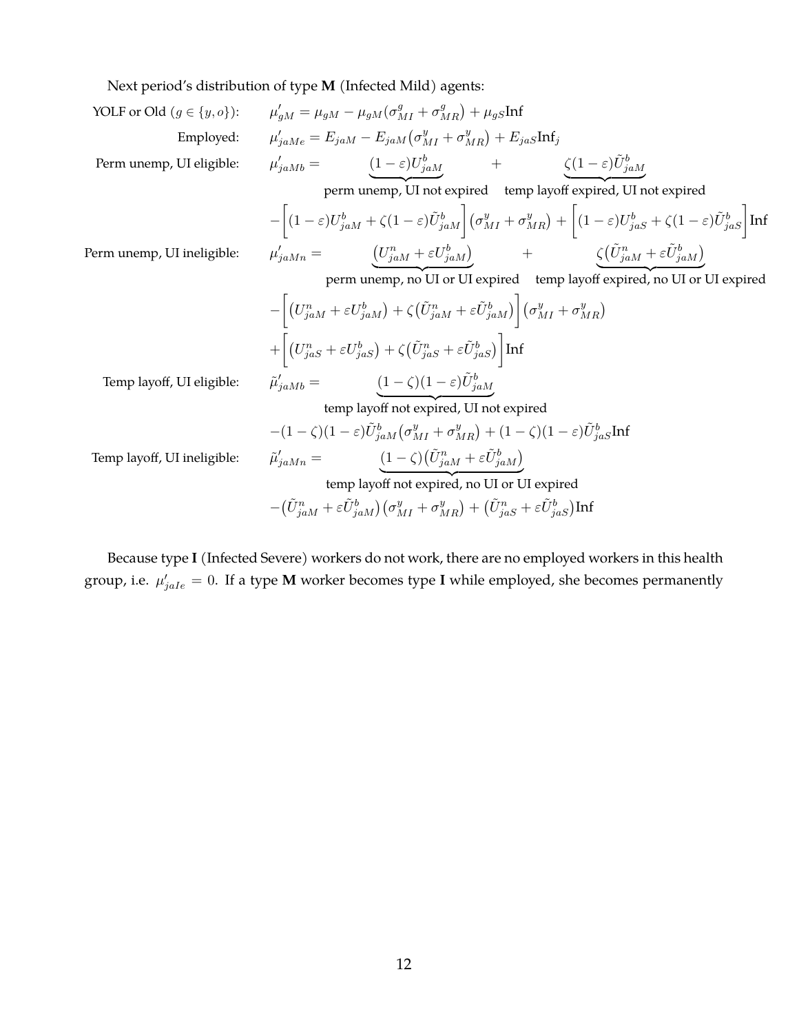Next period's distribution of type **M** (Infected Mild) agents:

YOLF or Old ($g \in \{y, o\}$): $$\mu'_{gM} = \mu_{gM} - \mu_{gM}(\sigma^g_{MI} + \sigma^g_{MR}) + \mu_{gS}\text{Inf}$$

Employed: $$\mu'_{jaMe} = E_{jaM} - E_{jaM}(\sigma^y_{MI} + \sigma^y_{MR}) + E_{jaS}\text{Inf}_j$$

Perm unemp, UI eligible:
$$\mu'_{jaMb} = \underbrace{(1-\varepsilon)U^b_{jaM}}_{\text{perm unemp, UI not expired}} + \underbrace{\zeta(1-\varepsilon)\tilde{U}^b_{jaM}}_{\text{temp layoff expired, UI not expired}}$$
$$-\left[(1-\varepsilon)U^b_{jaM} + \zeta(1-\varepsilon)\tilde{U}^b_{jaM}\right](\sigma^y_{MI} + \sigma^y_{MR}) + \left[(1-\varepsilon)U^b_{jaS} + \zeta(1-\varepsilon)\tilde{U}^b_{jaS}\right]\text{Inf}$$

Perm unemp, UI ineligible:
$$\mu'_{jaMn} = \underbrace{\left(U^n_{jaM} + \varepsilon U^b_{jaM}\right)}_{\text{perm unemp, no UI or UI expired}} + \underbrace{\zeta\left(\tilde{U}^n_{jaM} + \varepsilon\tilde{U}^b_{jaM}\right)}_{\text{temp layoff expired, no UI or UI expired}}$$
$$-\left[\left(U^n_{jaM} + \varepsilon U^b_{jaM}\right) + \zeta\left(\tilde{U}^n_{jaM} + \varepsilon\tilde{U}^b_{jaM}\right)\right](\sigma^y_{MI} + \sigma^y_{MR})$$
$$+\left[\left(U^n_{jaS} + \varepsilon U^b_{jaS}\right) + \zeta\left(\tilde{U}^n_{jaS} + \varepsilon\tilde{U}^b_{jaS}\right)\right]\text{Inf}$$

Temp layoff, UI eligible:
$$\tilde{\mu}'_{jaMb} = \underbrace{(1-\zeta)(1-\varepsilon)\tilde{U}^b_{jaM}}_{\text{temp layoff not expired, UI not expired}}$$
$$-(1-\zeta)(1-\varepsilon)\tilde{U}^b_{jaM}(\sigma^y_{MI} + \sigma^y_{MR}) + (1-\zeta)(1-\varepsilon)\tilde{U}^b_{jaS}\text{Inf}$$

Temp layoff, UI ineligible:
$$\tilde{\mu}'_{jaMn} = \underbrace{(1-\zeta)\left(\tilde{U}^n_{jaM} + \varepsilon\tilde{U}^b_{jaM}\right)}_{\text{temp layoff not expired, no UI or UI expired}}$$
$$-\left(\tilde{U}^n_{jaM} + \varepsilon\tilde{U}^b_{jaM}\right)(\sigma^y_{MI} + \sigma^y_{MR}) + \left(\tilde{U}^n_{jaS} + \varepsilon\tilde{U}^b_{jaS}\right)\text{Inf}$$

Because type **I** (Infected Severe) workers do not work, there are no employed workers in this health group, i.e. $\mu'_{jaIe} = 0$. If a type **M** worker becomes type **I** while employed, she becomes permanently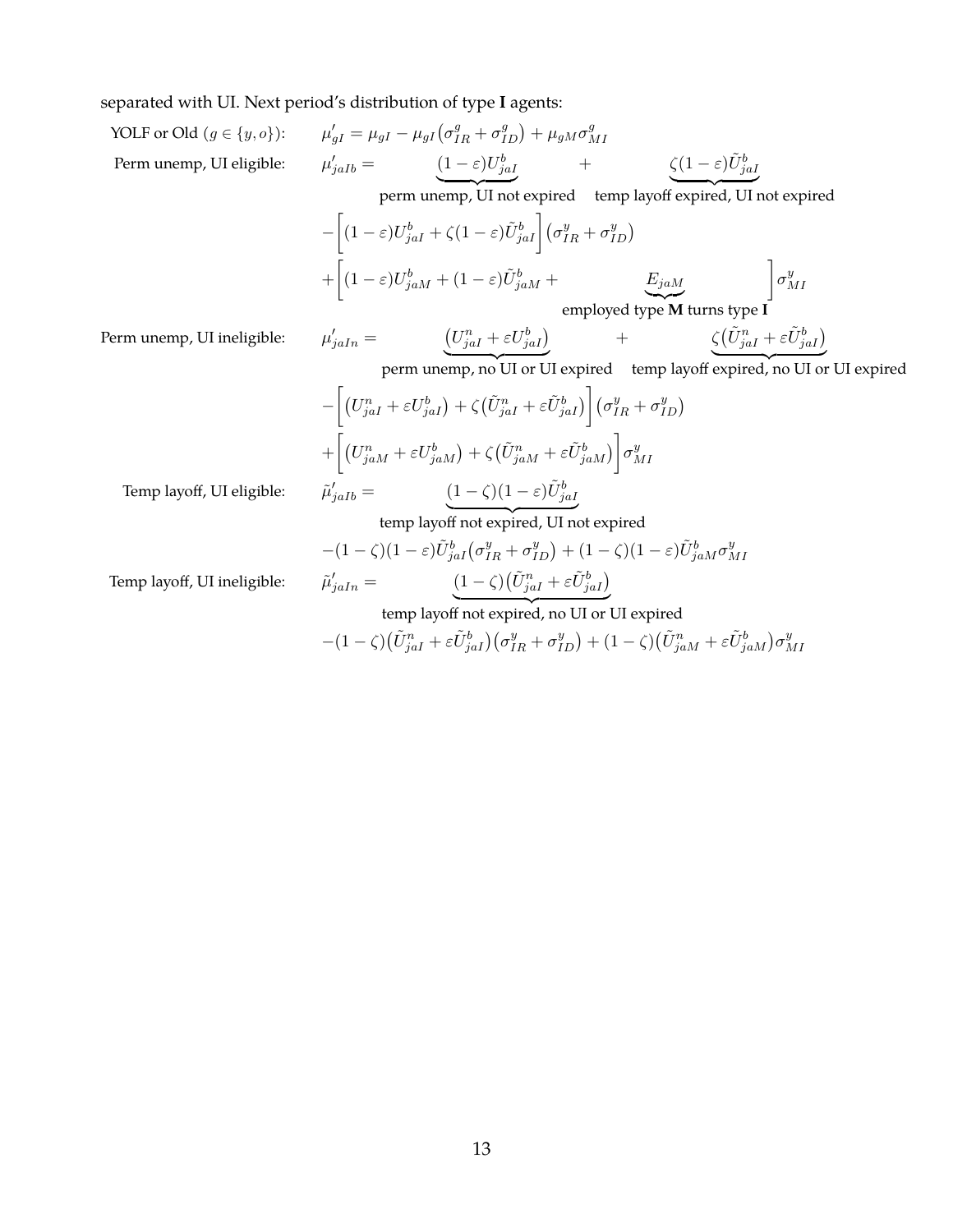separated with UI. Next period's distribution of type **I** agents:

YOLF or Old ($g \in \{y, o\}$):

$$\mu'_{gI} = \mu_{gI} - \mu_{gI}\big(\sigma^g_{IR} + \sigma^g_{ID}\big) + \mu_{gM}\sigma^g_{MI}$$

Perm unemp, UI eligible:

$$\mu'_{jaIb} = \underbrace{(1-\varepsilon)U^b_{jaI}}_{\text{perm unemp, UI not expired}} + \underbrace{\zeta(1-\varepsilon)\tilde{U}^b_{jaI}}_{\text{temp layoff expired, UI not expired}}$$

$$-\Big[(1-\varepsilon)U^b_{jaI} + \zeta(1-\varepsilon)\tilde{U}^b_{jaI}\Big]\big(\sigma^y_{IR} + \sigma^y_{ID}\big)$$

$$+\Big[(1-\varepsilon)U^b_{jaM} + (1-\varepsilon)\tilde{U}^b_{jaM} + \underbrace{E_{jaM}}_{\text{employed type } \mathbf{M} \text{ turns type } \mathbf{I}}\Big]\sigma^y_{MI}$$

Perm unemp, UI ineligible:

$$\mu'_{jaIn} = \underbrace{\big(U^n_{jaI} + \varepsilon U^b_{jaI}\big)}_{\text{perm unemp, no UI or UI expired}} + \underbrace{\zeta\big(\tilde{U}^n_{jaI} + \varepsilon\tilde{U}^b_{jaI}\big)}_{\text{temp layoff expired, no UI or UI expired}}$$

$$-\Big[\big(U^n_{jaI} + \varepsilon U^b_{jaI}\big) + \zeta\big(\tilde{U}^n_{jaI} + \varepsilon\tilde{U}^b_{jaI}\big)\Big]\big(\sigma^y_{IR} + \sigma^y_{ID}\big)$$

$$+\Big[\big(U^n_{jaM} + \varepsilon U^b_{jaM}\big) + \zeta\big(\tilde{U}^n_{jaM} + \varepsilon\tilde{U}^b_{jaM}\big)\Big]\sigma^y_{MI}$$

Temp layoff, UI eligible:

$$\tilde{\mu}'_{jaIb} = \underbrace{(1-\zeta)(1-\varepsilon)\tilde{U}^b_{jaI}}_{\text{temp layoff not expired, UI not expired}}$$

$$-(1-\zeta)(1-\varepsilon)\tilde{U}^b_{jaI}\big(\sigma^y_{IR} + \sigma^y_{ID}\big) + (1-\zeta)(1-\varepsilon)\tilde{U}^b_{jaM}\sigma^y_{MI}$$

Temp layoff, UI ineligible:

$$\tilde{\mu}'_{jaIn} = \underbrace{(1-\zeta)\big(\tilde{U}^n_{jaI} + \varepsilon\tilde{U}^b_{jaI}\big)}_{\text{temp layoff not expired, no UI or UI expired}}$$

$$-(1-\zeta)\big(\tilde{U}^n_{jaI} + \varepsilon\tilde{U}^b_{jaI}\big)\big(\sigma^y_{IR} + \sigma^y_{ID}\big) + (1-\zeta)\big(\tilde{U}^n_{jaM} + \varepsilon\tilde{U}^b_{jaM}\big)\sigma^y_{MI}$$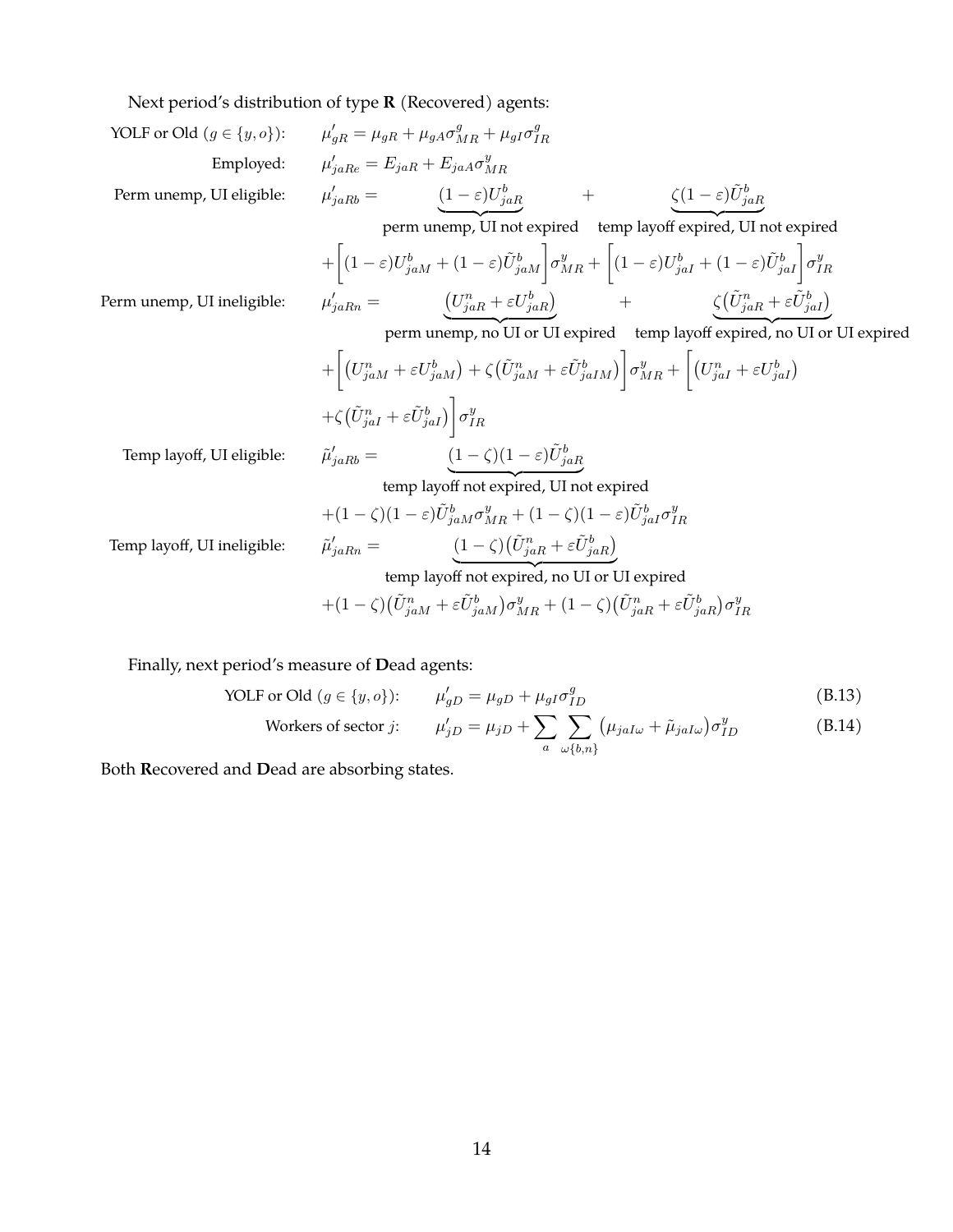Next period's distribution of type **R** (Recovered) agents:

$$
\begin{aligned}
&\text{YOLF or Old } (g \in \{y, o\}): && \mu'_{gR} = \mu_{gR} + \mu_{gA}\sigma^{g}_{MR} + \mu_{gI}\sigma^{g}_{IR} \\
&\text{Employed:} && \mu'_{jaRe} = E_{jaR} + E_{jaA}\sigma^{y}_{MR} \\
&\text{Perm unemp, UI eligible:} && \mu'_{jaRb} = \underbrace{(1-\varepsilon)U^{b}_{jaR}}_{\text{perm unemp, UI not expired}} + \underbrace{\zeta(1-\varepsilon)\tilde{U}^{b}_{jaR}}_{\text{temp layoff expired, UI not expired}} \\
& && + \Big[(1-\varepsilon)U^{b}_{jaM} + (1-\varepsilon)\tilde{U}^{b}_{jaM}\Big]\sigma^{y}_{MR} + \Big[(1-\varepsilon)U^{b}_{jaI} + (1-\varepsilon)\tilde{U}^{b}_{jaI}\Big]\sigma^{y}_{IR} \\
&\text{Perm unemp, UI ineligible:} && \mu'_{jaRn} = \underbrace{\big(U^{n}_{jaR} + \varepsilon U^{b}_{jaR}\big)}_{\text{perm unemp, no UI or UI expired}} + \underbrace{\zeta\big(\tilde{U}^{n}_{jaR} + \varepsilon\tilde{U}^{b}_{jaI}\big)}_{\text{temp layoff expired, no UI or UI expired}} \\
& && + \Big[\big(U^{n}_{jaM} + \varepsilon U^{b}_{jaM}\big) + \zeta\big(\tilde{U}^{n}_{jaM} + \varepsilon\tilde{U}^{b}_{jaIM}\big)\Big]\sigma^{y}_{MR} + \Big[\big(U^{n}_{jaI} + \varepsilon U^{b}_{jaI}\big) \\
& && + \zeta\big(\tilde{U}^{n}_{jaI} + \varepsilon\tilde{U}^{b}_{jaI}\big)\Big]\sigma^{y}_{IR} \\
&\text{Temp layoff, UI eligible:} && \tilde{\mu}'_{jaRb} = \underbrace{(1-\zeta)(1-\varepsilon)\tilde{U}^{b}_{jaR}}_{\text{temp layoff not expired, UI not expired}} \\
& && + (1-\zeta)(1-\varepsilon)\tilde{U}^{b}_{jaM}\sigma^{y}_{MR} + (1-\zeta)(1-\varepsilon)\tilde{U}^{b}_{jaI}\sigma^{y}_{IR} \\
&\text{Temp layoff, UI ineligible:} && \tilde{\mu}'_{jaRn} = \underbrace{(1-\zeta)\big(\tilde{U}^{n}_{jaR} + \varepsilon\tilde{U}^{b}_{jaR}\big)}_{\text{temp layoff not expired, no UI or UI expired}} \\
& && + (1-\zeta)\big(\tilde{U}^{n}_{jaM} + \varepsilon\tilde{U}^{b}_{jaM}\big)\sigma^{y}_{MR} + (1-\zeta)\big(\tilde{U}^{n}_{jaR} + \varepsilon\tilde{U}^{b}_{jaR}\big)\sigma^{y}_{IR}
\end{aligned}
$$

Finally, next period's measure of **D**ead agents:

$$
\text{YOLF or Old } (g \in \{y, o\}): \qquad \mu'_{gD} = \mu_{gD} + \mu_{gI}\sigma^{g}_{ID} \tag{B.13}
$$

$$
\text{Workers of sector } j: \qquad \mu'_{jD} = \mu_{jD} + \sum_{a}\sum_{\omega\{b,n\}}\big(\mu_{jaI\omega} + \tilde{\mu}_{jaI\omega}\big)\sigma^{y}_{ID} \tag{B.14}
$$

Both **R**ecovered and **D**ead are absorbing states.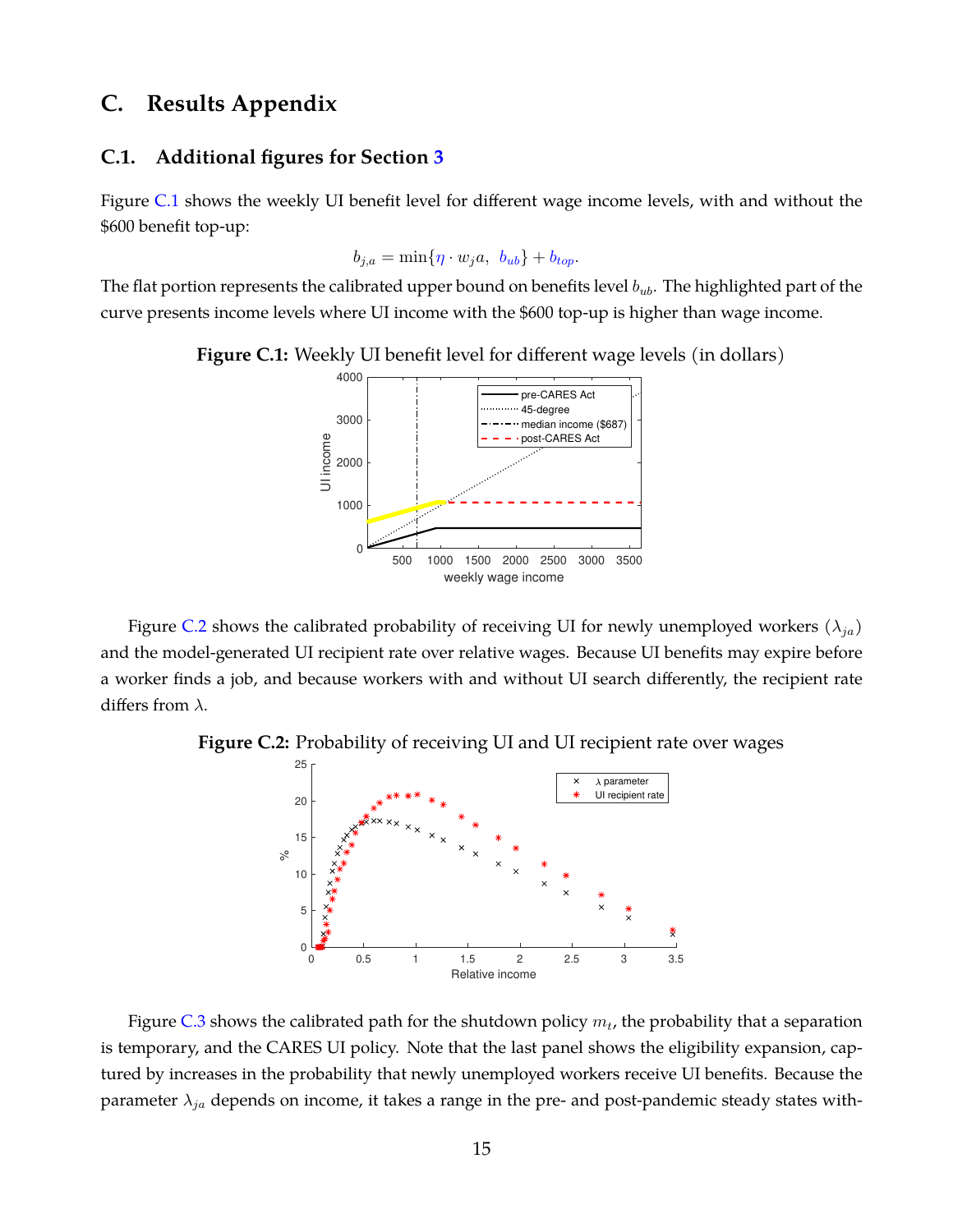## C. Results Appendix

### C.1. Additional figures for Section 3

Figure C.1 shows the weekly UI benefit level for different wage income levels, with and without the $600 benefit top-up:

$$b_{j,a} = \min\{\eta \cdot w_j a, \ b_{ub}\} + b_{top}.$$

The flat portion represents the calibrated upper bound on benefits level $b_{ub}$. The highlighted part of the curve presents income levels where UI income with the $600 top-up is higher than wage income.

**Figure C.1:** Weekly UI benefit level for different wage levels (in dollars)

Figure C.2 shows the calibrated probability of receiving UI for newly unemployed workers ($\lambda_{ja}$) and the model-generated UI recipient rate over relative wages. Because UI benefits may expire before a worker finds a job, and because workers with and without UI search differently, the recipient rate differs from $\lambda$.

**Figure C.2:** Probability of receiving UI and UI recipient rate over wages

Figure C.3 shows the calibrated path for the shutdown policy $m_t$, the probability that a separation is temporary, and the CARES UI policy. Note that the last panel shows the eligibility expansion, captured by increases in the probability that newly unemployed workers receive UI benefits. Because the parameter $\lambda_{ja}$ depends on income, it takes a range in the pre- and post-pandemic steady states with-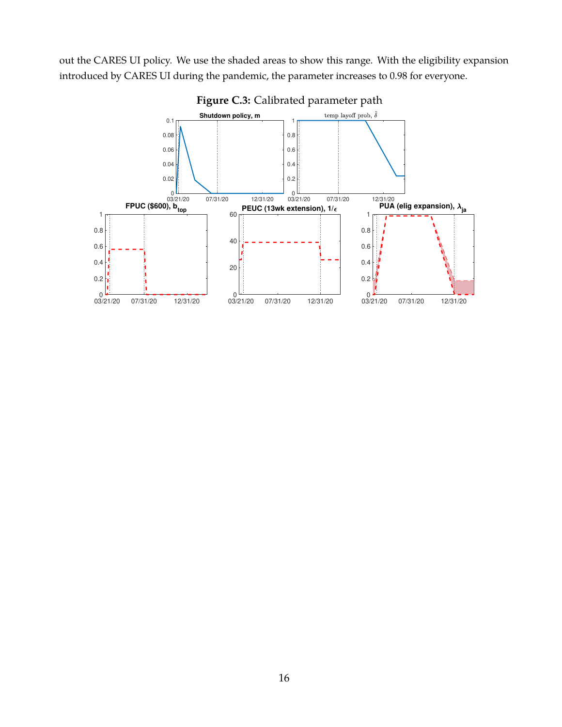out the CARES UI policy. We use the shaded areas to show this range. With the eligibility expansion introduced by CARES UI during the pandemic, the parameter increases to 0.98 for everyone.

**Figure C.3:** Calibrated parameter path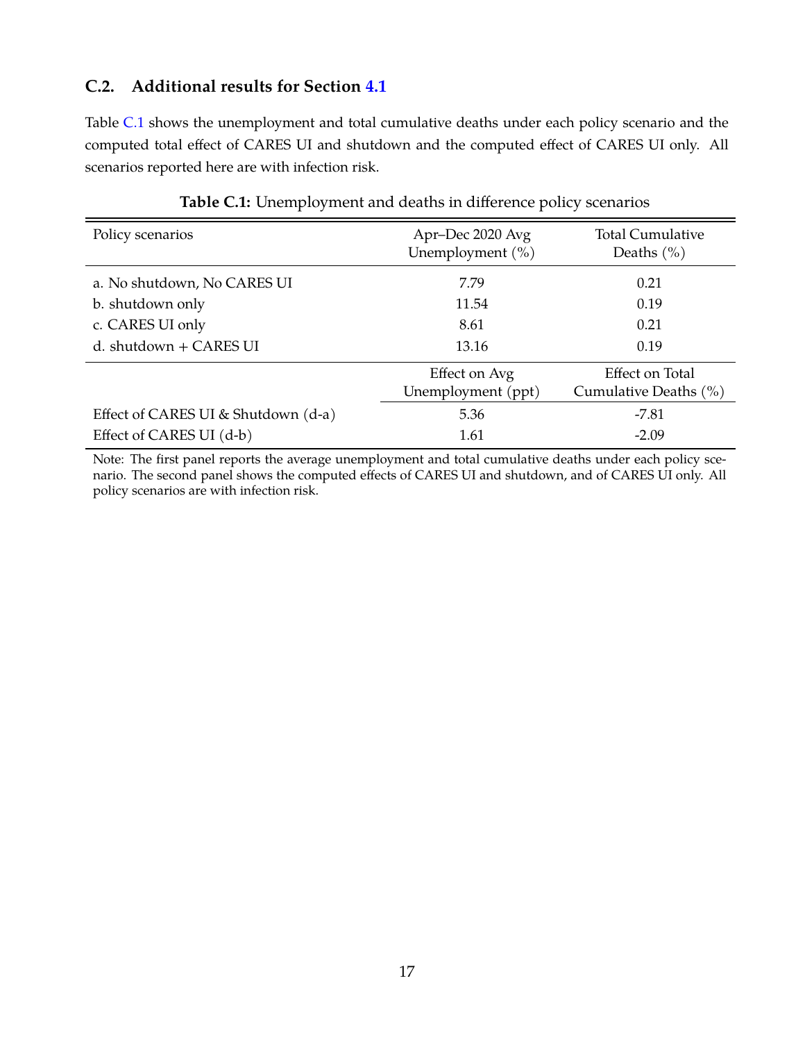### C.2. Additional results for Section 4.1

Table C.1 shows the unemployment and total cumulative deaths under each policy scenario and the computed total effect of CARES UI and shutdown and the computed effect of CARES UI only. All scenarios reported here are with infection risk.

**Table C.1:** Unemployment and deaths in difference policy scenarios

| Policy scenarios | Apr–Dec 2020 Avg Unemployment (%) | Total Cumulative Deaths (%) |
|---|---|---|
| a. No shutdown, No CARES UI | 7.79 | 0.21 |
| b. shutdown only | 11.54 | 0.19 |
| c. CARES UI only | 8.61 | 0.21 |
| d. shutdown + CARES UI | 13.16 | 0.19 |
| | **Effect on Avg Unemployment (ppt)** | **Effect on Total Cumulative Deaths (%)** |
| Effect of CARES UI & Shutdown (d-a) | 5.36 | -7.81 |
| Effect of CARES UI (d-b) | 1.61 | -2.09 |

Note: The first panel reports the average unemployment and total cumulative deaths under each policy scenario. The second panel shows the computed effects of CARES UI and shutdown, and of CARES UI only. All policy scenarios are with infection risk.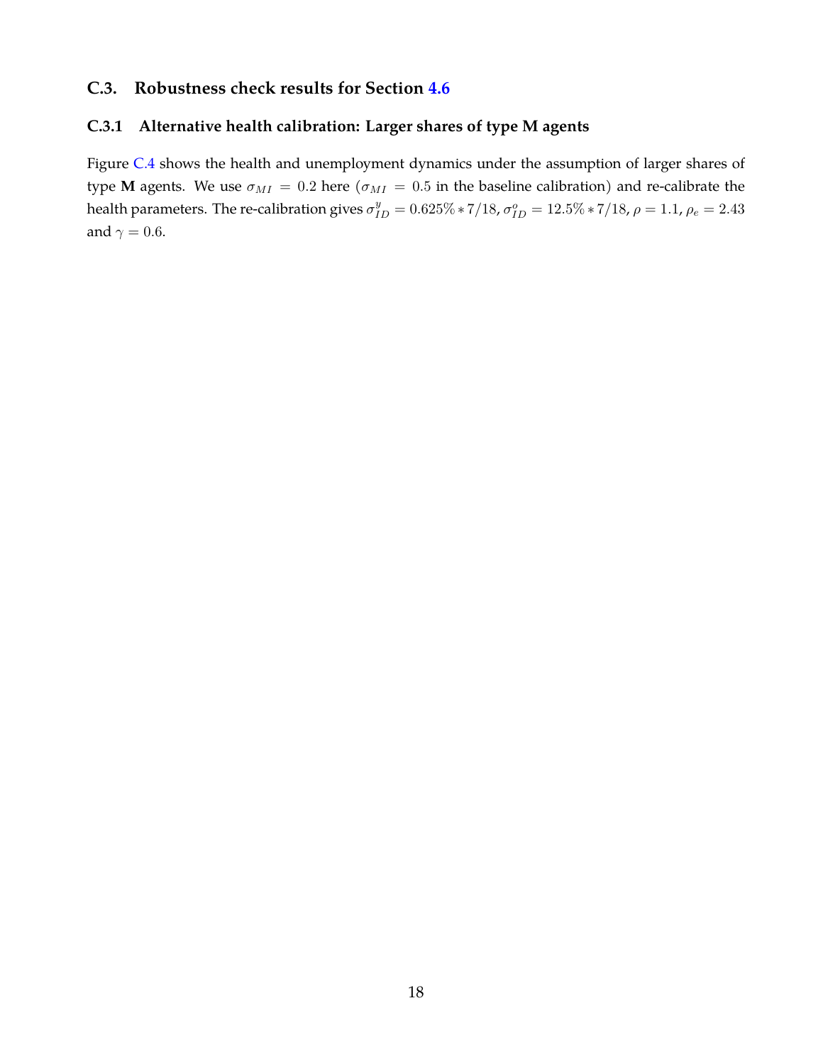## C.3. Robustness check results for Section 4.6

### C.3.1 Alternative health calibration: Larger shares of type M agents

Figure C.4 shows the health and unemployment dynamics under the assumption of larger shares of type **M** agents. We use $\sigma_{MI} = 0.2$ here ($\sigma_{MI} = 0.5$ in the baseline calibration) and re-calibrate the health parameters. The re-calibration gives $\sigma^{y}_{ID} = 0.625\% * 7/18$, $\sigma^{o}_{ID} = 12.5\% * 7/18$, $\rho = 1.1$, $\rho_e = 2.43$ and $\gamma = 0.6$.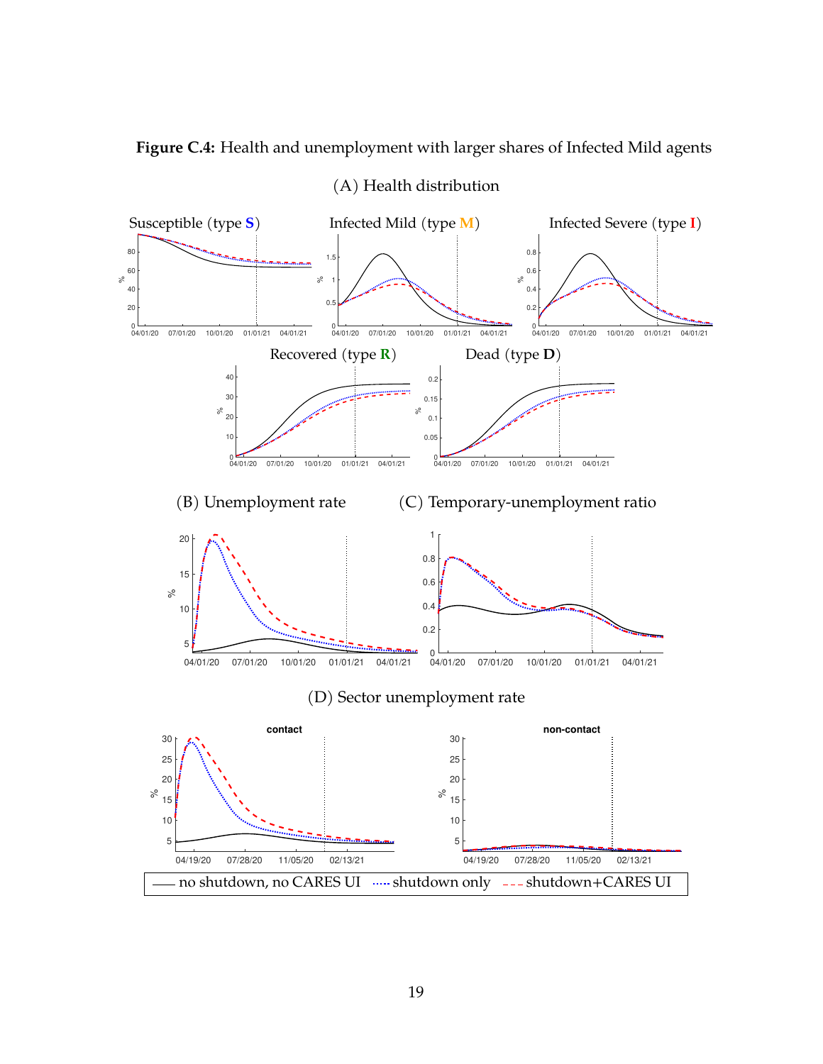**Figure C.4:** Health and unemployment with larger shares of Infected Mild agents

(A) Health distribution

Susceptible (type **S**) Infected Mild (type **M**) Infected Severe (type **I**)

Recovered (type **R**) Dead (type **D**)

(B) Unemployment rate (C) Temporary-unemployment ratio

(D) Sector unemployment rate

contact non-contact

—— no shutdown, no CARES UI ······ shutdown only – – – shutdown+CARES UI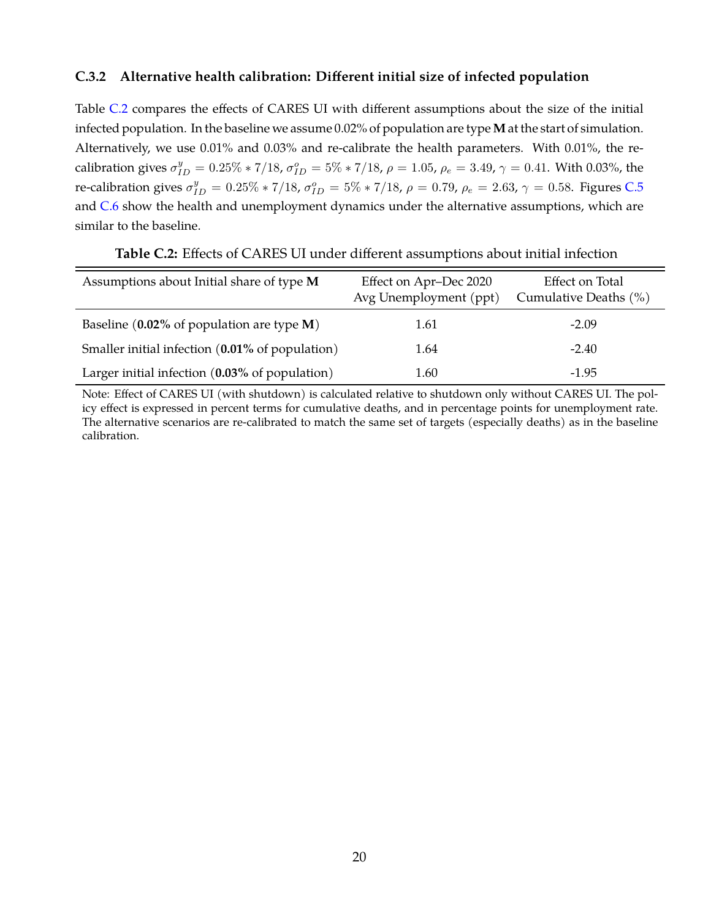### C.3.2 Alternative health calibration: Different initial size of infected population

Table C.2 compares the effects of CARES UI with different assumptions about the size of the initial infected population. In the baseline we assume 0.02% of population are type **M** at the start of simulation. Alternatively, we use 0.01% and 0.03% and re-calibrate the health parameters. With 0.01%, the re-calibration gives $\sigma^y_{ID} = 0.25\% * 7/18$, $\sigma^o_{ID} = 5\% * 7/18$, $\rho = 1.05$, $\rho_e = 3.49$, $\gamma = 0.41$. With 0.03%, the re-calibration gives $\sigma^y_{ID} = 0.25\% * 7/18$, $\sigma^o_{ID} = 5\% * 7/18$, $\rho = 0.79$, $\rho_e = 2.63$, $\gamma = 0.58$. Figures C.5 and C.6 show the health and unemployment dynamics under the alternative assumptions, which are similar to the baseline.

**Table C.2:** Effects of CARES UI under different assumptions about initial infection

| Assumptions about Initial share of type **M** | Effect on Apr–Dec 2020 Avg Unemployment (ppt) | Effect on Total Cumulative Deaths (%) |
|---|---|---|
| Baseline (**0.02%** of population are type **M**) | 1.61 | -2.09 |
| Smaller initial infection (**0.01%** of population) | 1.64 | -2.40 |
| Larger initial infection (**0.03%** of population) | 1.60 | -1.95 |

Note: Effect of CARES UI (with shutdown) is calculated relative to shutdown only without CARES UI. The policy effect is expressed in percent terms for cumulative deaths, and in percentage points for unemployment rate. The alternative scenarios are re-calibrated to match the same set of targets (especially deaths) as in the baseline calibration.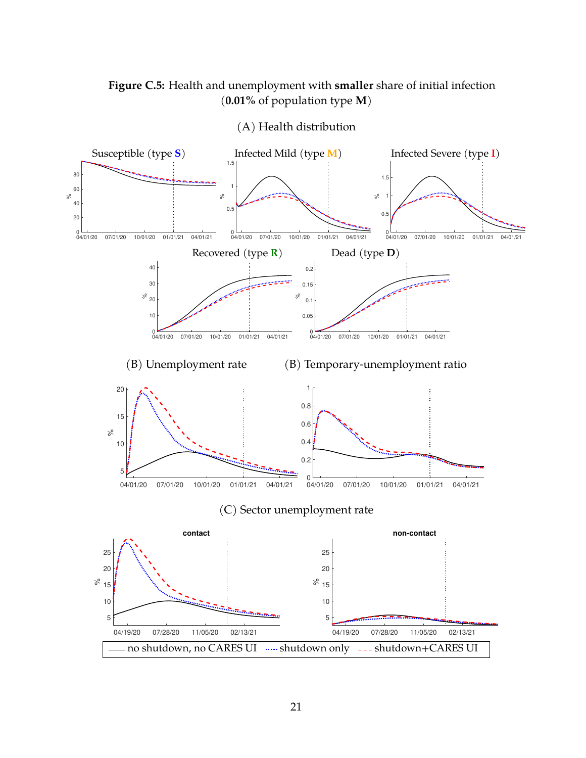**Figure C.5:** Health and unemployment with **smaller** share of initial infection (**0.01%** of population type **M**)

(A) Health distribution

Susceptible (type **S**)

Infected Mild (type **M**)

Infected Severe (type **I**)

Recovered (type **R**)

Dead (type **D**)

(B) Unemployment rate

(B) Temporary-unemployment ratio

(C) Sector unemployment rate

contact

non-contact

no shutdown, no CARES UI · shutdown only · shutdown+CARES UI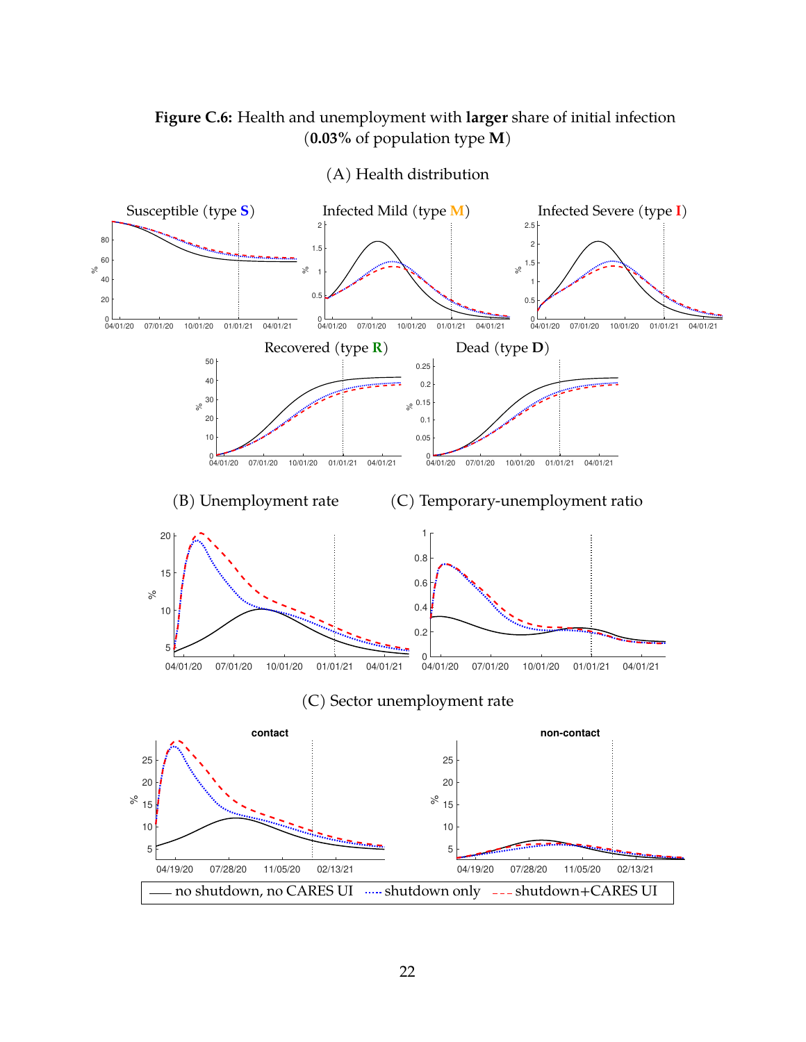**Figure C.6:** Health and unemployment with **larger** share of initial infection (**0.03%** of population type **M**)

(A) Health distribution

Susceptible (type **S**) — Infected Mild (type **M**) — Infected Severe (type **I**)

Recovered (type **R**) — Dead (type **D**)

(B) Unemployment rate — (C) Temporary-unemployment ratio

(C) Sector unemployment rate

contact — non-contact

—— no shutdown, no CARES UI ····· shutdown only - - - shutdown+CARES UI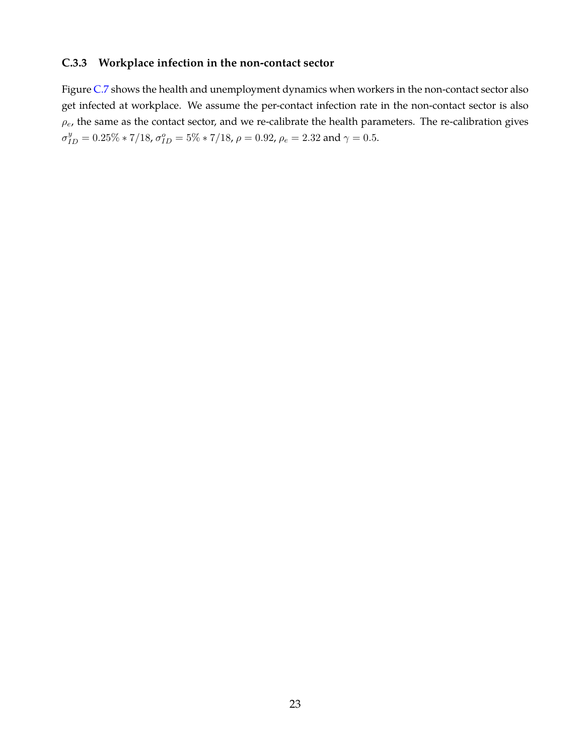### C.3.3 Workplace infection in the non-contact sector

Figure C.7 shows the health and unemployment dynamics when workers in the non-contact sector also get infected at workplace. We assume the per-contact infection rate in the non-contact sector is also $\rho_e$, the same as the contact sector, and we re-calibrate the health parameters. The re-calibration gives $\sigma^y_{ID} = 0.25\% * 7/18$, $\sigma^o_{ID} = 5\% * 7/18$, $\rho = 0.92$, $\rho_e = 2.32$ and $\gamma = 0.5$.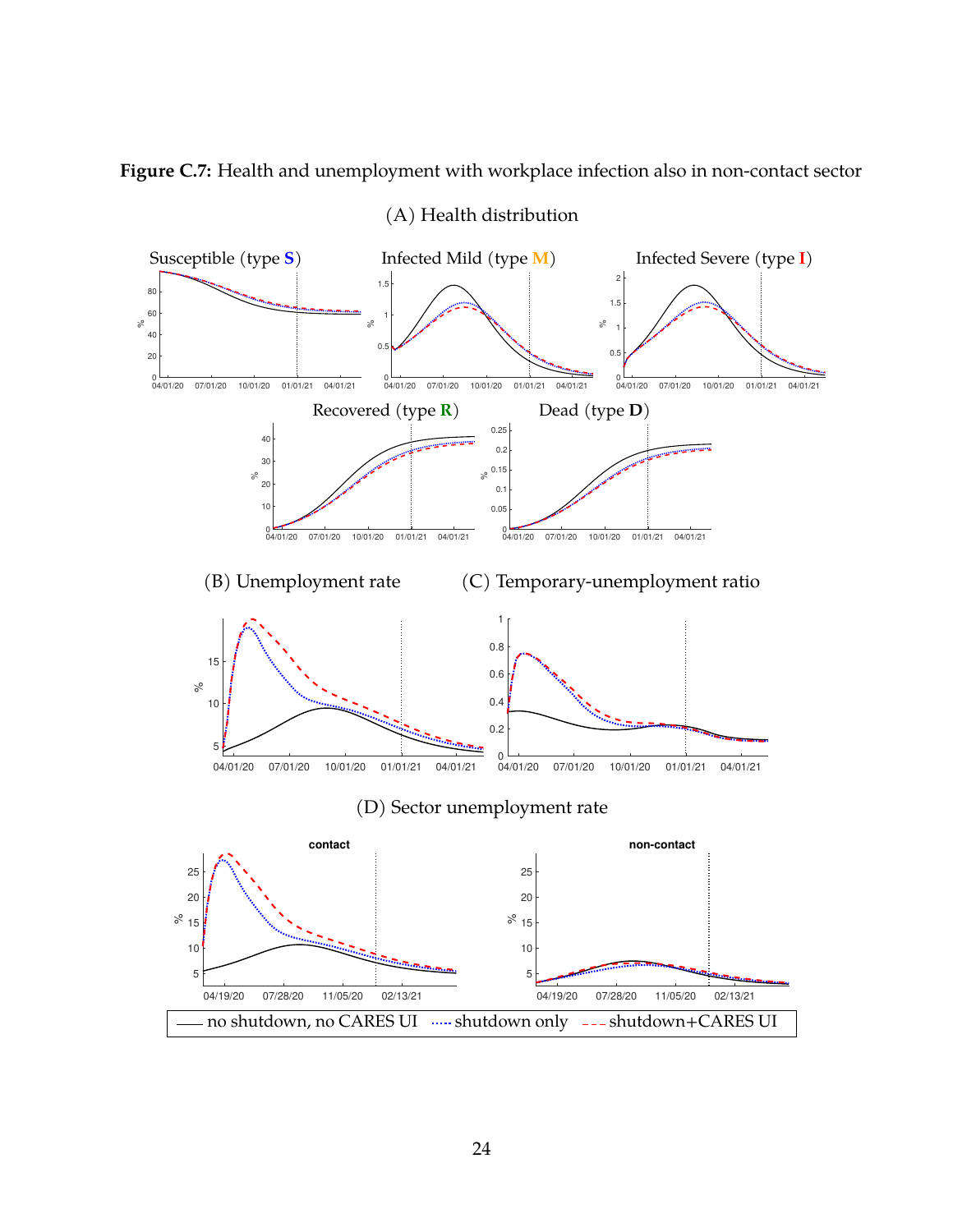**Figure C.7:** Health and unemployment with workplace infection also in non-contact sector

(A) Health distribution

Susceptible (type **S**)

Infected Mild (type **M**)

Infected Severe (type **I**)

Recovered (type **R**)

Dead (type **D**)

(B) Unemployment rate

(C) Temporary-unemployment ratio

(D) Sector unemployment rate

contact

non-contact

—— no shutdown, no CARES UI ······ shutdown only - - - shutdown+CARES UI